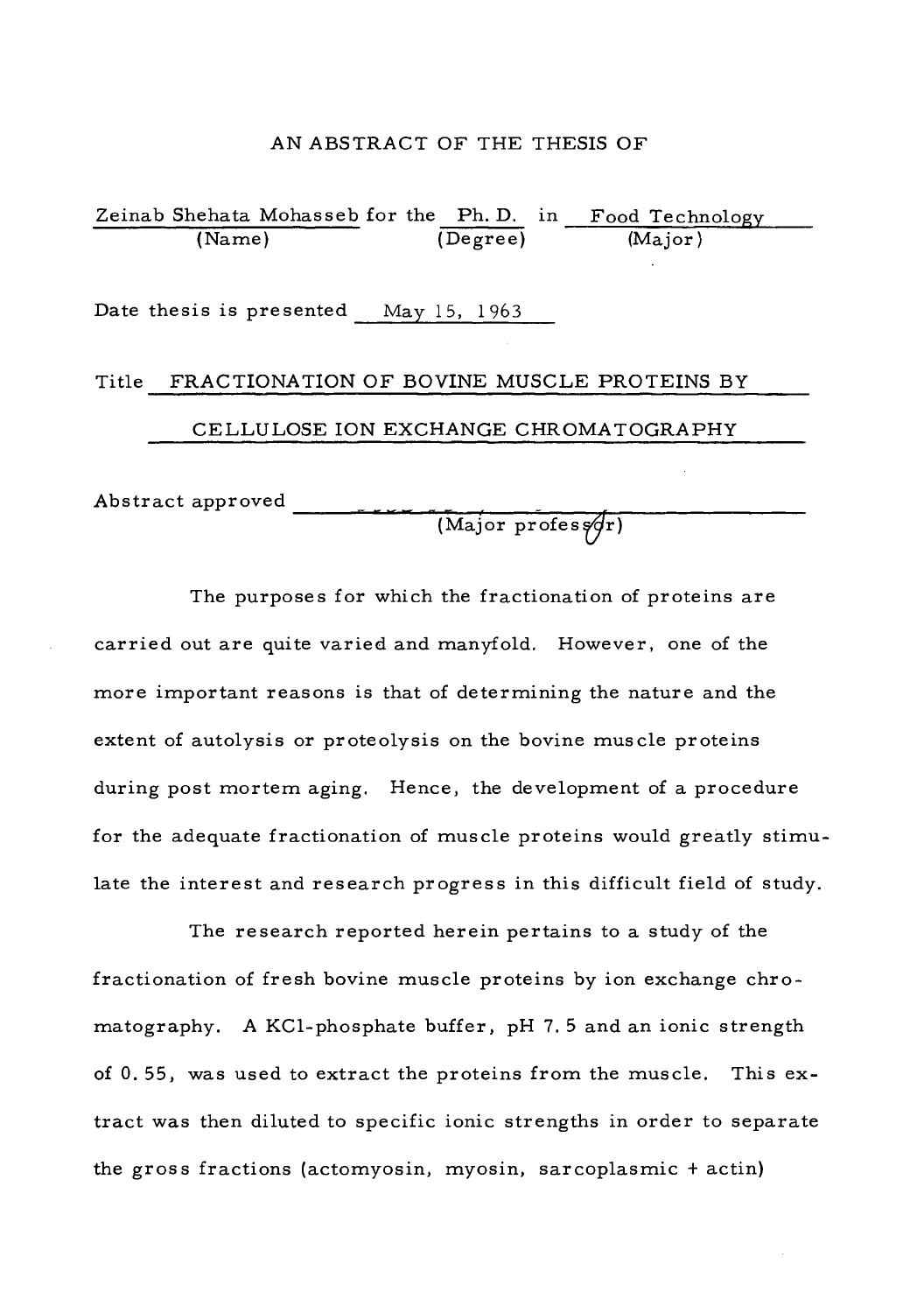AN ABSTRACT OF THE THESIS OF

Zeinab Shehata Mohasseb for the Ph. D. in Food Technology
(Name) (Degree) (Major)

Date thesis is presented May 15, 1963

Title FRACTIONATION OF BOVINE MUSCLE PROTEINS BY CELLULOSE ION EXCHANGE CHROMATOGRAPHY

Abstract approved ______________________
(Major professor)

The purposes for which the fractionation of proteins are carried out are quite varied and manyfold. However, one of the more important reasons is that of determining the nature and the extent of autolysis or proteolysis on the bovine muscle proteins during post mortem aging. Hence, the development of a procedure for the adequate fractionation of muscle proteins would greatly stimulate the interest and research progress in this difficult field of study.

The research reported herein pertains to a study of the fractionation of fresh bovine muscle proteins by ion exchange chromatography. A KCl-phosphate buffer, pH 7.5 and an ionic strength of 0.55, was used to extract the proteins from the muscle. This extract was then diluted to specific ionic strengths in order to separate the gross fractions (actomyosin, myosin, sarcoplasmic + actin)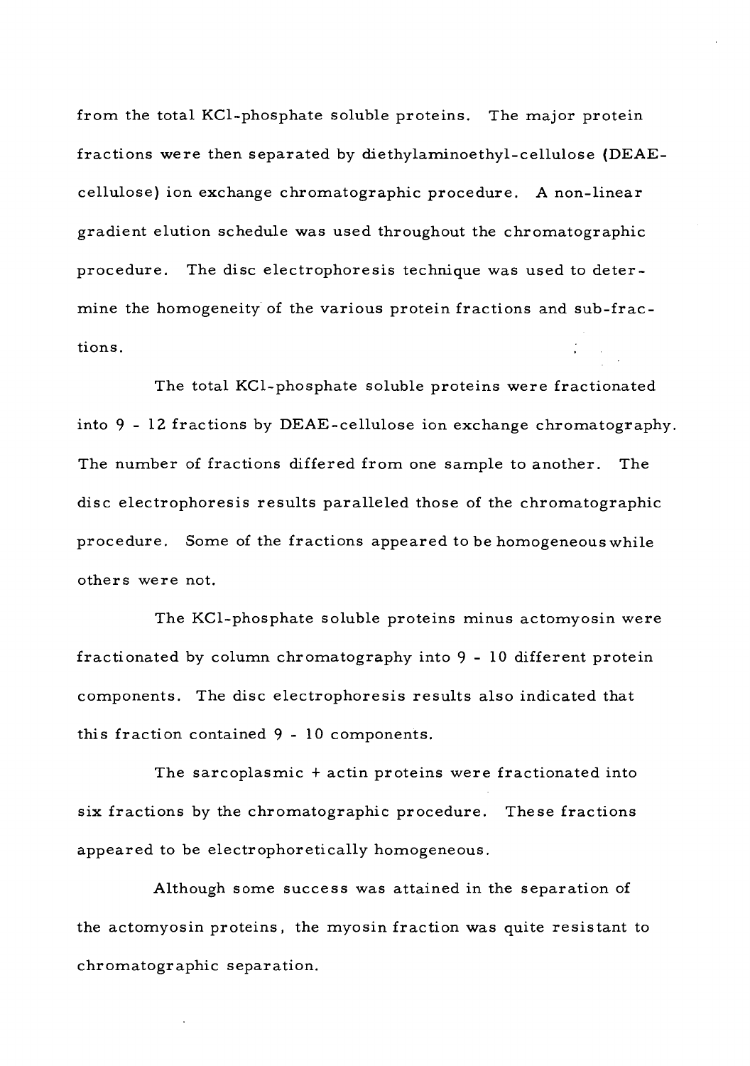from the total KCl-phosphate soluble proteins. The major protein fractions were then separated by diethylaminoethyl-cellulose (DEAE-cellulose) ion exchange chromatographic procedure. A non-linear gradient elution schedule was used throughout the chromatographic procedure. The disc electrophoresis technique was used to determine the homogeneity of the various protein fractions and sub-fractions.

The total KCl-phosphate soluble proteins were fractionated into 9 - 12 fractions by DEAE-cellulose ion exchange chromatography. The number of fractions differed from one sample to another. The disc electrophoresis results paralleled those of the chromatographic procedure. Some of the fractions appeared to be homogeneous while others were not.

The KCl-phosphate soluble proteins minus actomyosin were fractionated by column chromatography into 9 - 10 different protein components. The disc electrophoresis results also indicated that this fraction contained 9 - 10 components.

The sarcoplasmic + actin proteins were fractionated into six fractions by the chromatographic procedure. These fractions appeared to be electrophoretically homogeneous.

Although some success was attained in the separation of the actomyosin proteins, the myosin fraction was quite resistant to chromatographic separation.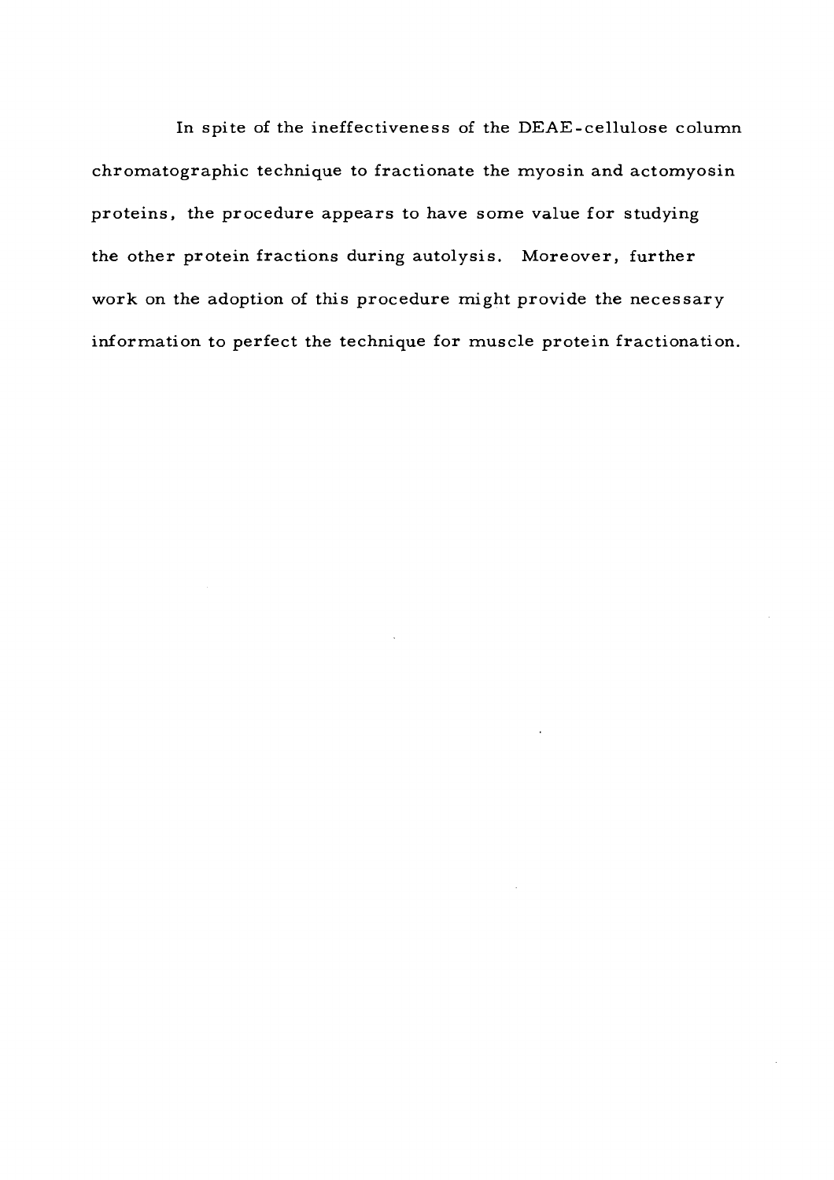In spite of the ineffectiveness of the DEAE-cellulose column chromatographic technique to fractionate the myosin and actomyosin proteins, the procedure appears to have some value for studying the other protein fractions during autolysis. Moreover, further work on the adoption of this procedure might provide the necessary information to perfect the technique for muscle protein fractionation.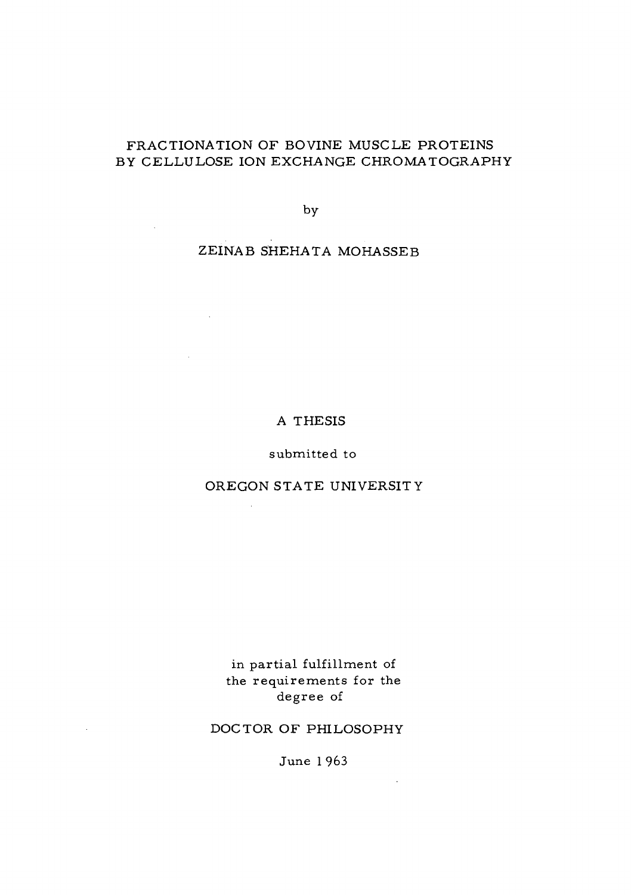# FRACTIONATION OF BOVINE MUSCLE PROTEINS BY CELLULOSE ION EXCHANGE CHROMATOGRAPHY

by

ZEINAB SHEHATA MOHASSEB

A THESIS

submitted to

OREGON STATE UNIVERSITY

in partial fulfillment of the requirements for the degree of

DOCTOR OF PHILOSOPHY

June 1963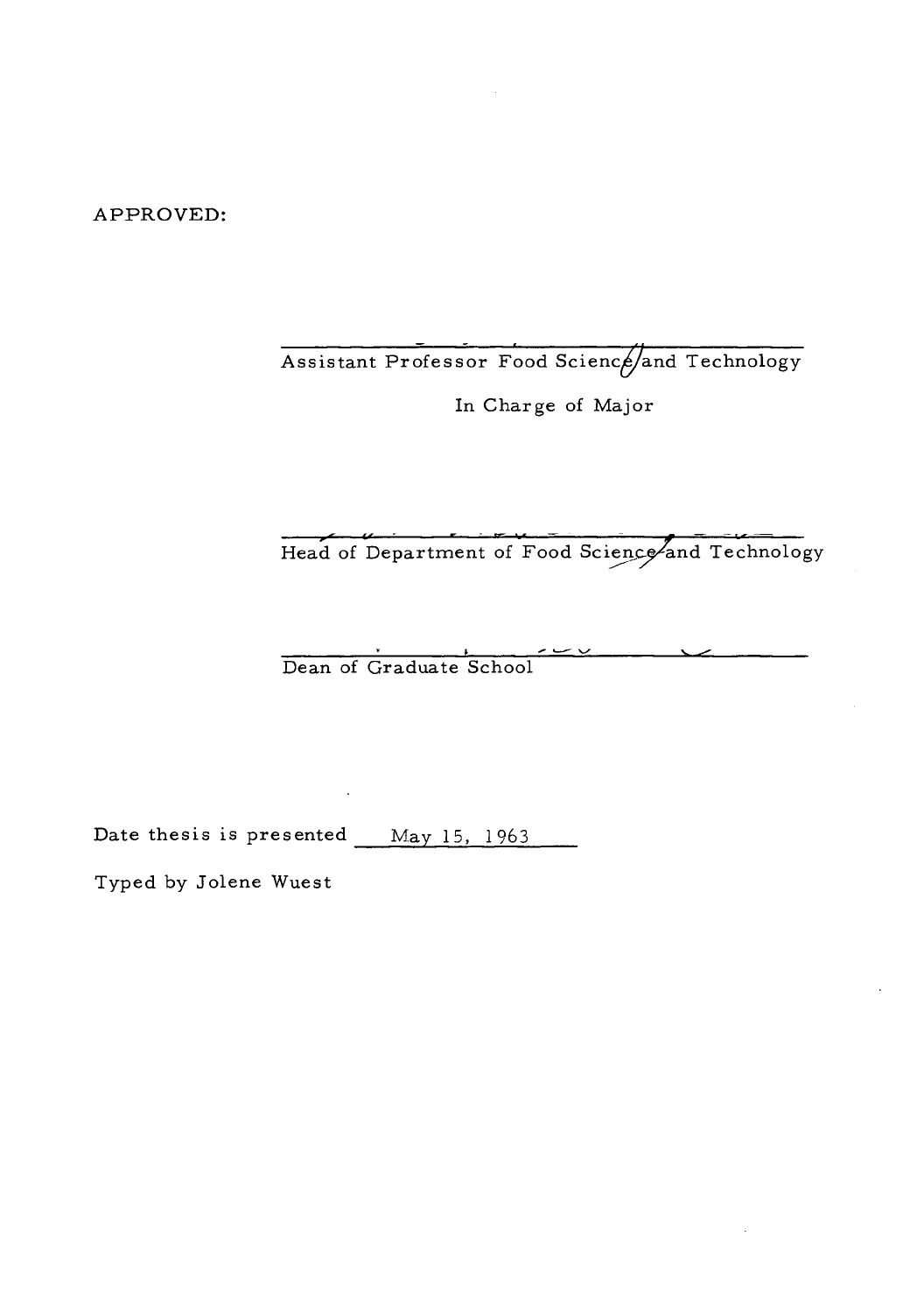APPROVED:

Assistant Professor Food Science and Technology

In Charge of Major

Head of Department of Food Science and Technology

Dean of Graduate School

Date thesis is presented May 15, 1963

Typed by Jolene Wuest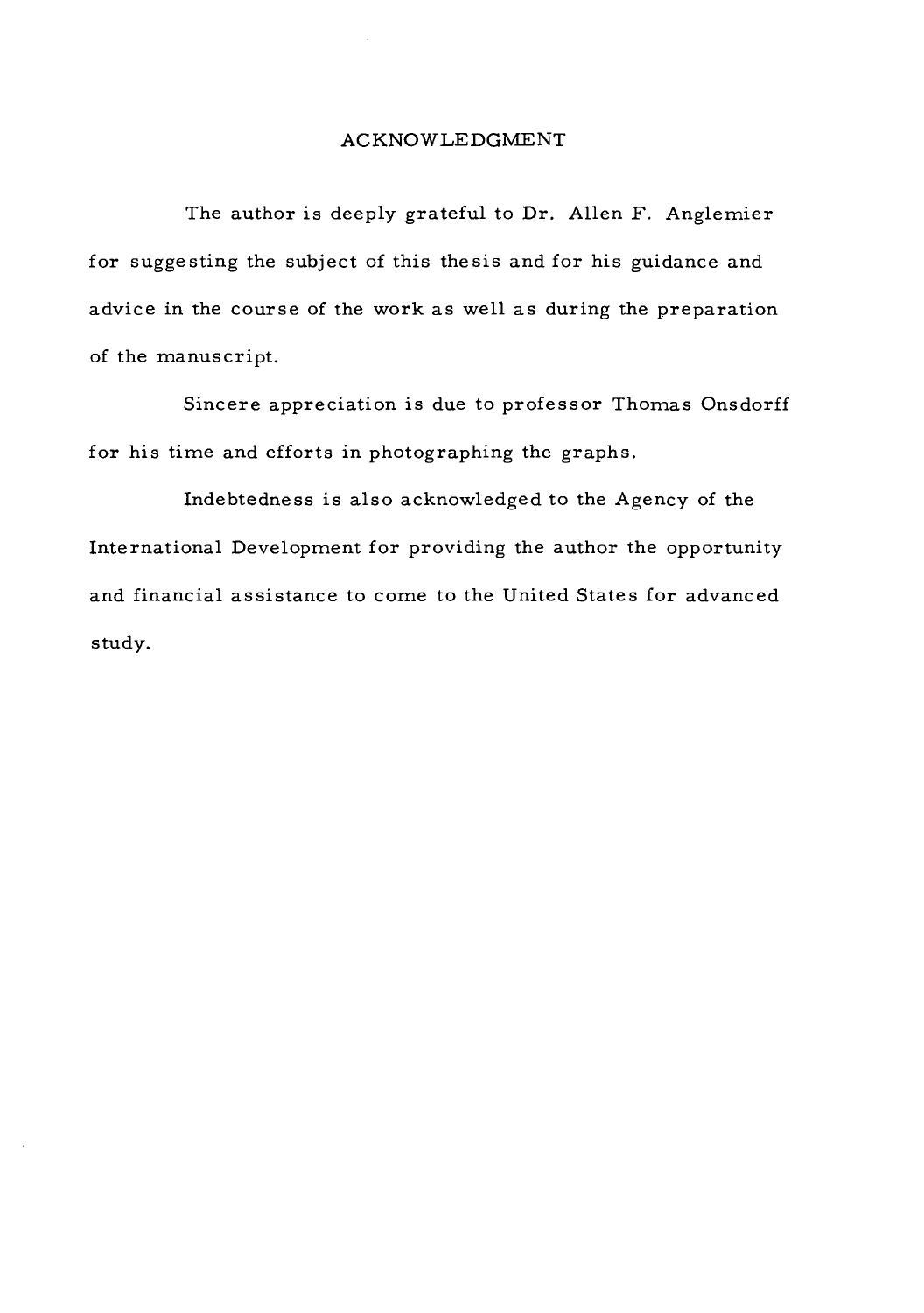## ACKNOWLEDGMENT

The author is deeply grateful to Dr. Allen F. Anglemier for suggesting the subject of this thesis and for his guidance and advice in the course of the work as well as during the preparation of the manuscript.

Sincere appreciation is due to professor Thomas Onsdorff for his time and efforts in photographing the graphs.

Indebtedness is also acknowledged to the Agency of the International Development for providing the author the opportunity and financial assistance to come to the United States for advanced study.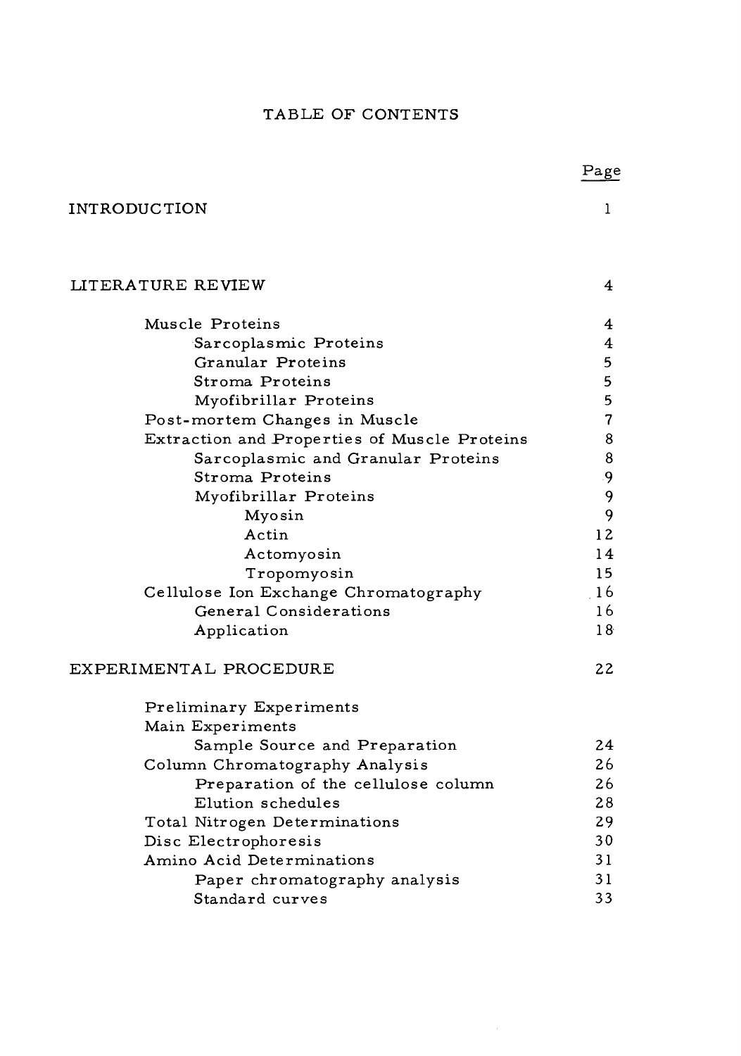# TABLE OF CONTENTS

| | Page |
|---|---|
| INTRODUCTION | 1 |
| LITERATURE REVIEW | 4 |
| Muscle Proteins | 4 |
| Sarcoplasmic Proteins | 4 |
| Granular Proteins | 5 |
| Stroma Proteins | 5 |
| Myofibrillar Proteins | 5 |
| Post-mortem Changes in Muscle | 7 |
| Extraction and Properties of Muscle Proteins | 8 |
| Sarcoplasmic and Granular Proteins | 8 |
| Stroma Proteins | 9 |
| Myofibrillar Proteins | 9 |
| Myosin | 9 |
| Actin | 12 |
| Actomyosin | 14 |
| Tropomyosin | 15 |
| Cellulose Ion Exchange Chromatography | 16 |
| General Considerations | 16 |
| Application | 18 |
| EXPERIMENTAL PROCEDURE | 22 |
| Preliminary Experiments | |
| Main Experiments | |
| Sample Source and Preparation | 24 |
| Column Chromatography Analysis | 26 |
| Preparation of the cellulose column | 26 |
| Elution schedules | 28 |
| Total Nitrogen Determinations | 29 |
| Disc Electrophoresis | 30 |
| Amino Acid Determinations | 31 |
| Paper chromatography analysis | 31 |
| Standard curves | 33 |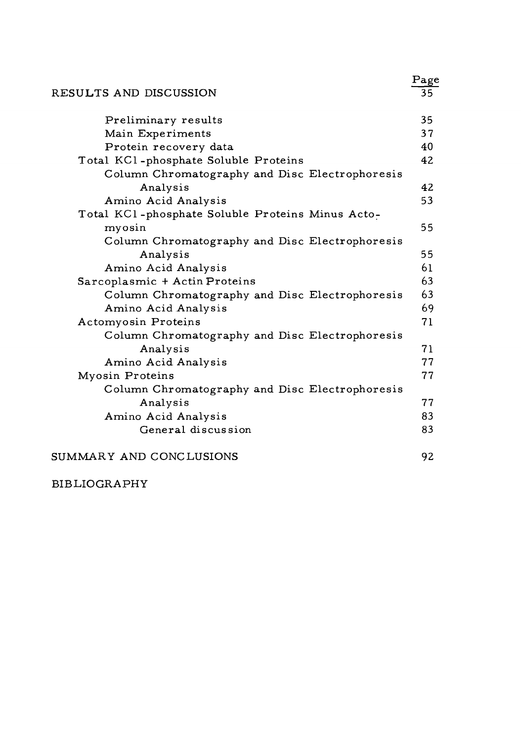| | Page |
|---|---|
| RESULTS AND DISCUSSION | 35 |
| Preliminary results | 35 |
| Main Experiments | 37 |
| Protein recovery data | 40 |
| Total KCl-phosphate Soluble Proteins | 42 |
| Column Chromatography and Disc Electrophoresis Analysis | 42 |
| Amino Acid Analysis | 53 |
| Total KCl-phosphate Soluble Proteins Minus Actomyosin | 55 |
| Column Chromatography and Disc Electrophoresis Analysis | 55 |
| Amino Acid Analysis | 61 |
| Sarcoplasmic + Actin Proteins | 63 |
| Column Chromatography and Disc Electrophoresis | 63 |
| Amino Acid Analysis | 69 |
| Actomyosin Proteins | 71 |
| Column Chromatography and Disc Electrophoresis Analysis | 71 |
| Amino Acid Analysis | 77 |
| Myosin Proteins | 77 |
| Column Chromatography and Disc Electrophoresis Analysis | 77 |
| Amino Acid Analysis | 83 |
| General discussion | 83 |
| SUMMARY AND CONCLUSIONS | 92 |
| BIBLIOGRAPHY | |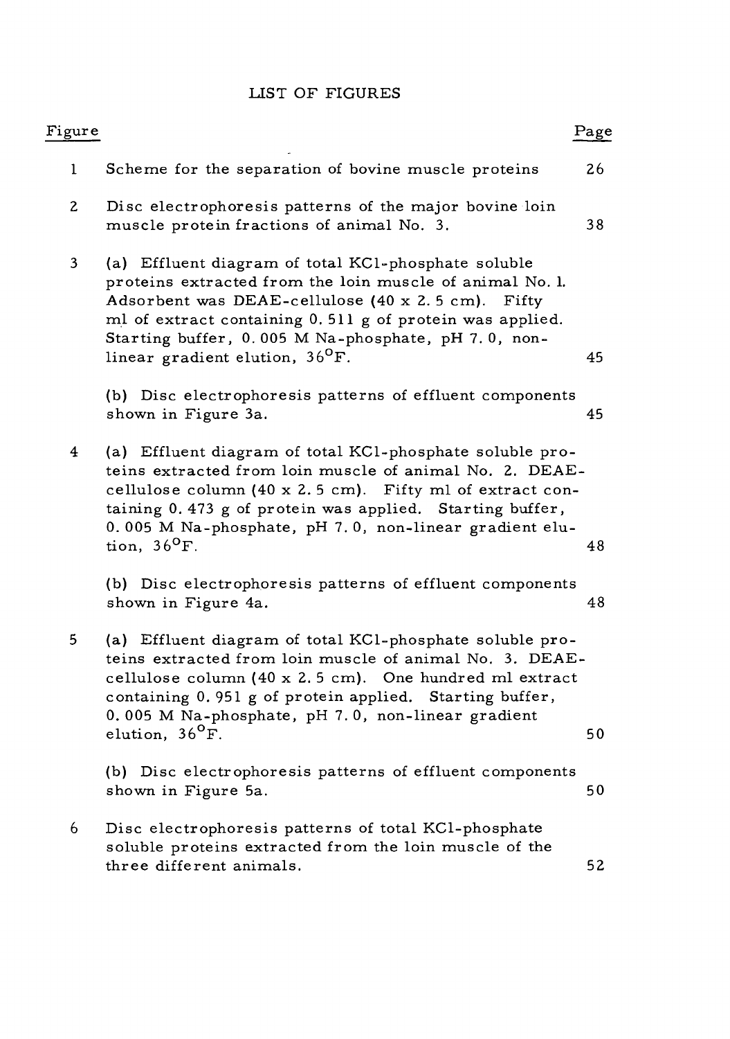# LIST OF FIGURES

| Figure | | Page |
|---|---|---|
| 1 | Scheme for the separation of bovine muscle proteins | 26 |
| 2 | Disc electrophoresis patterns of the major bovine loin muscle protein fractions of animal No. 3. | 38 |
| 3 | (a) Effluent diagram of total KCl-phosphate soluble proteins extracted from the loin muscle of animal No. 1. Adsorbent was DEAE-cellulose (40 x 2.5 cm). Fifty ml of extract containing 0.511 g of protein was applied. Starting buffer, 0.005 M Na-phosphate, pH 7.0, non-linear gradient elution, 36°F. | 45 |
| | (b) Disc electrophoresis patterns of effluent components shown in Figure 3a. | 45 |
| 4 | (a) Effluent diagram of total KCl-phosphate soluble proteins extracted from loin muscle of animal No. 2. DEAE-cellulose column (40 x 2.5 cm). Fifty ml of extract containing 0.473 g of protein was applied. Starting buffer, 0.005 M Na-phosphate, pH 7.0, non-linear gradient elution, 36°F. | 48 |
| | (b) Disc electrophoresis patterns of effluent components shown in Figure 4a. | 48 |
| 5 | (a) Effluent diagram of total KCl-phosphate soluble proteins extracted from loin muscle of animal No. 3. DEAE-cellulose column (40 x 2.5 cm). One hundred ml extract containing 0.951 g of protein applied. Starting buffer, 0.005 M Na-phosphate, pH 7.0, non-linear gradient elution, 36°F. | 50 |
| | (b) Disc electrophoresis patterns of effluent components shown in Figure 5a. | 50 |
| 6 | Disc electrophoresis patterns of total KCl-phosphate soluble proteins extracted from the loin muscle of the three different animals. | 52 |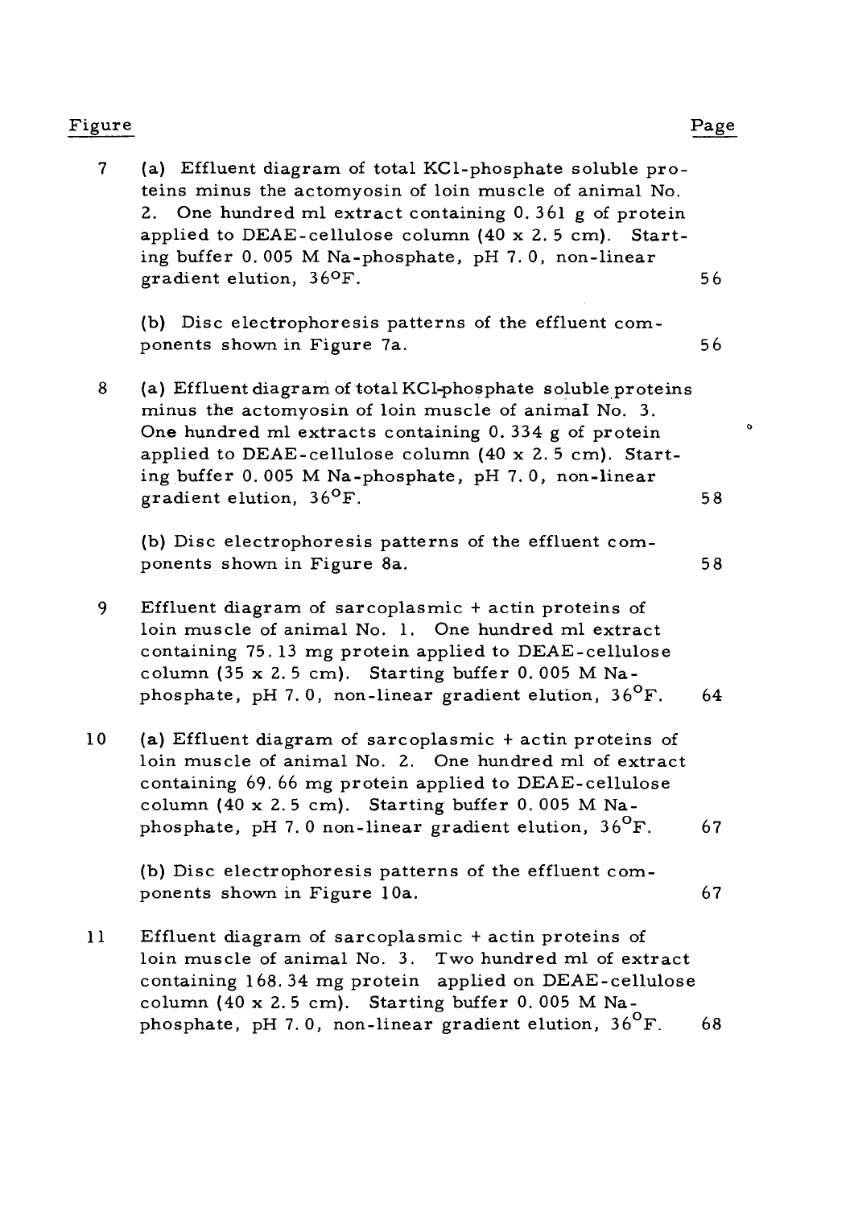| Figure | | Page |
|---|---|---|
| 7 | (a) Effluent diagram of total KCl-phosphate soluble proteins minus the actomyosin of loin muscle of animal No. 2. One hundred ml extract containing 0.361 g of protein applied to DEAE-cellulose column (40 x 2.5 cm). Starting buffer 0.005 M Na-phosphate, pH 7.0, non-linear gradient elution, 36°F. | 56 |
| | (b) Disc electrophoresis patterns of the effluent components shown in Figure 7a. | 56 |
| 8 | (a) Effluent diagram of total KCl-phosphate soluble proteins minus the actomyosin of loin muscle of animal No. 3. One hundred ml extracts containing 0.334 g of protein applied to DEAE-cellulose column (40 x 2.5 cm). Starting buffer 0.005 M Na-phosphate, pH 7.0, non-linear gradient elution, 36°F. | 58 |
| | (b) Disc electrophoresis patterns of the effluent components shown in Figure 8a. | 58 |
| 9 | Effluent diagram of sarcoplasmic + actin proteins of loin muscle of animal No. 1. One hundred ml extract containing 75.13 mg protein applied to DEAE-cellulose column (35 x 2.5 cm). Starting buffer 0.005 M Na-phosphate, pH 7.0, non-linear gradient elution, 36°F. | 64 |
| 10 | (a) Effluent diagram of sarcoplasmic + actin proteins of loin muscle of animal No. 2. One hundred ml of extract containing 69.66 mg protein applied to DEAE-cellulose column (40 x 2.5 cm). Starting buffer 0.005 M Na-phosphate, pH 7.0 non-linear gradient elution, 36°F. | 67 |
| | (b) Disc electrophoresis patterns of the effluent components shown in Figure 10a. | 67 |
| 11 | Effluent diagram of sarcoplasmic + actin proteins of loin muscle of animal No. 3. Two hundred ml of extract containing 168.34 mg protein applied on DEAE-cellulose column (40 x 2.5 cm). Starting buffer 0.005 M Na-phosphate, pH 7.0, non-linear gradient elution, 36°F. | 68 |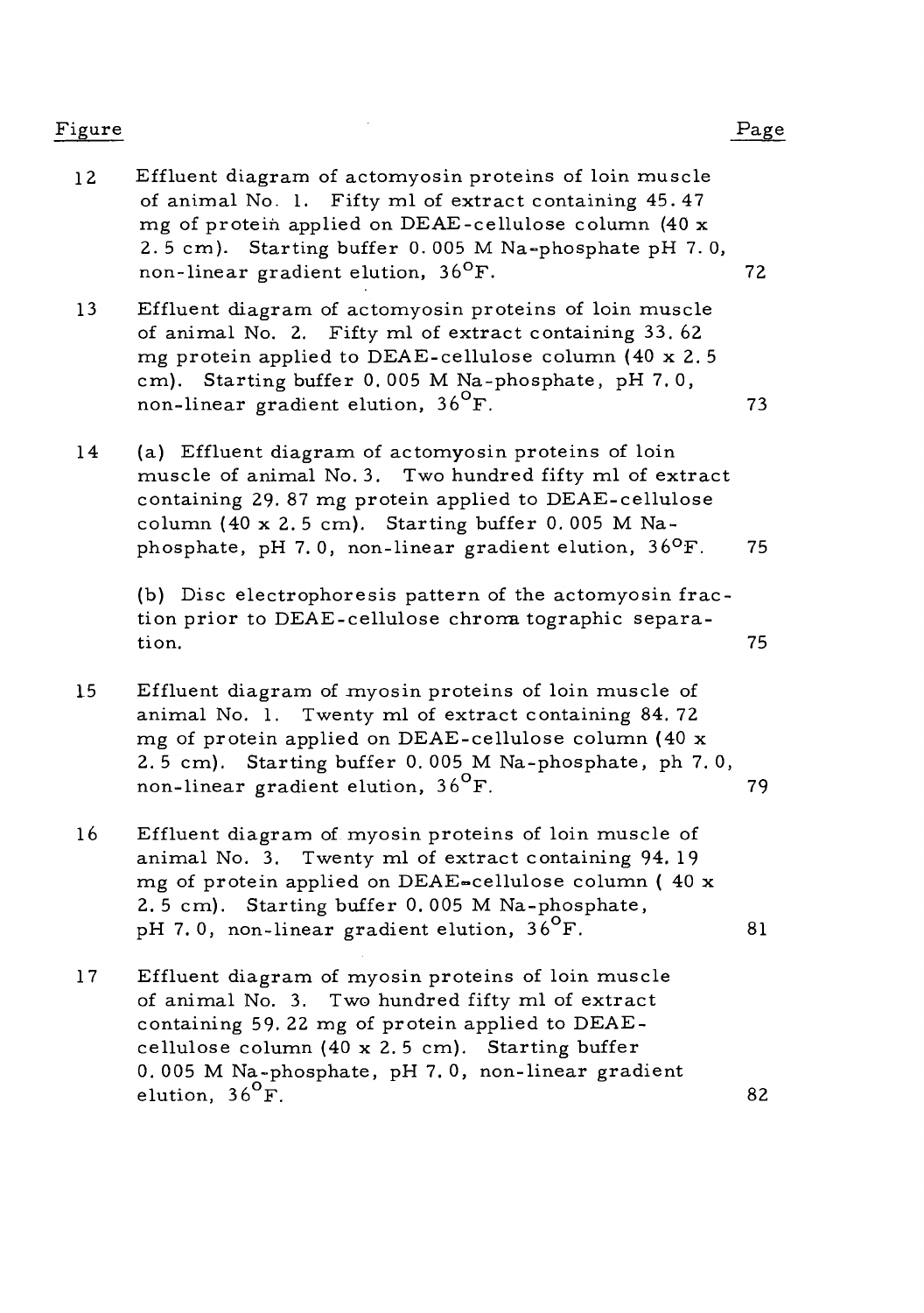| Figure | | Page |
|---|---|---|
| 12 | Effluent diagram of actomyosin proteins of loin muscle of animal No. 1. Fifty ml of extract containing 45.47 mg of protein applied on DEAE-cellulose column (40 x 2.5 cm). Starting buffer 0.005 M Na-phosphate pH 7.0, non-linear gradient elution, 36°F. | 72 |
| 13 | Effluent diagram of actomyosin proteins of loin muscle of animal No. 2. Fifty ml of extract containing 33.62 mg protein applied to DEAE-cellulose column (40 x 2.5 cm). Starting buffer 0.005 M Na-phosphate, pH 7.0, non-linear gradient elution, 36°F. | 73 |
| 14 | (a) Effluent diagram of actomyosin proteins of loin muscle of animal No. 3. Two hundred fifty ml of extract containing 29.87 mg protein applied to DEAE-cellulose column (40 x 2.5 cm). Starting buffer 0.005 M Na-phosphate, pH 7.0, non-linear gradient elution, 36°F. | 75 |
| | (b) Disc electrophoresis pattern of the actomyosin fraction prior to DEAE-cellulose chromatographic separation. | 75 |
| 15 | Effluent diagram of myosin proteins of loin muscle of animal No. 1. Twenty ml of extract containing 84.72 mg of protein applied on DEAE-cellulose column (40 x 2.5 cm). Starting buffer 0.005 M Na-phosphate, ph 7.0, non-linear gradient elution, 36°F. | 79 |
| 16 | Effluent diagram of myosin proteins of loin muscle of animal No. 3. Twenty ml of extract containing 94.19 mg of protein applied on DEAE-cellulose column ( 40 x 2.5 cm). Starting buffer 0.005 M Na-phosphate, pH 7.0, non-linear gradient elution, 36°F. | 81 |
| 17 | Effluent diagram of myosin proteins of loin muscle of animal No. 3. Two hundred fifty ml of extract containing 59.22 mg of protein applied to DEAE-cellulose column (40 x 2.5 cm). Starting buffer 0.005 M Na-phosphate, pH 7.0, non-linear gradient elution, 36°F. | 82 |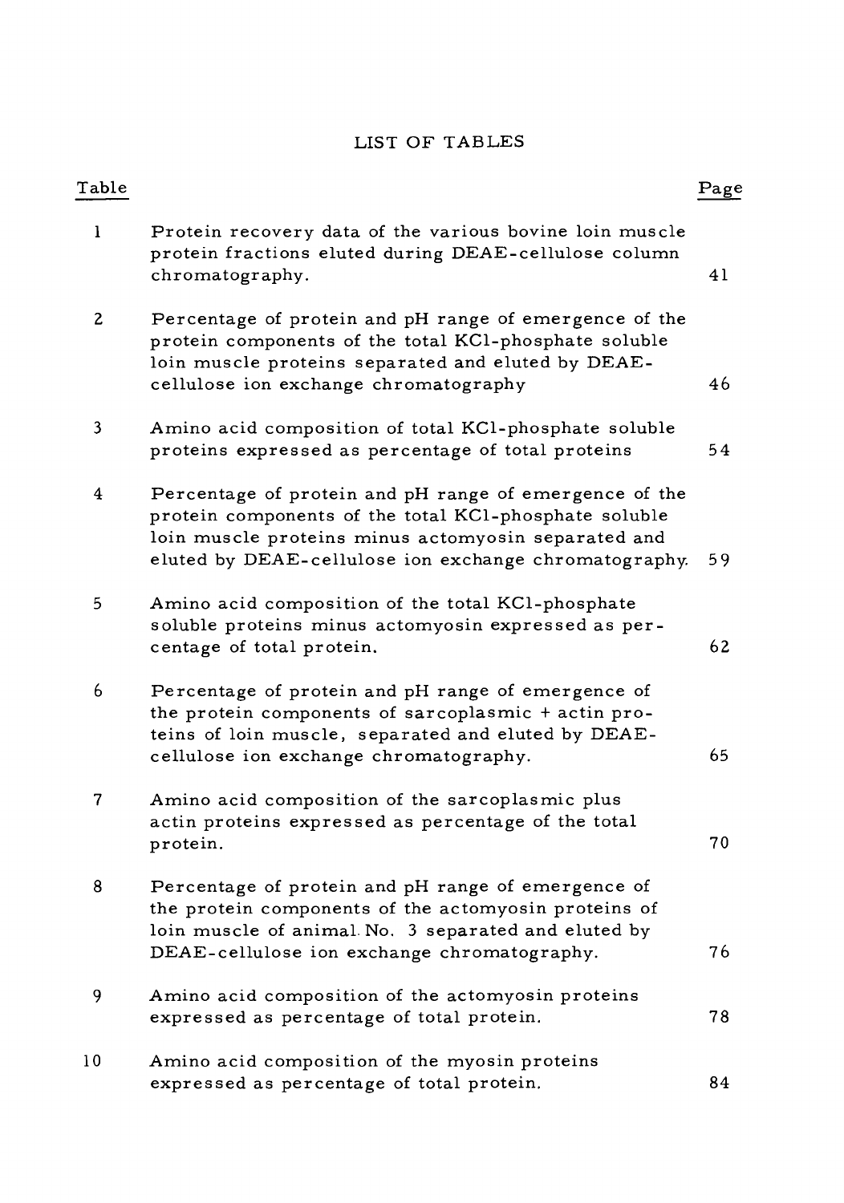# LIST OF TABLES

| Table | | Page |
|---|---|---|
| 1 | Protein recovery data of the various bovine loin muscle protein fractions eluted during DEAE-cellulose column chromatography. | 41 |
| 2 | Percentage of protein and pH range of emergence of the protein components of the total KCl-phosphate soluble loin muscle proteins separated and eluted by DEAE-cellulose ion exchange chromatography | 46 |
| 3 | Amino acid composition of total KCl-phosphate soluble proteins expressed as percentage of total proteins | 54 |
| 4 | Percentage of protein and pH range of emergence of the protein components of the total KCl-phosphate soluble loin muscle proteins minus actomyosin separated and eluted by DEAE-cellulose ion exchange chromatography. | 59 |
| 5 | Amino acid composition of the total KCl-phosphate soluble proteins minus actomyosin expressed as percentage of total protein. | 62 |
| 6 | Percentage of protein and pH range of emergence of the protein components of sarcoplasmic + actin proteins of loin muscle, separated and eluted by DEAE-cellulose ion exchange chromatography. | 65 |
| 7 | Amino acid composition of the sarcoplasmic plus actin proteins expressed as percentage of the total protein. | 70 |
| 8 | Percentage of protein and pH range of emergence of the protein components of the actomyosin proteins of loin muscle of animal No. 3 separated and eluted by DEAE-cellulose ion exchange chromatography. | 76 |
| 9 | Amino acid composition of the actomyosin proteins expressed as percentage of total protein. | 78 |
| 10 | Amino acid composition of the myosin proteins expressed as percentage of total protein. | 84 |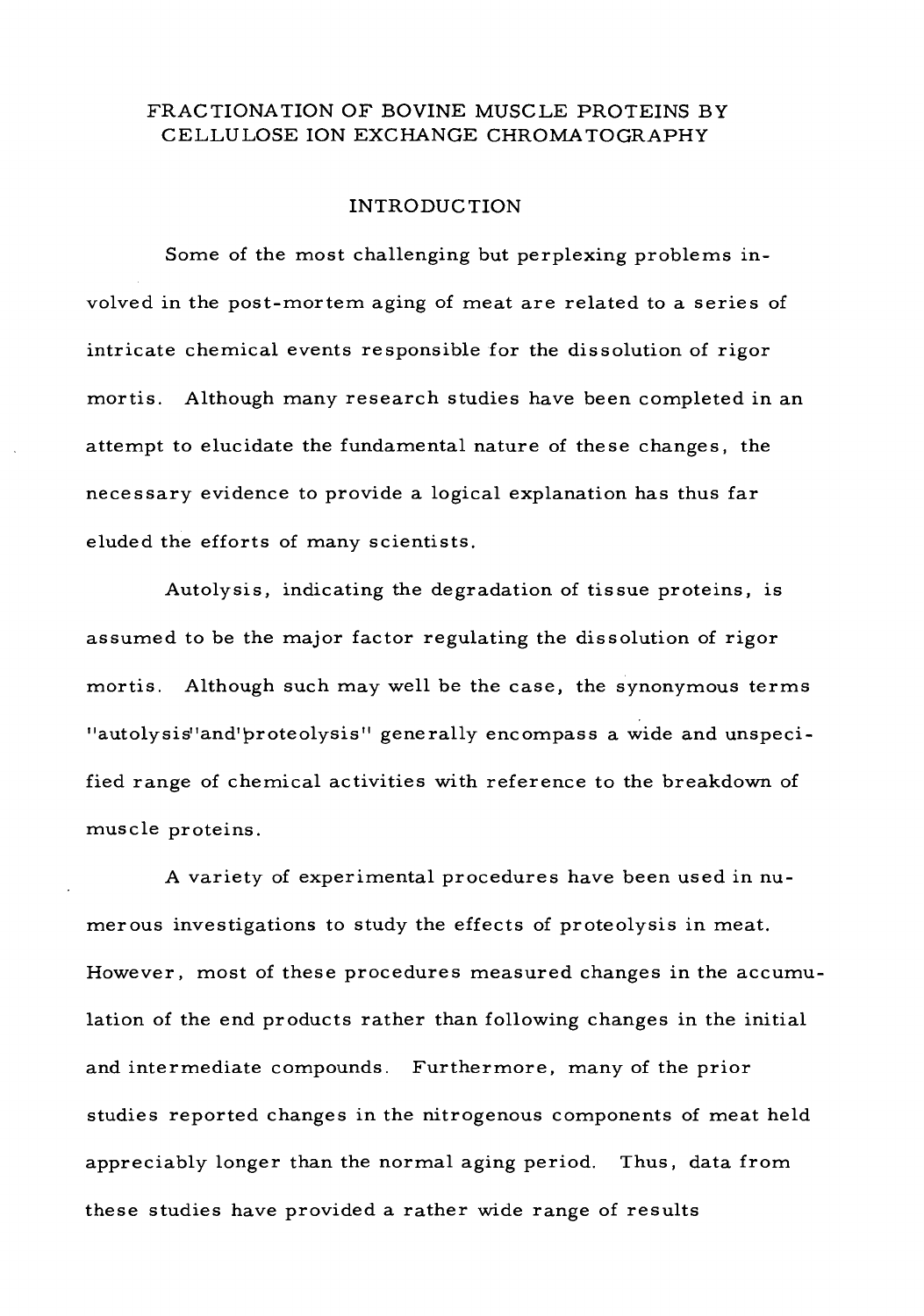# FRACTIONATION OF BOVINE MUSCLE PROTEINS BY CELLULOSE ION EXCHANGE CHROMATOGRAPHY

## INTRODUCTION

Some of the most challenging but perplexing problems involved in the post-mortem aging of meat are related to a series of intricate chemical events responsible for the dissolution of rigor mortis. Although many research studies have been completed in an attempt to elucidate the fundamental nature of these changes, the necessary evidence to provide a logical explanation has thus far eluded the efforts of many scientists.

Autolysis, indicating the degradation of tissue proteins, is assumed to be the major factor regulating the dissolution of rigor mortis. Although such may well be the case, the synonymous terms "autolysis" and "proteolysis" generally encompass a wide and unspecified range of chemical activities with reference to the breakdown of muscle proteins.

A variety of experimental procedures have been used in numerous investigations to study the effects of proteolysis in meat. However, most of these procedures measured changes in the accumulation of the end products rather than following changes in the initial and intermediate compounds. Furthermore, many of the prior studies reported changes in the nitrogenous components of meat held appreciably longer than the normal aging period. Thus, data from these studies have provided a rather wide range of results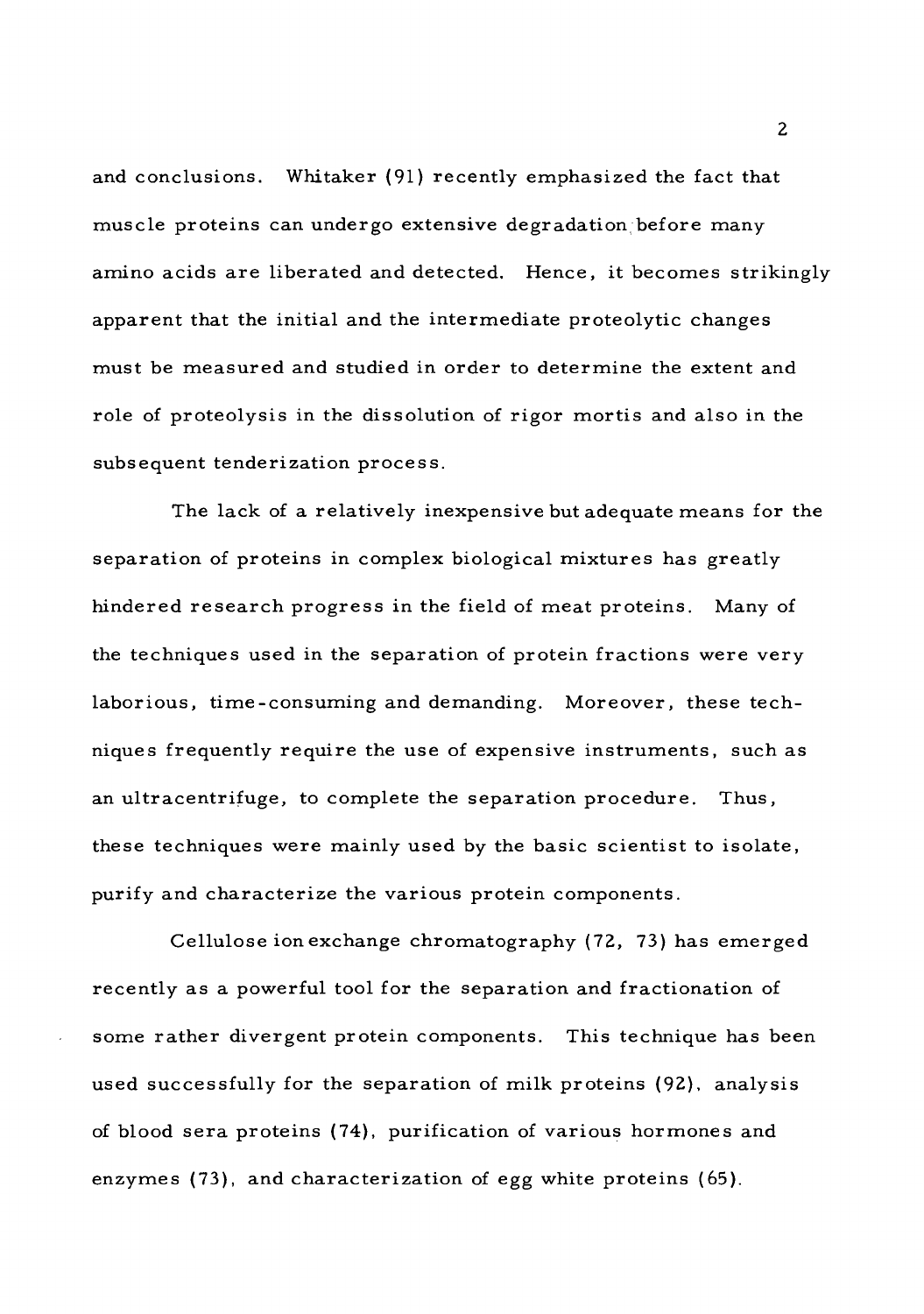and conclusions. Whitaker (91) recently emphasized the fact that muscle proteins can undergo extensive degradation before many amino acids are liberated and detected. Hence, it becomes strikingly apparent that the initial and the intermediate proteolytic changes must be measured and studied in order to determine the extent and role of proteolysis in the dissolution of rigor mortis and also in the subsequent tenderization process.

The lack of a relatively inexpensive but adequate means for the separation of proteins in complex biological mixtures has greatly hindered research progress in the field of meat proteins. Many of the techniques used in the separation of protein fractions were very laborious, time-consuming and demanding. Moreover, these techniques frequently require the use of expensive instruments, such as an ultracentrifuge, to complete the separation procedure. Thus, these techniques were mainly used by the basic scientist to isolate, purify and characterize the various protein components.

Cellulose ion exchange chromatography (72, 73) has emerged recently as a powerful tool for the separation and fractionation of some rather divergent protein components. This technique has been used successfully for the separation of milk proteins (92), analysis of blood sera proteins (74), purification of various hormones and enzymes (73), and characterization of egg white proteins (65).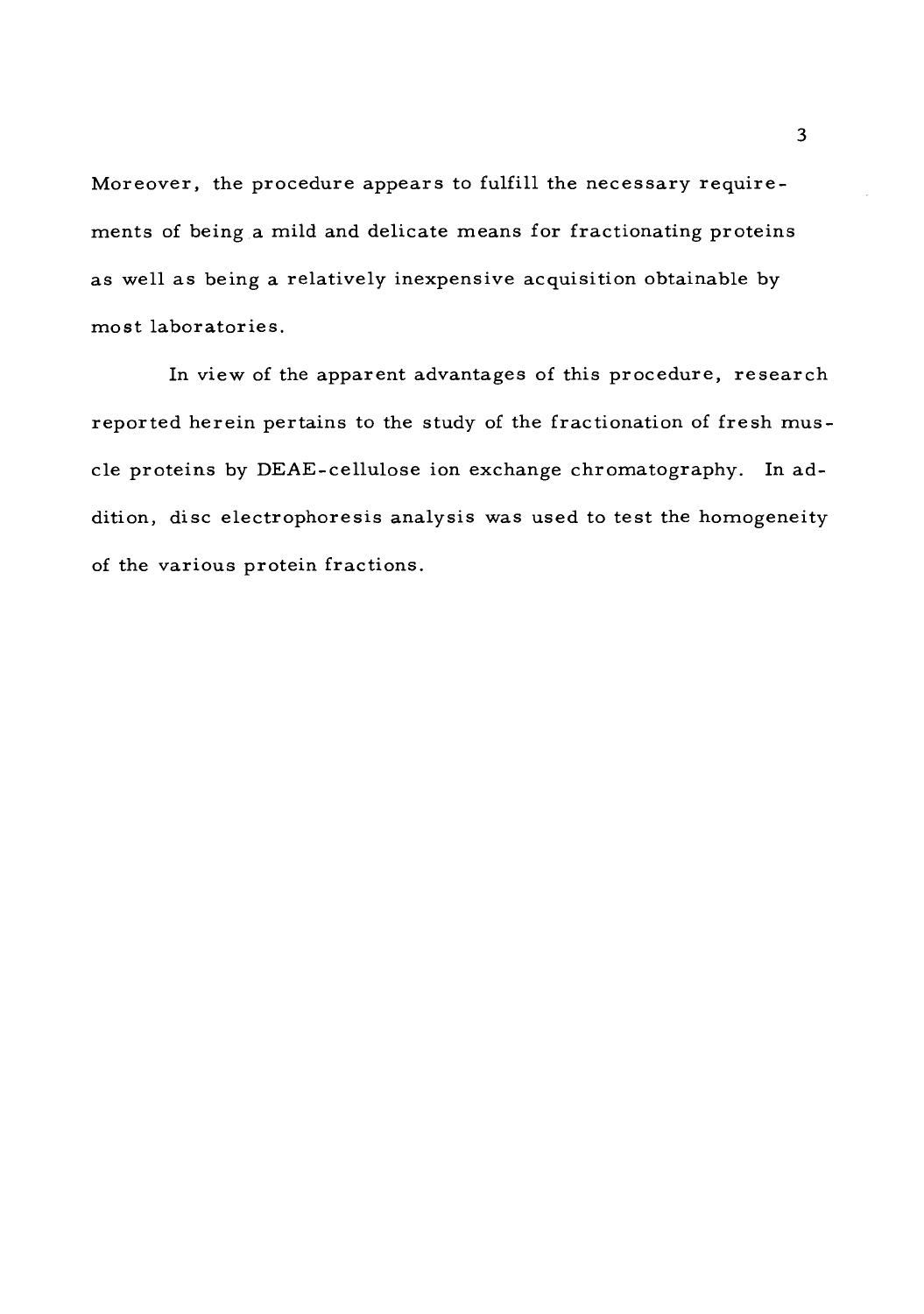Moreover, the procedure appears to fulfill the necessary requirements of being a mild and delicate means for fractionating proteins as well as being a relatively inexpensive acquisition obtainable by most laboratories.

In view of the apparent advantages of this procedure, research reported herein pertains to the study of the fractionation of fresh muscle proteins by DEAE-cellulose ion exchange chromatography. In addition, disc electrophoresis analysis was used to test the homogeneity of the various protein fractions.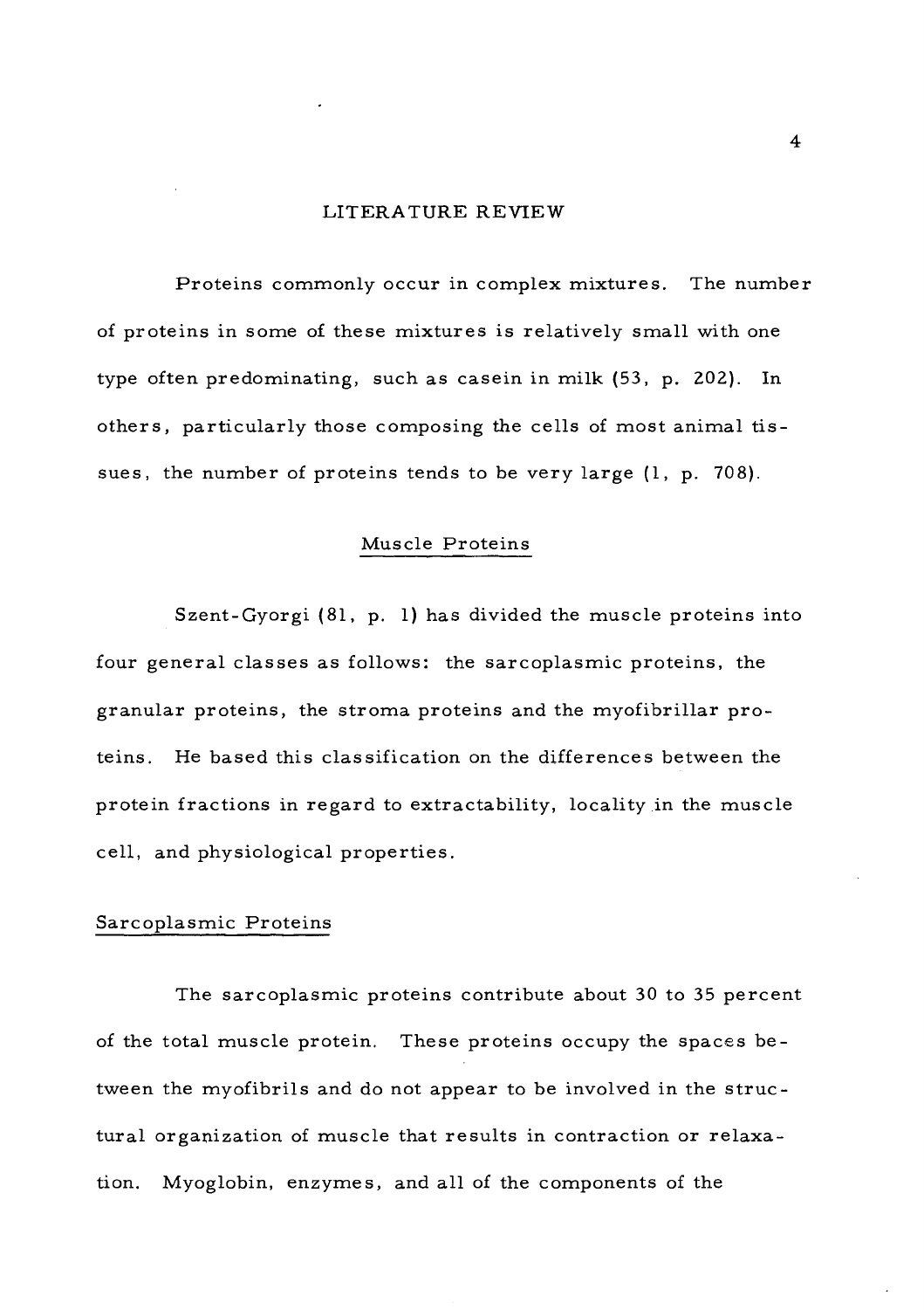# LITERATURE REVIEW

Proteins commonly occur in complex mixtures. The number of proteins in some of these mixtures is relatively small with one type often predominating, such as casein in milk (53, p. 202). In others, particularly those composing the cells of most animal tissues, the number of proteins tends to be very large (1, p. 708).

## Muscle Proteins

Szent-Gyorgi (81, p. 1) has divided the muscle proteins into four general classes as follows: the sarcoplasmic proteins, the granular proteins, the stroma proteins and the myofibrillar proteins. He based this classification on the differences between the protein fractions in regard to extractability, locality in the muscle cell, and physiological properties.

### Sarcoplasmic Proteins

The sarcoplasmic proteins contribute about 30 to 35 percent of the total muscle protein. These proteins occupy the spaces between the myofibrils and do not appear to be involved in the structural organization of muscle that results in contraction or relaxation. Myoglobin, enzymes, and all of the components of the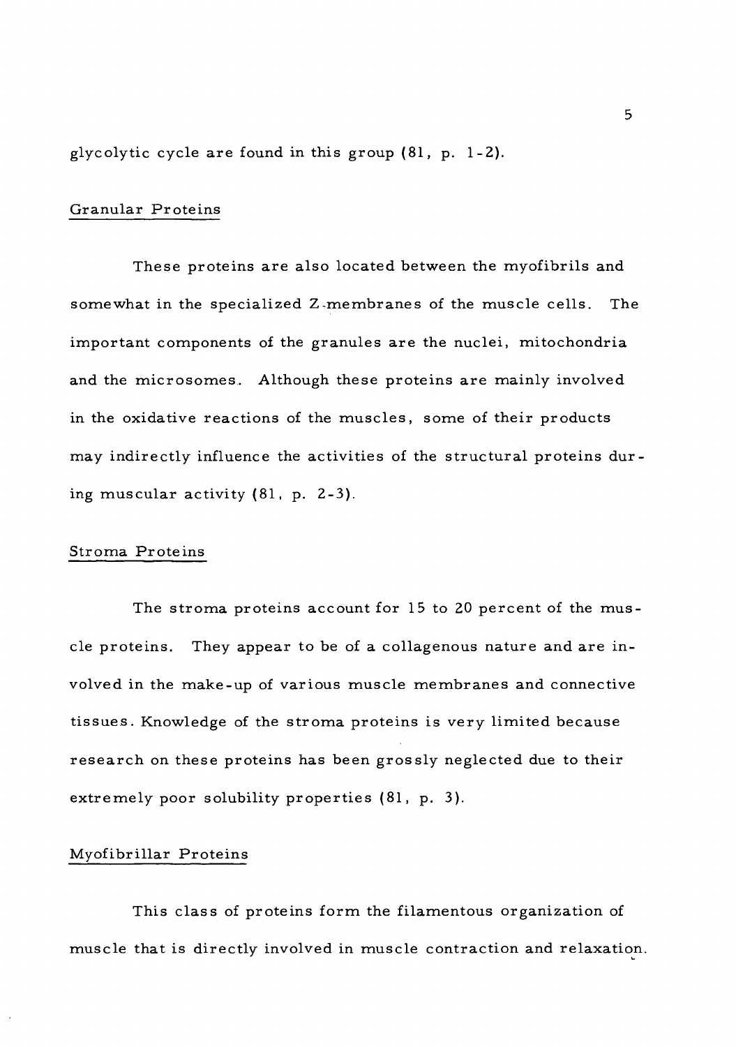glycolytic cycle are found in this group (81, p. 1-2).

## Granular Proteins

These proteins are also located between the myofibrils and somewhat in the specialized Z-membranes of the muscle cells. The important components of the granules are the nuclei, mitochondria and the microsomes. Although these proteins are mainly involved in the oxidative reactions of the muscles, some of their products may indirectly influence the activities of the structural proteins during muscular activity (81, p. 2-3).

## Stroma Proteins

The stroma proteins account for 15 to 20 percent of the muscle proteins. They appear to be of a collagenous nature and are involved in the make-up of various muscle membranes and connective tissues. Knowledge of the stroma proteins is very limited because research on these proteins has been grossly neglected due to their extremely poor solubility properties (81, p. 3).

## Myofibrillar Proteins

This class of proteins form the filamentous organization of muscle that is directly involved in muscle contraction and relaxation.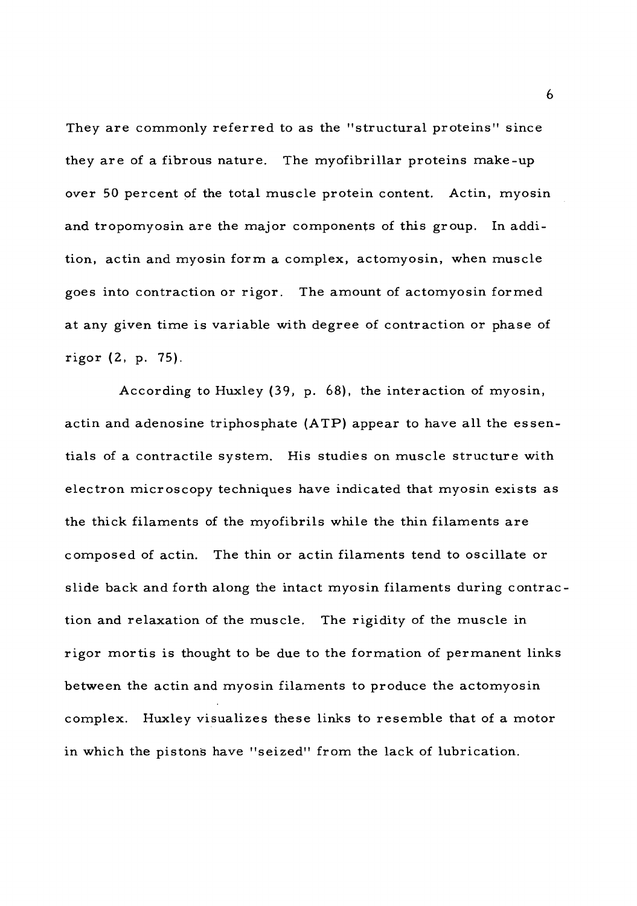They are commonly referred to as the "structural proteins" since they are of a fibrous nature. The myofibrillar proteins make-up over 50 percent of the total muscle protein content. Actin, myosin and tropomyosin are the major components of this group. In addition, actin and myosin form a complex, actomyosin, when muscle goes into contraction or rigor. The amount of actomyosin formed at any given time is variable with degree of contraction or phase of rigor (2, p. 75).

According to Huxley (39, p. 68), the interaction of myosin, actin and adenosine triphosphate (ATP) appear to have all the essentials of a contractile system. His studies on muscle structure with electron microscopy techniques have indicated that myosin exists as the thick filaments of the myofibrils while the thin filaments are composed of actin. The thin or actin filaments tend to oscillate or slide back and forth along the intact myosin filaments during contraction and relaxation of the muscle. The rigidity of the muscle in rigor mortis is thought to be due to the formation of permanent links between the actin and myosin filaments to produce the actomyosin complex. Huxley visualizes these links to resemble that of a motor in which the pistons have "seized" from the lack of lubrication.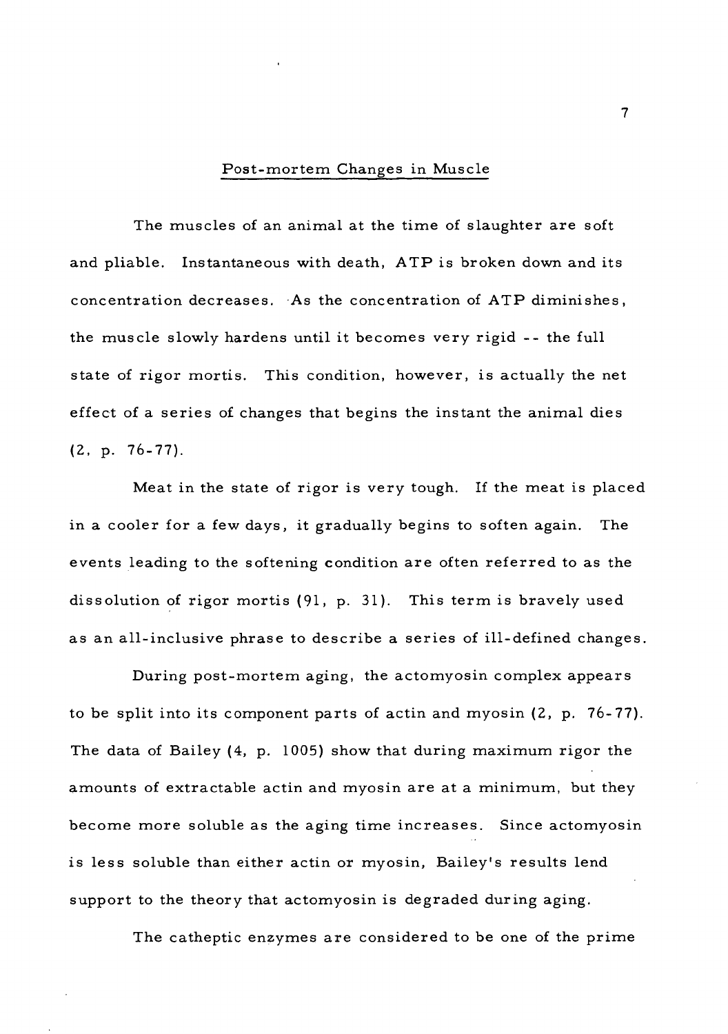## Post-mortem Changes in Muscle

The muscles of an animal at the time of slaughter are soft and pliable. Instantaneous with death, ATP is broken down and its concentration decreases. As the concentration of ATP diminishes, the muscle slowly hardens until it becomes very rigid -- the full state of rigor mortis. This condition, however, is actually the net effect of a series of changes that begins the instant the animal dies (2, p. 76-77).

Meat in the state of rigor is very tough. If the meat is placed in a cooler for a few days, it gradually begins to soften again. The events leading to the softening condition are often referred to as the dissolution of rigor mortis (91, p. 31). This term is bravely used as an all-inclusive phrase to describe a series of ill-defined changes.

During post-mortem aging, the actomyosin complex appears to be split into its component parts of actin and myosin (2, p. 76-77). The data of Bailey (4, p. 1005) show that during maximum rigor the amounts of extractable actin and myosin are at a minimum, but they become more soluble as the aging time increases. Since actomyosin is less soluble than either actin or myosin, Bailey's results lend support to the theory that actomyosin is degraded during aging.

The catheptic enzymes are considered to be one of the prime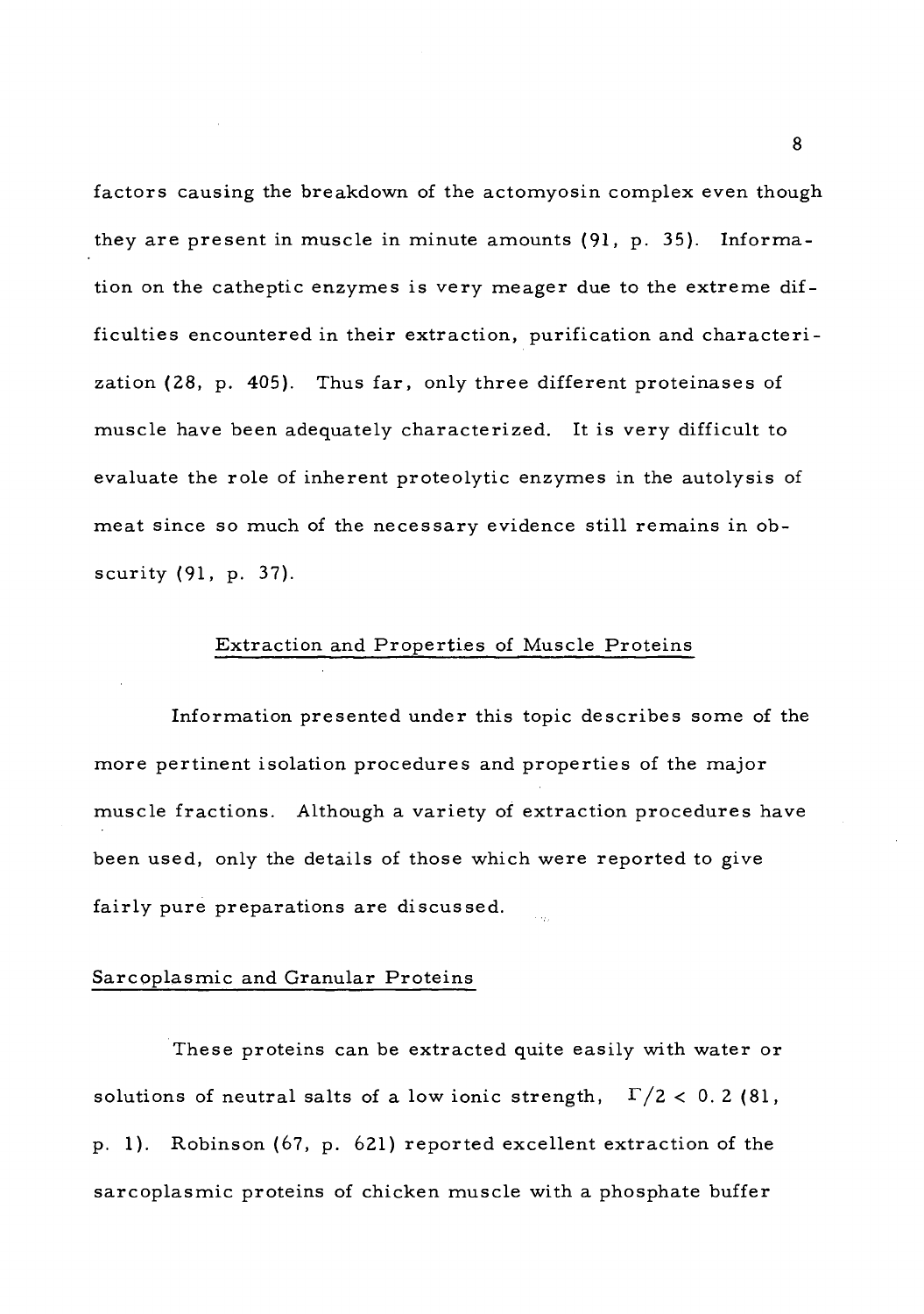factors causing the breakdown of the actomyosin complex even though they are present in muscle in minute amounts (91, p. 35). Information on the catheptic enzymes is very meager due to the extreme difficulties encountered in their extraction, purification and characterization (28, p. 405). Thus far, only three different proteinases of muscle have been adequately characterized. It is very difficult to evaluate the role of inherent proteolytic enzymes in the autolysis of meat since so much of the necessary evidence still remains in obscurity (91, p. 37).

## Extraction and Properties of Muscle Proteins

Information presented under this topic describes some of the more pertinent isolation procedures and properties of the major muscle fractions. Although a variety of extraction procedures have been used, only the details of those which were reported to give fairly pure preparations are discussed.

### Sarcoplasmic and Granular Proteins

These proteins can be extracted quite easily with water or solutions of neutral salts of a low ionic strength, $\Gamma/2 < 0.2$ (81, p. 1). Robinson (67, p. 621) reported excellent extraction of the sarcoplasmic proteins of chicken muscle with a phosphate buffer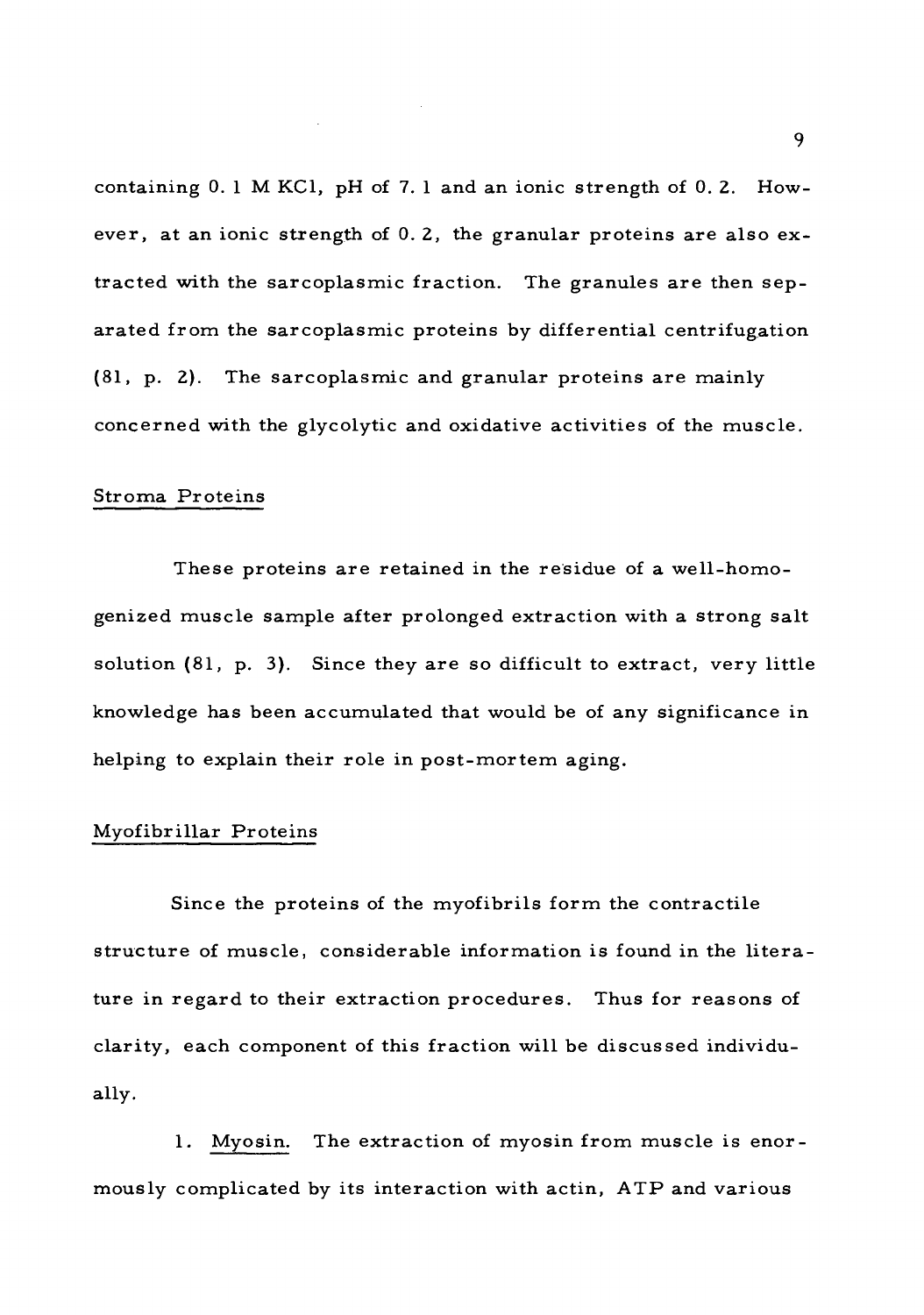containing 0.1 M KCl, pH of 7.1 and an ionic strength of 0.2. However, at an ionic strength of 0.2, the granular proteins are also extracted with the sarcoplasmic fraction. The granules are then separated from the sarcoplasmic proteins by differential centrifugation (81, p. 2). The sarcoplasmic and granular proteins are mainly concerned with the glycolytic and oxidative activities of the muscle.

## Stroma Proteins

These proteins are retained in the residue of a well-homogenized muscle sample after prolonged extraction with a strong salt solution (81, p. 3). Since they are so difficult to extract, very little knowledge has been accumulated that would be of any significance in helping to explain their role in post-mortem aging.

## Myofibrillar Proteins

Since the proteins of the myofibrils form the contractile structure of muscle, considerable information is found in the literature in regard to their extraction procedures. Thus for reasons of clarity, each component of this fraction will be discussed individually.

1. Myosin. The extraction of myosin from muscle is enormously complicated by its interaction with actin, ATP and various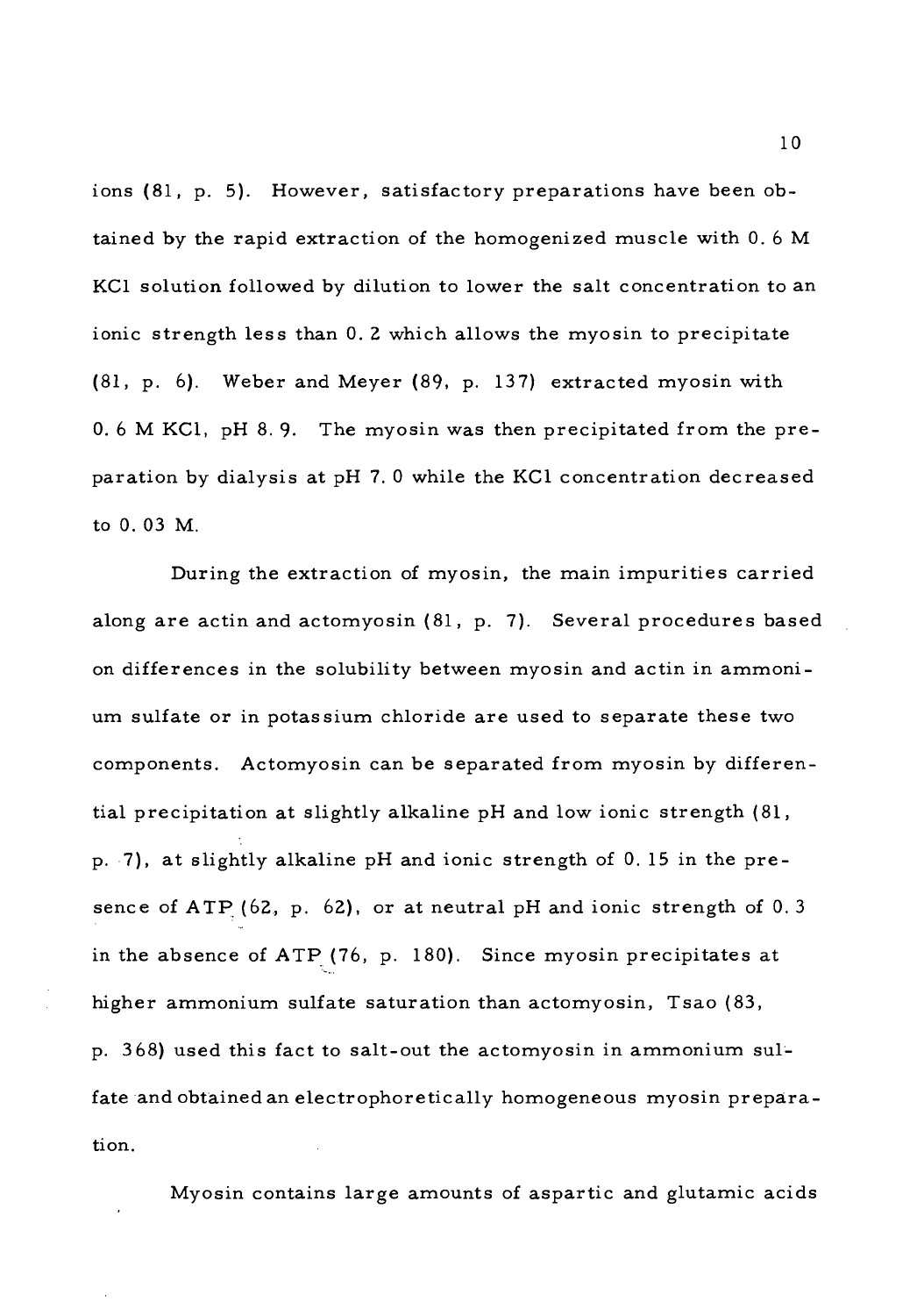ions (81, p. 5). However, satisfactory preparations have been obtained by the rapid extraction of the homogenized muscle with 0.6 M KCl solution followed by dilution to lower the salt concentration to an ionic strength less than 0.2 which allows the myosin to precipitate (81, p. 6). Weber and Meyer (89, p. 137) extracted myosin with 0.6 M KCl, pH 8.9. The myosin was then precipitated from the preparation by dialysis at pH 7.0 while the KCl concentration decreased to 0.03 M.

During the extraction of myosin, the main impurities carried along are actin and actomyosin (81, p. 7). Several procedures based on differences in the solubility between myosin and actin in ammonium sulfate or in potassium chloride are used to separate these two components. Actomyosin can be separated from myosin by differential precipitation at slightly alkaline pH and low ionic strength (81, p. 7), at slightly alkaline pH and ionic strength of 0.15 in the presence of ATP (62, p. 62), or at neutral pH and ionic strength of 0.3 in the absence of ATP (76, p. 180). Since myosin precipitates at higher ammonium sulfate saturation than actomyosin, Tsao (83, p. 368) used this fact to salt-out the actomyosin in ammonium sulfate and obtained an electrophoretically homogeneous myosin preparation.

Myosin contains large amounts of aspartic and glutamic acids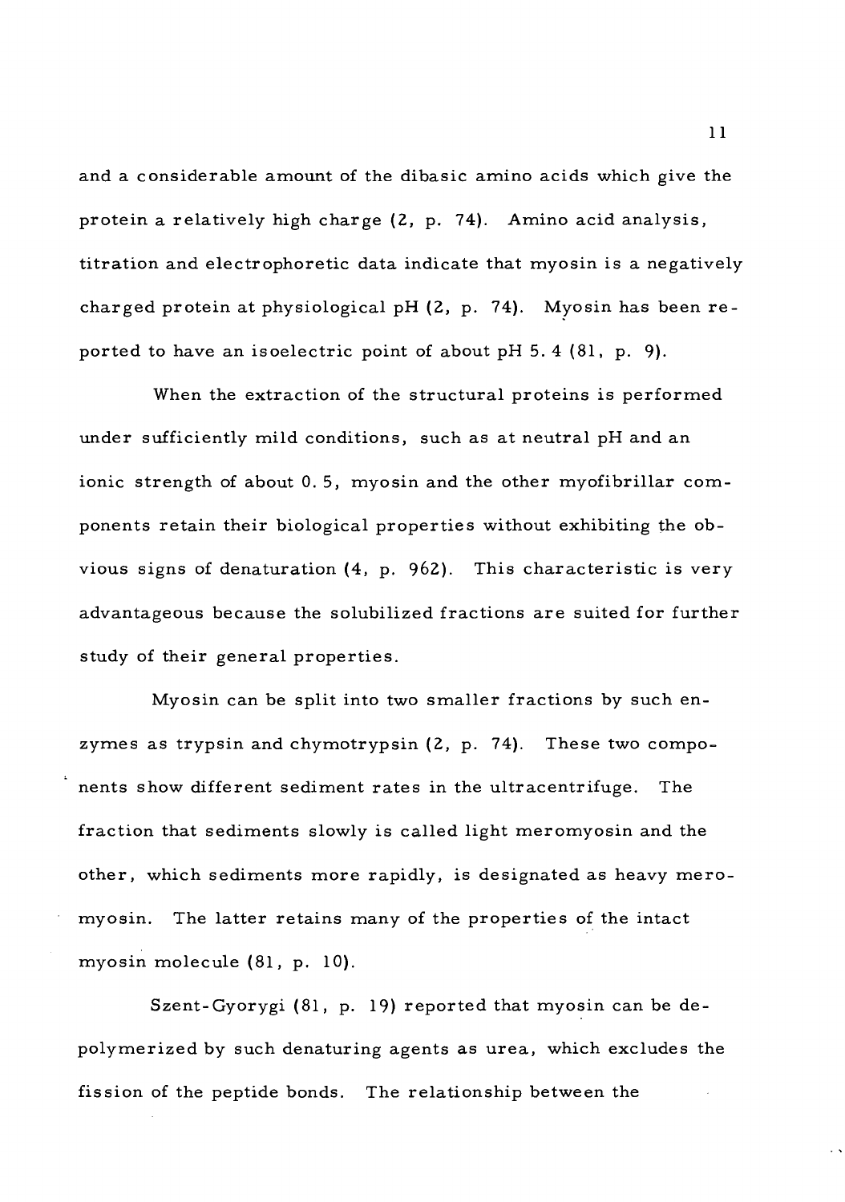and a considerable amount of the dibasic amino acids which give the protein a relatively high charge (2, p. 74). Amino acid analysis, titration and electrophoretic data indicate that myosin is a negatively charged protein at physiological pH (2, p. 74). Myosin has been reported to have an isoelectric point of about pH 5.4 (81, p. 9).

When the extraction of the structural proteins is performed under sufficiently mild conditions, such as at neutral pH and an ionic strength of about 0.5, myosin and the other myofibrillar components retain their biological properties without exhibiting the obvious signs of denaturation (4, p. 962). This characteristic is very advantageous because the solubilized fractions are suited for further study of their general properties.

Myosin can be split into two smaller fractions by such enzymes as trypsin and chymotrypsin (2, p. 74). These two components show different sediment rates in the ultracentrifuge. The fraction that sediments slowly is called light meromyosin and the other, which sediments more rapidly, is designated as heavy meromyosin. The latter retains many of the properties of the intact myosin molecule (81, p. 10).

Szent-Gyorygi (81, p. 19) reported that myosin can be depolymerized by such denaturing agents as urea, which excludes the fission of the peptide bonds. The relationship between the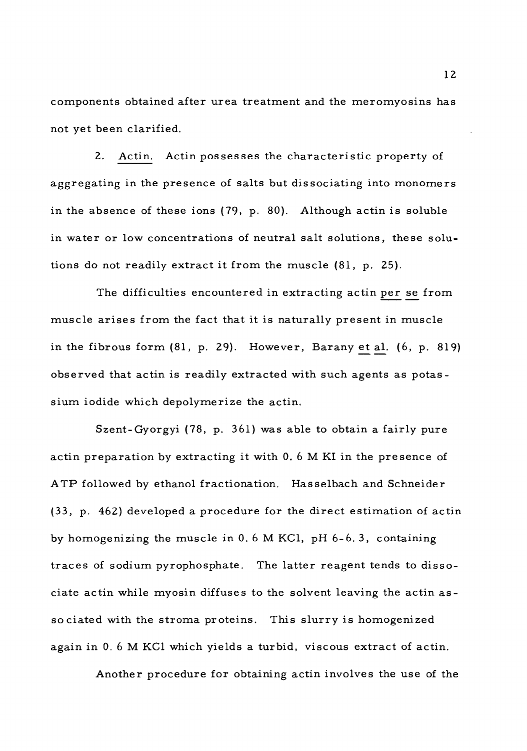components obtained after urea treatment and the meromyosins has not yet been clarified.

2. Actin. Actin possesses the characteristic property of aggregating in the presence of salts but dissociating into monomers in the absence of these ions (79, p. 80). Although actin is soluble in water or low concentrations of neutral salt solutions, these solutions do not readily extract it from the muscle (81, p. 25).

The difficulties encountered in extracting actin *per se* from muscle arises from the fact that it is naturally present in muscle in the fibrous form (81, p. 29). However, Barany *et al.* (6, p. 819) observed that actin is readily extracted with such agents as potassium iodide which depolymerize the actin.

Szent-Gyorgyi (78, p. 361) was able to obtain a fairly pure actin preparation by extracting it with 0.6 M KI in the presence of ATP followed by ethanol fractionation. Hasselbach and Schneider (33, p. 462) developed a procedure for the direct estimation of actin by homogenizing the muscle in 0.6 M KCl, pH 6-6.3, containing traces of sodium pyrophosphate. The latter reagent tends to dissociate actin while myosin diffuses to the solvent leaving the actin associated with the stroma proteins. This slurry is homogenized again in 0.6 M KCl which yields a turbid, viscous extract of actin.

Another procedure for obtaining actin involves the use of the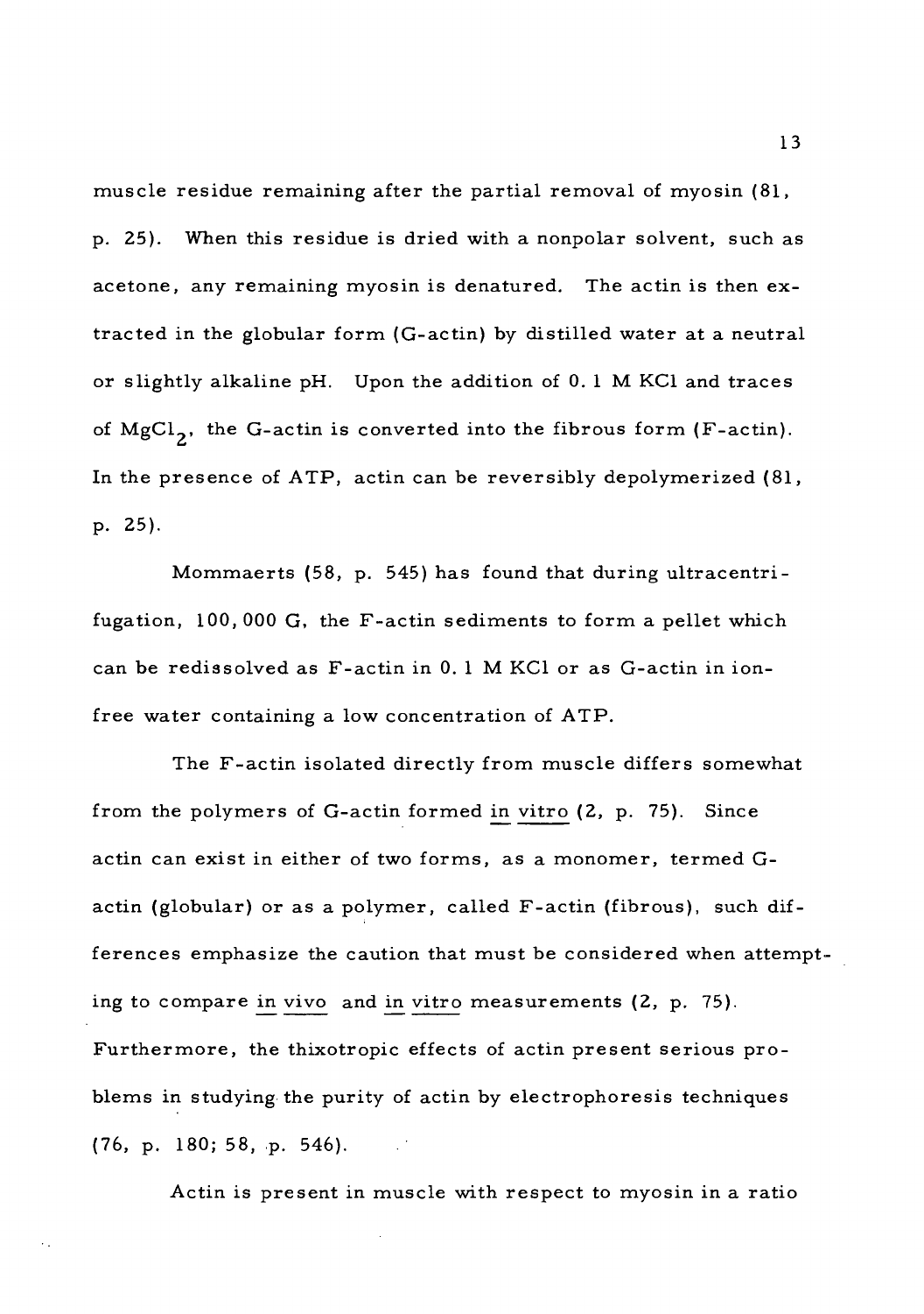muscle residue remaining after the partial removal of myosin (81, p. 25). When this residue is dried with a nonpolar solvent, such as acetone, any remaining myosin is denatured. The actin is then extracted in the globular form (G-actin) by distilled water at a neutral or slightly alkaline pH. Upon the addition of 0.1 M KCl and traces of $MgCl_2$, the G-actin is converted into the fibrous form (F-actin). In the presence of ATP, actin can be reversibly depolymerized (81, p. 25).

Mommaerts (58, p. 545) has found that during ultracentrifugation, 100,000 G, the F-actin sediments to form a pellet which can be redissolved as F-actin in 0.1 M KCl or as G-actin in ion-free water containing a low concentration of ATP.

The F-actin isolated directly from muscle differs somewhat from the polymers of G-actin formed _in vitro_ (2, p. 75). Since actin can exist in either of two forms, as a monomer, termed G-actin (globular) or as a polymer, called F-actin (fibrous), such differences emphasize the caution that must be considered when attempting to compare _in vivo_ and _in vitro_ measurements (2, p. 75). Furthermore, the thixotropic effects of actin present serious problems in studying the purity of actin by electrophoresis techniques (76, p. 180; 58, p. 546).

Actin is present in muscle with respect to myosin in a ratio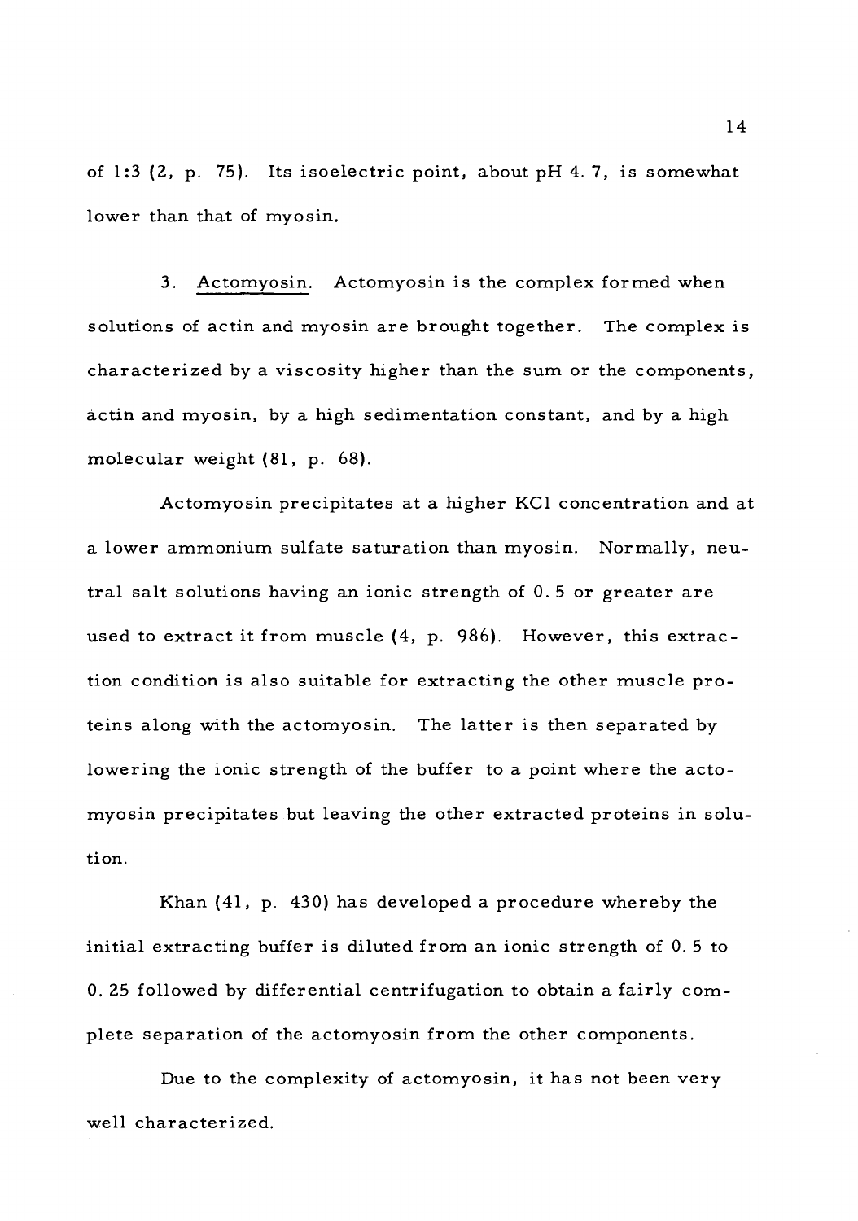of 1:3 (2, p. 75). Its isoelectric point, about pH 4.7, is somewhat lower than that of myosin.

3. Actomyosin. Actomyosin is the complex formed when solutions of actin and myosin are brought together. The complex is characterized by a viscosity higher than the sum or the components, actin and myosin, by a high sedimentation constant, and by a high molecular weight (81, p. 68).

Actomyosin precipitates at a higher KCl concentration and at a lower ammonium sulfate saturation than myosin. Normally, neutral salt solutions having an ionic strength of 0.5 or greater are used to extract it from muscle (4, p. 986). However, this extraction condition is also suitable for extracting the other muscle proteins along with the actomyosin. The latter is then separated by lowering the ionic strength of the buffer to a point where the actomyosin precipitates but leaving the other extracted proteins in solution.

Khan (41, p. 430) has developed a procedure whereby the initial extracting buffer is diluted from an ionic strength of 0.5 to 0.25 followed by differential centrifugation to obtain a fairly complete separation of the actomyosin from the other components.

Due to the complexity of actomyosin, it has not been very well characterized.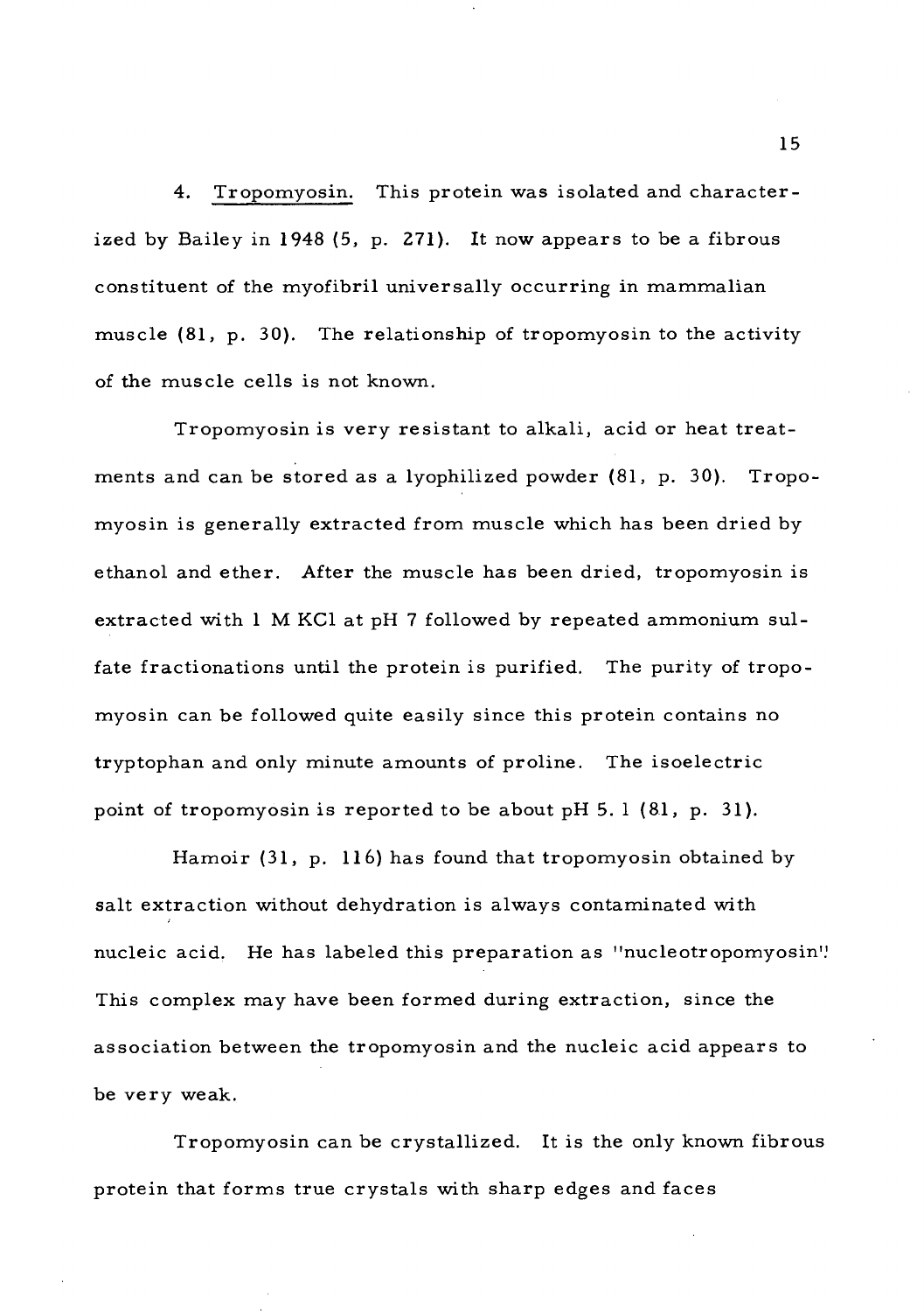4. Tropomyosin. This protein was isolated and characterized by Bailey in 1948 (5, p. 271). It now appears to be a fibrous constituent of the myofibril universally occurring in mammalian muscle (81, p. 30). The relationship of tropomyosin to the activity of the muscle cells is not known.

Tropomyosin is very resistant to alkali, acid or heat treatments and can be stored as a lyophilized powder (81, p. 30). Tropomyosin is generally extracted from muscle which has been dried by ethanol and ether. After the muscle has been dried, tropomyosin is extracted with 1 M KCl at pH 7 followed by repeated ammonium sulfate fractionations until the protein is purified. The purity of tropomyosin can be followed quite easily since this protein contains no tryptophan and only minute amounts of proline. The isoelectric point of tropomyosin is reported to be about pH 5.1 (81, p. 31).

Hamoir (31, p. 116) has found that tropomyosin obtained by salt extraction without dehydration is always contaminated with nucleic acid. He has labeled this preparation as "nucleotropomyosin". This complex may have been formed during extraction, since the association between the tropomyosin and the nucleic acid appears to be very weak.

Tropomyosin can be crystallized. It is the only known fibrous protein that forms true crystals with sharp edges and faces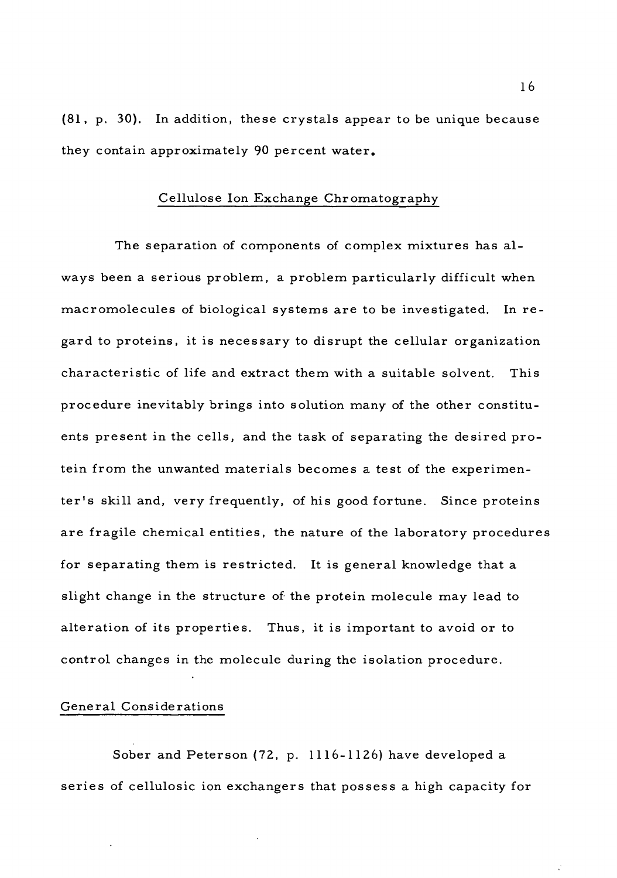(81, p. 30). In addition, these crystals appear to be unique because they contain approximately 90 percent water.

## Cellulose Ion Exchange Chromatography

The separation of components of complex mixtures has always been a serious problem, a problem particularly difficult when macromolecules of biological systems are to be investigated. In regard to proteins, it is necessary to disrupt the cellular organization characteristic of life and extract them with a suitable solvent. This procedure inevitably brings into solution many of the other constituents present in the cells, and the task of separating the desired protein from the unwanted materials becomes a test of the experimenter's skill and, very frequently, of his good fortune. Since proteins are fragile chemical entities, the nature of the laboratory procedures for separating them is restricted. It is general knowledge that a slight change in the structure of the protein molecule may lead to alteration of its properties. Thus, it is important to avoid or to control changes in the molecule during the isolation procedure.

### General Considerations

Sober and Peterson (72, p. 1116-1126) have developed a series of cellulosic ion exchangers that possess a high capacity for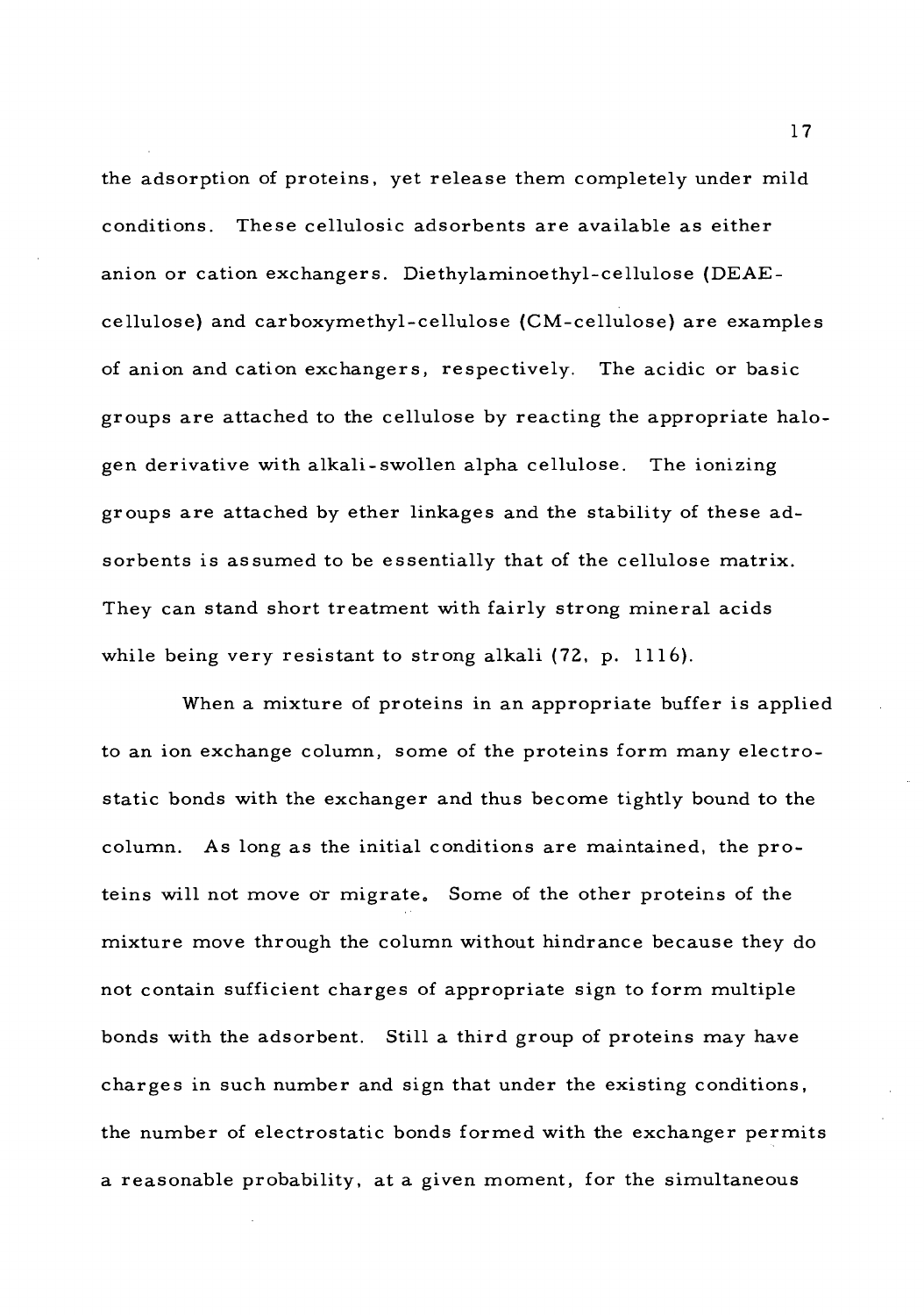the adsorption of proteins, yet release them completely under mild conditions. These cellulosic adsorbents are available as either anion or cation exchangers. Diethylaminoethyl-cellulose (DEAE-cellulose) and carboxymethyl-cellulose (CM-cellulose) are examples of anion and cation exchangers, respectively. The acidic or basic groups are attached to the cellulose by reacting the appropriate halogen derivative with alkali-swollen alpha cellulose. The ionizing groups are attached by ether linkages and the stability of these adsorbents is assumed to be essentially that of the cellulose matrix. They can stand short treatment with fairly strong mineral acids while being very resistant to strong alkali (72, p. 1116).

When a mixture of proteins in an appropriate buffer is applied to an ion exchange column, some of the proteins form many electrostatic bonds with the exchanger and thus become tightly bound to the column. As long as the initial conditions are maintained, the proteins will not move or migrate. Some of the other proteins of the mixture move through the column without hindrance because they do not contain sufficient charges of appropriate sign to form multiple bonds with the adsorbent. Still a third group of proteins may have charges in such number and sign that under the existing conditions, the number of electrostatic bonds formed with the exchanger permits a reasonable probability, at a given moment, for the simultaneous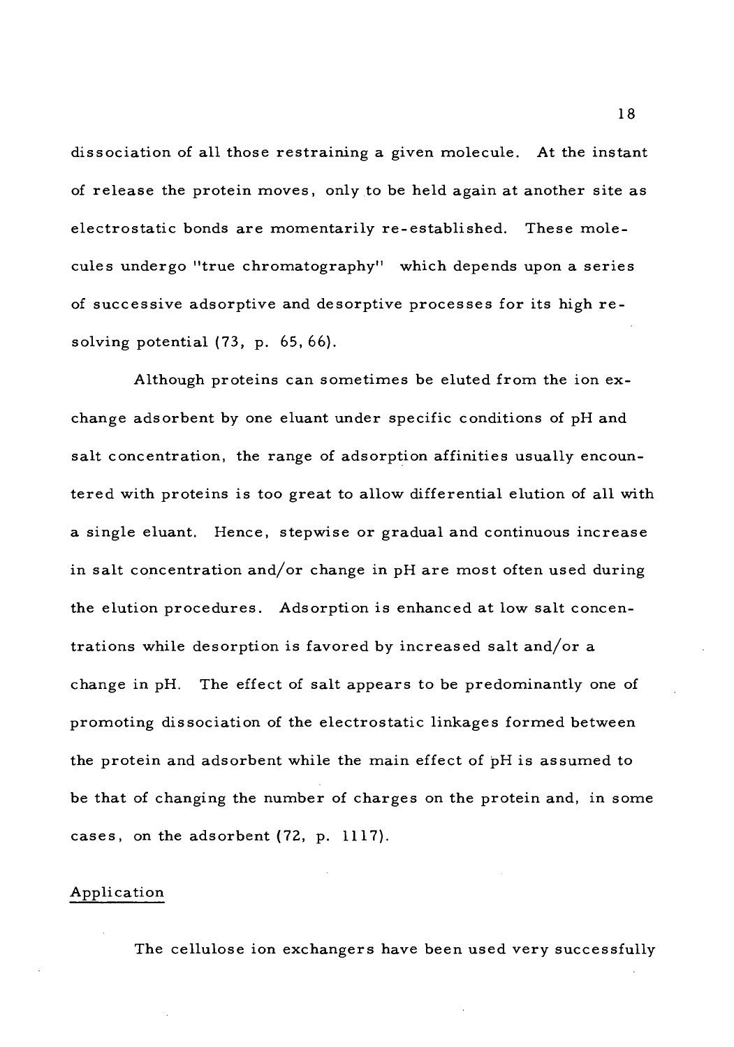dissociation of all those restraining a given molecule. At the instant of release the protein moves, only to be held again at another site as electrostatic bonds are momentarily re-established. These molecules undergo "true chromatography" which depends upon a series of successive adsorptive and desorptive processes for its high resolving potential (73, p. 65, 66).

Although proteins can sometimes be eluted from the ion exchange adsorbent by one eluant under specific conditions of pH and salt concentration, the range of adsorption affinities usually encountered with proteins is too great to allow differential elution of all with a single eluant. Hence, stepwise or gradual and continuous increase in salt concentration and/or change in pH are most often used during the elution procedures. Adsorption is enhanced at low salt concentrations while desorption is favored by increased salt and/or a change in pH. The effect of salt appears to be predominantly one of promoting dissociation of the electrostatic linkages formed between the protein and adsorbent while the main effect of pH is assumed to be that of changing the number of charges on the protein and, in some cases, on the adsorbent (72, p. 1117).

## Application

The cellulose ion exchangers have been used very successfully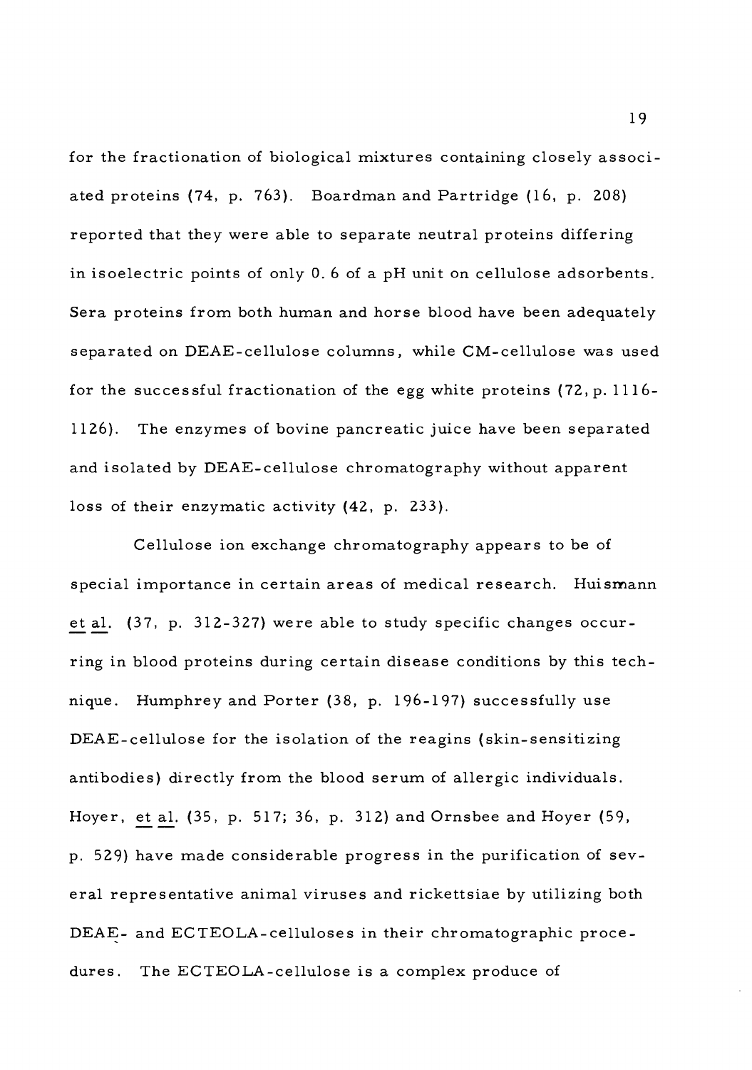for the fractionation of biological mixtures containing closely associated proteins (74, p. 763). Boardman and Partridge (16, p. 208) reported that they were able to separate neutral proteins differing in isoelectric points of only 0.6 of a pH unit on cellulose adsorbents. Sera proteins from both human and horse blood have been adequately separated on DEAE-cellulose columns, while CM-cellulose was used for the successful fractionation of the egg white proteins (72, p. 1116-1126). The enzymes of bovine pancreatic juice have been separated and isolated by DEAE-cellulose chromatography without apparent loss of their enzymatic activity (42, p. 233).

Cellulose ion exchange chromatography appears to be of special importance in certain areas of medical research. Huismann et al. (37, p. 312-327) were able to study specific changes occurring in blood proteins during certain disease conditions by this technique. Humphrey and Porter (38, p. 196-197) successfully use DEAE-cellulose for the isolation of the reagins (skin-sensitizing antibodies) directly from the blood serum of allergic individuals. Hoyer, et al. (35, p. 517; 36, p. 312) and Ornsbee and Hoyer (59, p. 529) have made considerable progress in the purification of several representative animal viruses and rickettsiae by utilizing both DEAE- and ECTEOLA-celluloses in their chromatographic procedures. The ECTEOLA-cellulose is a complex produce of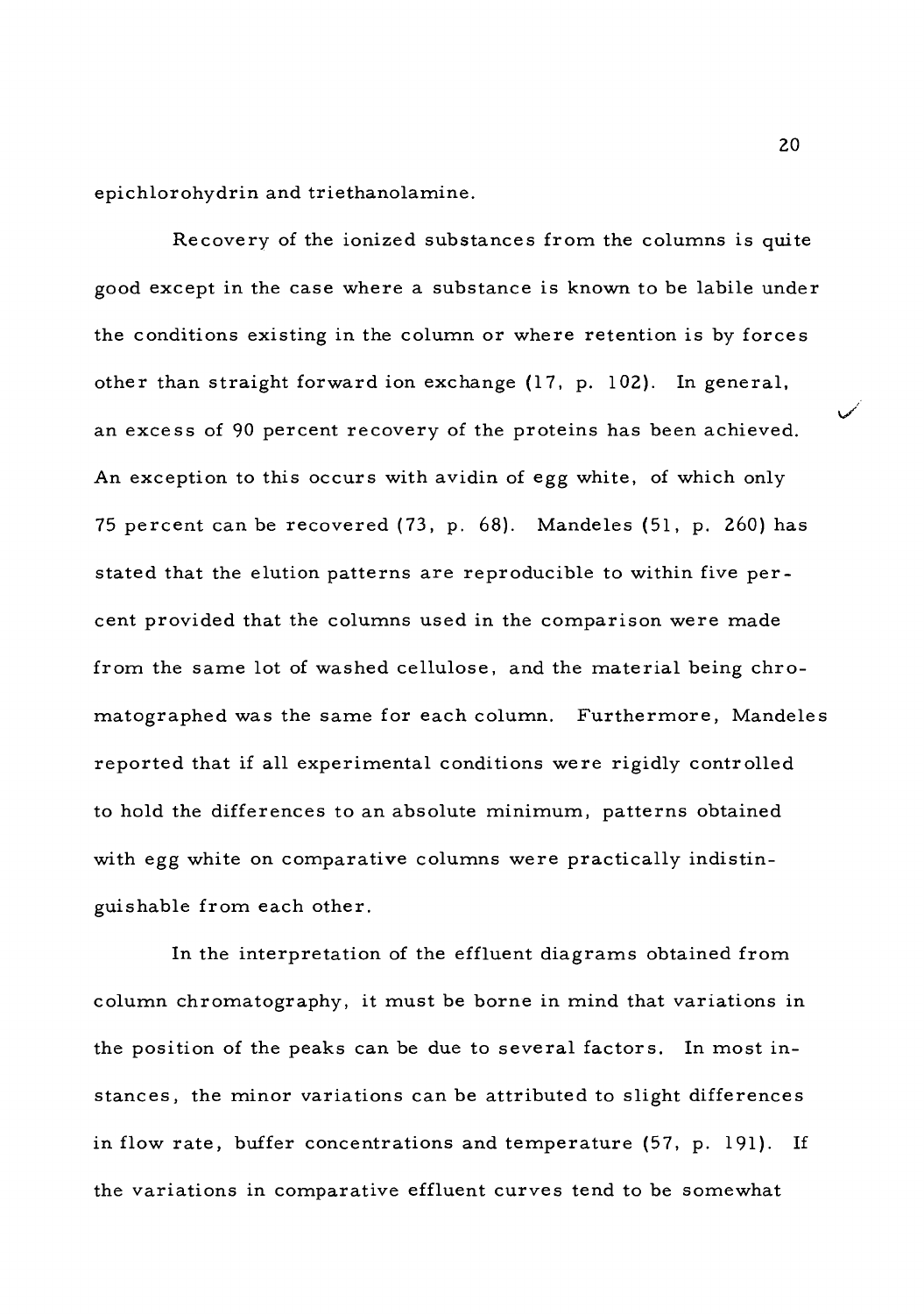epichlorohydrin and triethanolamine.

Recovery of the ionized substances from the columns is quite good except in the case where a substance is known to be labile under the conditions existing in the column or where retention is by forces other than straight forward ion exchange (17, p. 102). In general, an excess of 90 percent recovery of the proteins has been achieved. An exception to this occurs with avidin of egg white, of which only 75 percent can be recovered (73, p. 68). Mandeles (51, p. 260) has stated that the elution patterns are reproducible to within five percent provided that the columns used in the comparison were made from the same lot of washed cellulose, and the material being chromatographed was the same for each column. Furthermore, Mandeles reported that if all experimental conditions were rigidly controlled to hold the differences to an absolute minimum, patterns obtained with egg white on comparative columns were practically indistinguishable from each other.

In the interpretation of the effluent diagrams obtained from column chromatography, it must be borne in mind that variations in the position of the peaks can be due to several factors. In most instances, the minor variations can be attributed to slight differences in flow rate, buffer concentrations and temperature (57, p. 191). If the variations in comparative effluent curves tend to be somewhat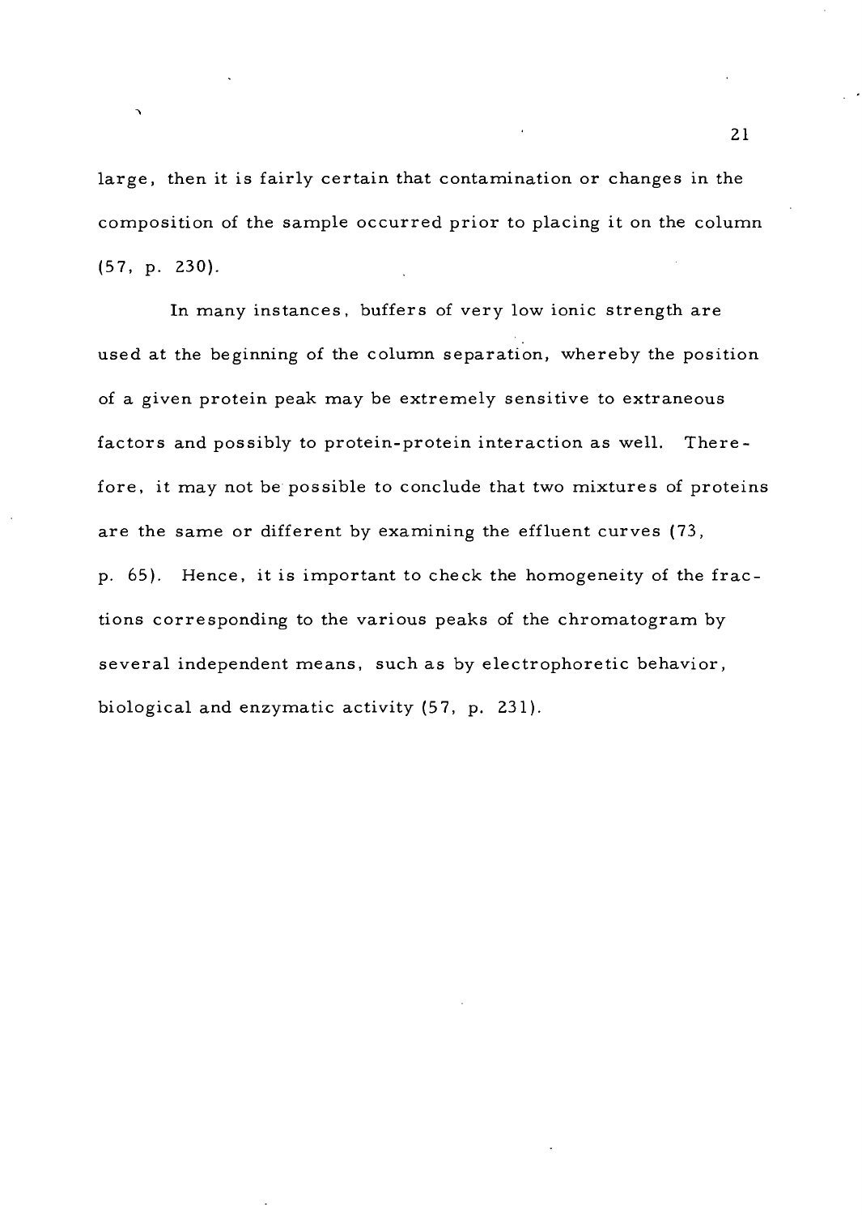large, then it is fairly certain that contamination or changes in the composition of the sample occurred prior to placing it on the column (57, p. 230).

In many instances, buffers of very low ionic strength are used at the beginning of the column separation, whereby the position of a given protein peak may be extremely sensitive to extraneous factors and possibly to protein-protein interaction as well. Therefore, it may not be possible to conclude that two mixtures of proteins are the same or different by examining the effluent curves (73, p. 65). Hence, it is important to check the homogeneity of the fractions corresponding to the various peaks of the chromatogram by several independent means, such as by electrophoretic behavior, biological and enzymatic activity (57, p. 231).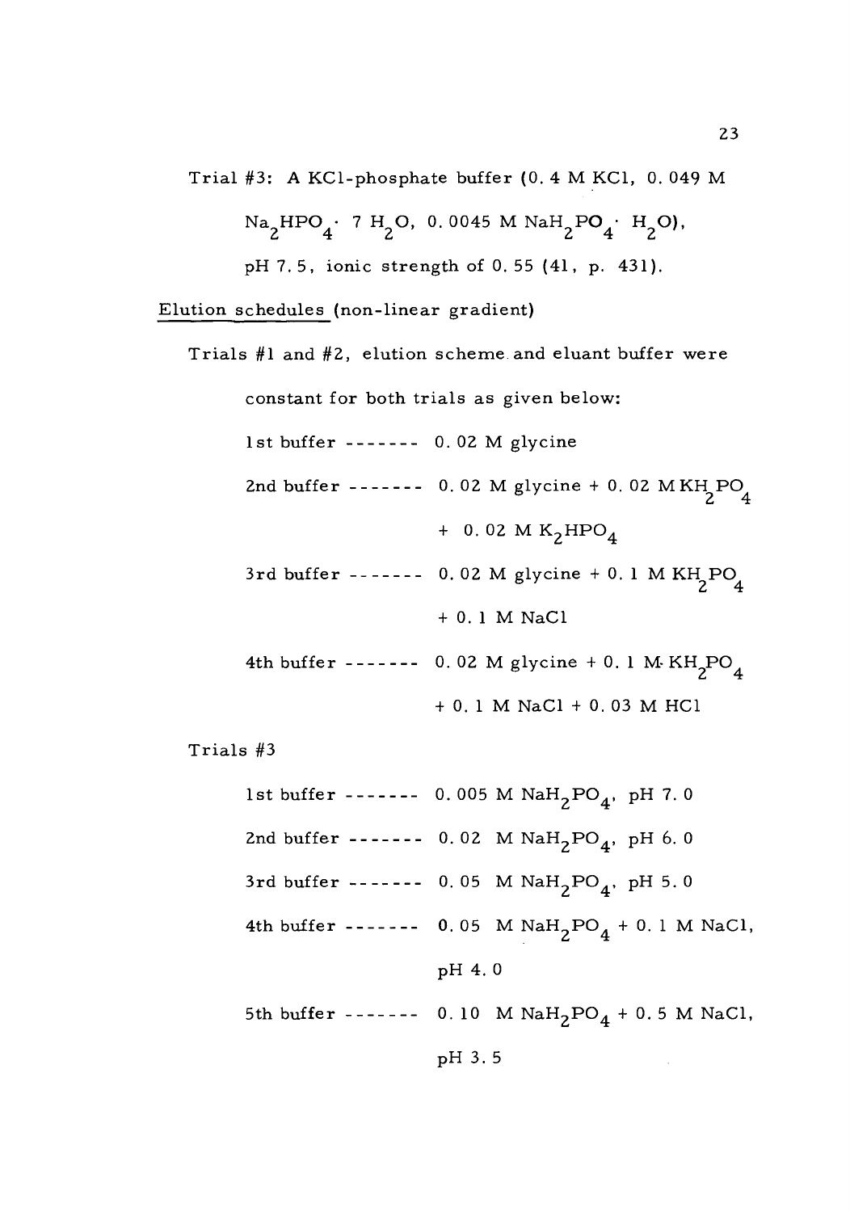Trial #3: A KCl-phosphate buffer (0.4 M KCl, 0.049 M $Na_2HPO_4 \cdot 7\ H_2O$, 0.0045 M $NaH_2PO_4 \cdot H_2O$), pH 7.5, ionic strength of 0.55 (41, p. 431).

<u>Elution schedules</u> (non-linear gradient)

Trials #1 and #2, elution scheme and eluant buffer were constant for both trials as given below:

1st buffer ------- 0.02 M glycine

2nd buffer ------- 0.02 M glycine + 0.02 M $KH_2PO_4$ + 0.02 M $K_2HPO_4$

3rd buffer ------- 0.02 M glycine + 0.1 M $KH_2PO_4$ + 0.1 M NaCl

4th buffer ------- 0.02 M glycine + 0.1 M $KH_2PO_4$ + 0.1 M NaCl + 0.03 M HCl

Trials #3

1st buffer ------- 0.005 M $NaH_2PO_4$, pH 7.0

2nd buffer ------- 0.02 M $NaH_2PO_4$, pH 6.0

3rd buffer ------- 0.05 M $NaH_2PO_4$, pH 5.0

4th buffer ------- 0.05 M $NaH_2PO_4$ + 0.1 M NaCl, pH 4.0

5th buffer ------- 0.10 M $NaH_2PO_4$ + 0.5 M NaCl, pH 3.5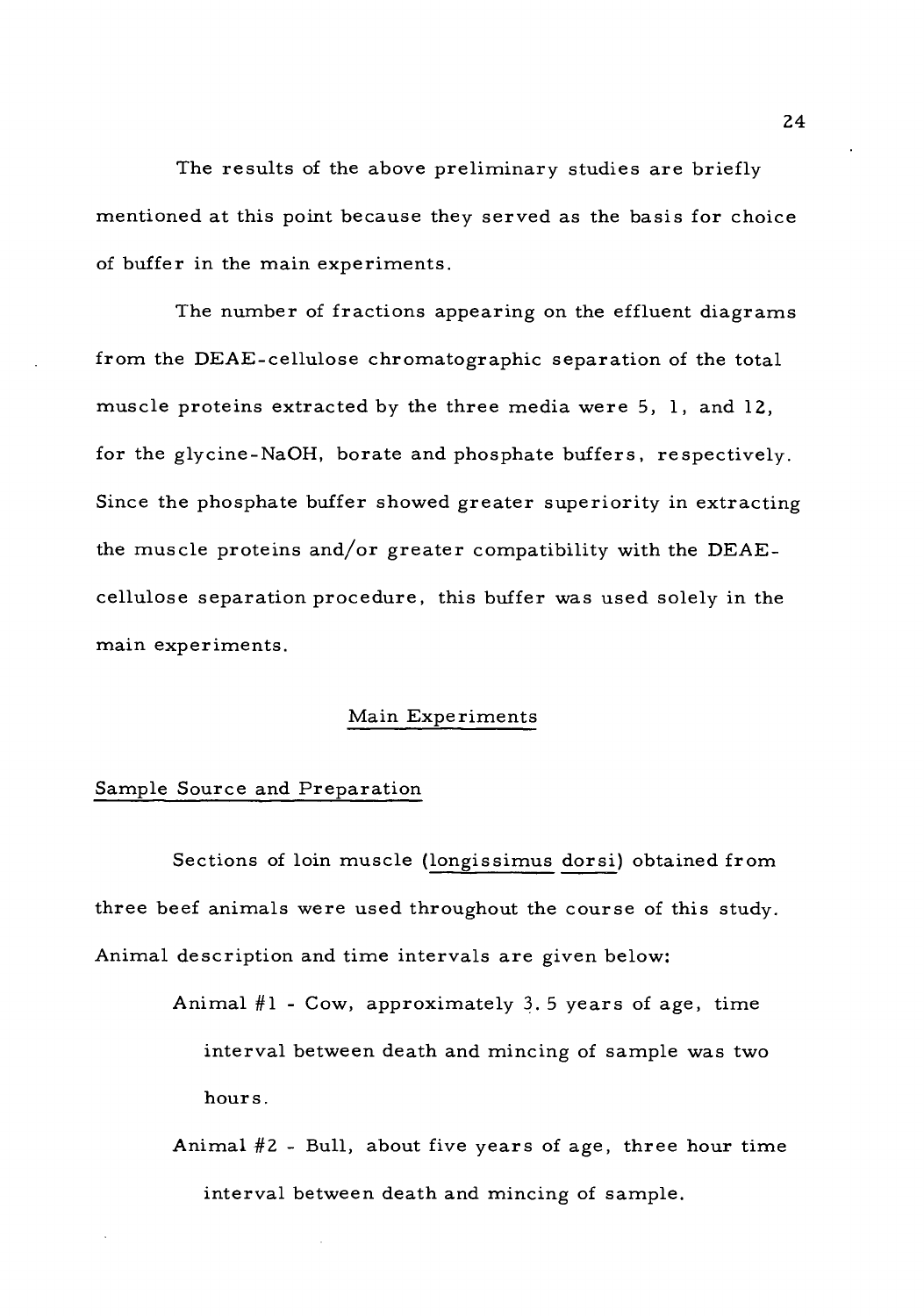The results of the above preliminary studies are briefly mentioned at this point because they served as the basis for choice of buffer in the main experiments.

The number of fractions appearing on the effluent diagrams from the DEAE-cellulose chromatographic separation of the total muscle proteins extracted by the three media were 5, 1, and 12, for the glycine-NaOH, borate and phosphate buffers, respectively. Since the phosphate buffer showed greater superiority in extracting the muscle proteins and/or greater compatibility with the DEAE-cellulose separation procedure, this buffer was used solely in the main experiments.

## Main Experiments

### Sample Source and Preparation

Sections of loin muscle (*longissimus dorsi*) obtained from three beef animals were used throughout the course of this study. Animal description and time intervals are given below:

Animal #1 - Cow, approximately 3.5 years of age, time interval between death and mincing of sample was two hours.

Animal #2 - Bull, about five years of age, three hour time interval between death and mincing of sample.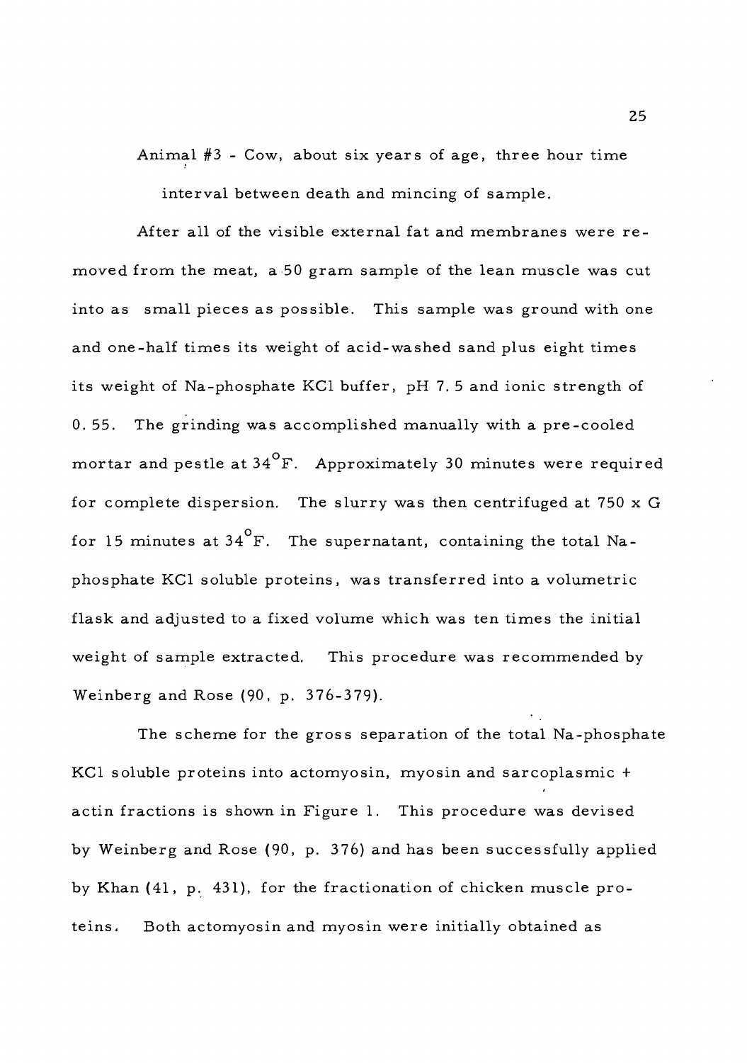Animal #3 - Cow, about six years of age, three hour time interval between death and mincing of sample.

After all of the visible external fat and membranes were removed from the meat, a 50 gram sample of the lean muscle was cut into as small pieces as possible. This sample was ground with one and one-half times its weight of acid-washed sand plus eight times its weight of Na-phosphate KCl buffer, pH 7.5 and ionic strength of 0.55. The grinding was accomplished manually with a pre-cooled mortar and pestle at 34°F. Approximately 30 minutes were required for complete dispersion. The slurry was then centrifuged at 750 x G for 15 minutes at 34°F. The supernatant, containing the total Na-phosphate KCl soluble proteins, was transferred into a volumetric flask and adjusted to a fixed volume which was ten times the initial weight of sample extracted. This procedure was recommended by Weinberg and Rose (90, p. 376-379).

The scheme for the gross separation of the total Na-phosphate KCl soluble proteins into actomyosin, myosin and sarcoplasmic + actin fractions is shown in Figure 1. This procedure was devised by Weinberg and Rose (90, p. 376) and has been successfully applied by Khan (41, p. 431), for the fractionation of chicken muscle proteins. Both actomyosin and myosin were initially obtained as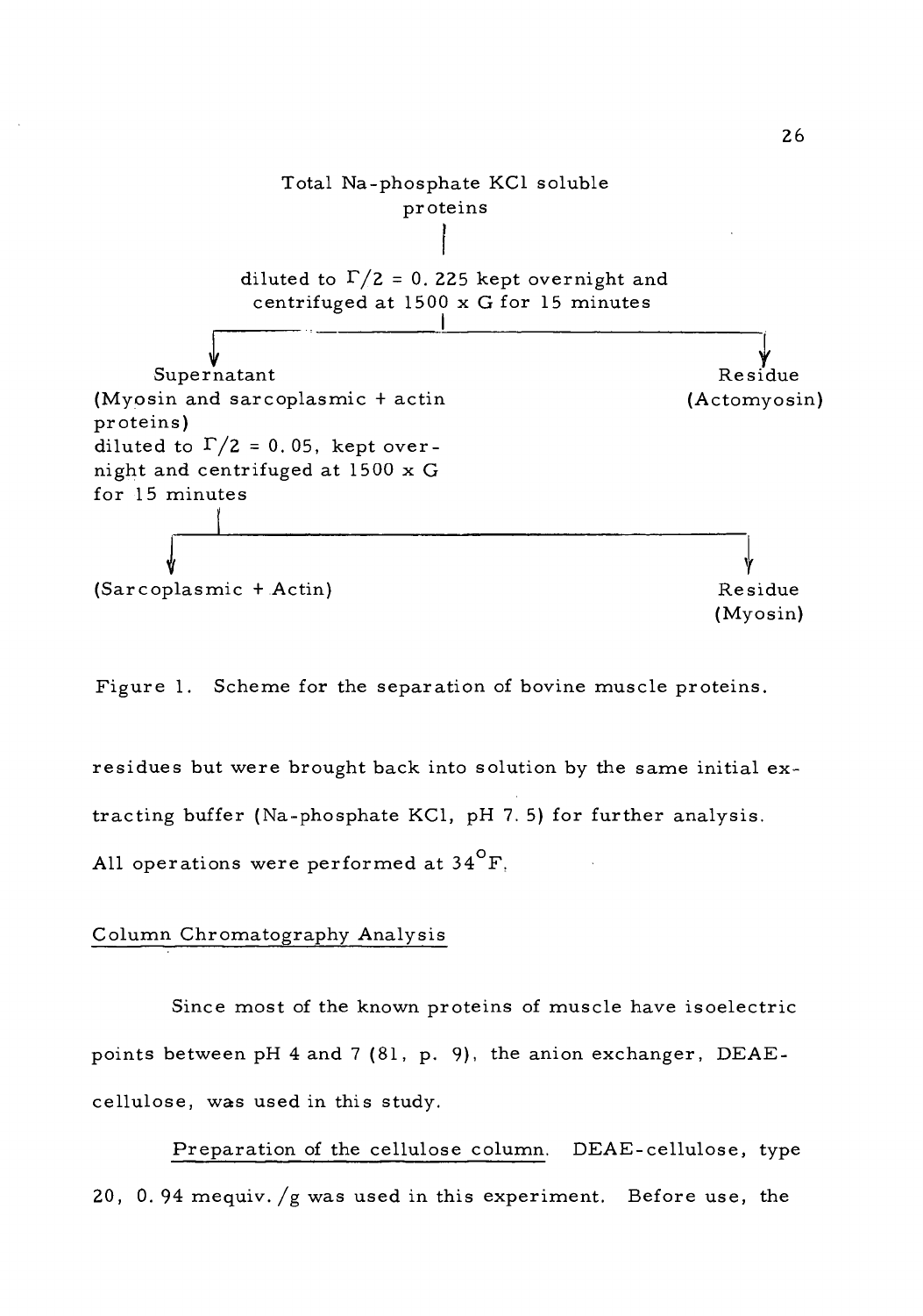Total Na-phosphate KCl soluble proteins

↓

diluted to $\Gamma/2 = 0.225$ kept overnight and centrifuged at 1500 x G for 15 minutes

| Supernatant (Myosin and sarcoplasmic + actin proteins) diluted to $\Gamma/2 = 0.05$, kept overnight and centrifuged at 1500 x G for 15 minutes | Residue (Actomyosin) |
|---|---|
| (Sarcoplasmic + Actin) | Residue (Myosin) |

Figure 1. Scheme for the separation of bovine muscle proteins.

residues but were brought back into solution by the same initial extracting buffer (Na-phosphate KCl, pH 7.5) for further analysis. All operations were performed at 34°F.

Column Chromatography Analysis

Since most of the known proteins of muscle have isoelectric points between pH 4 and 7 (81, p. 9), the anion exchanger, DEAE-cellulose, was used in this study.

Preparation of the cellulose column. DEAE-cellulose, type 20, 0.94 mequiv./g was used in this experiment. Before use, the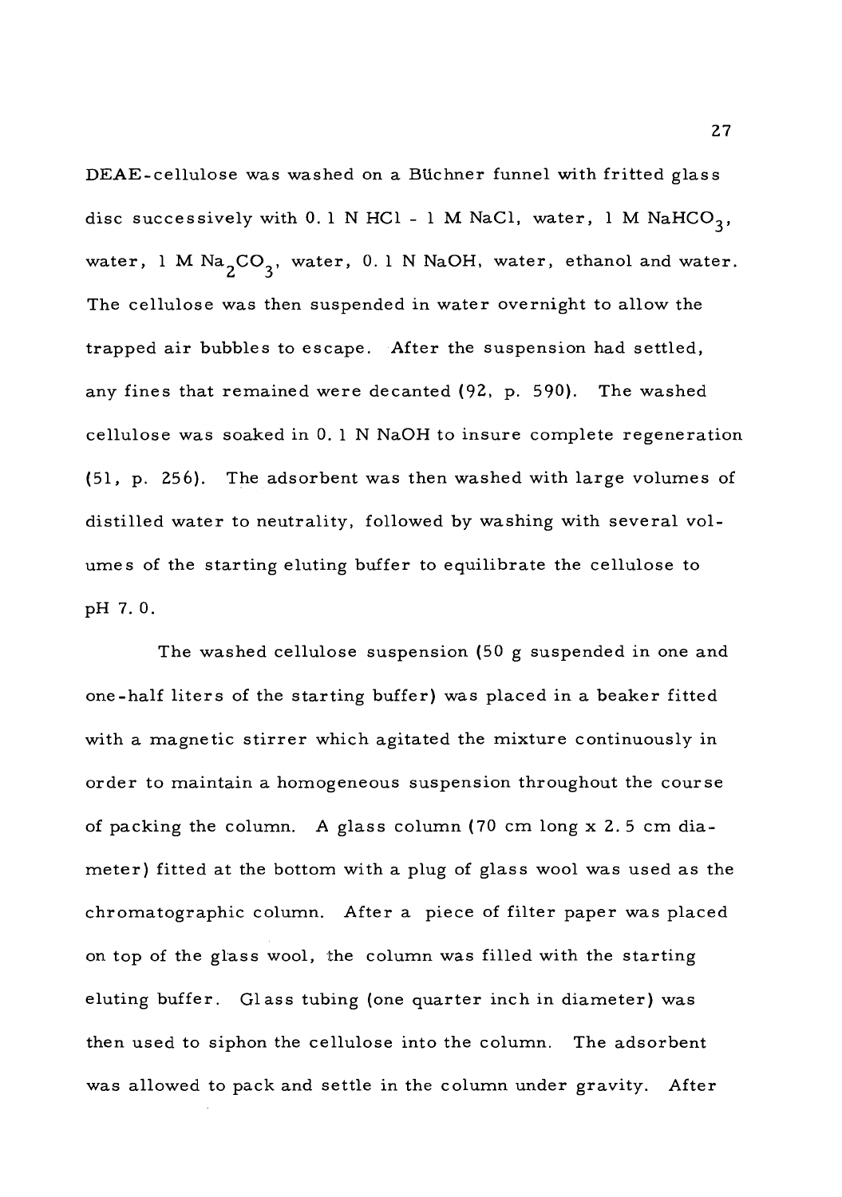DEAE-cellulose was washed on a Büchner funnel with fritted glass disc successively with 0.1 N HCl - 1 M NaCl, water, 1 M $NaHCO_3$, water, 1 M $Na_2CO_3$, water, 0.1 N NaOH, water, ethanol and water. The cellulose was then suspended in water overnight to allow the trapped air bubbles to escape. After the suspension had settled, any fines that remained were decanted (92, p. 590). The washed cellulose was soaked in 0.1 N NaOH to insure complete regeneration (51, p. 256). The adsorbent was then washed with large volumes of distilled water to neutrality, followed by washing with several volumes of the starting eluting buffer to equilibrate the cellulose to pH 7.0.

The washed cellulose suspension (50 g suspended in one and one-half liters of the starting buffer) was placed in a beaker fitted with a magnetic stirrer which agitated the mixture continuously in order to maintain a homogeneous suspension throughout the course of packing the column. A glass column (70 cm long x 2.5 cm diameter) fitted at the bottom with a plug of glass wool was used as the chromatographic column. After a piece of filter paper was placed on top of the glass wool, the column was filled with the starting eluting buffer. Glass tubing (one quarter inch in diameter) was then used to siphon the cellulose into the column. The adsorbent was allowed to pack and settle in the column under gravity. After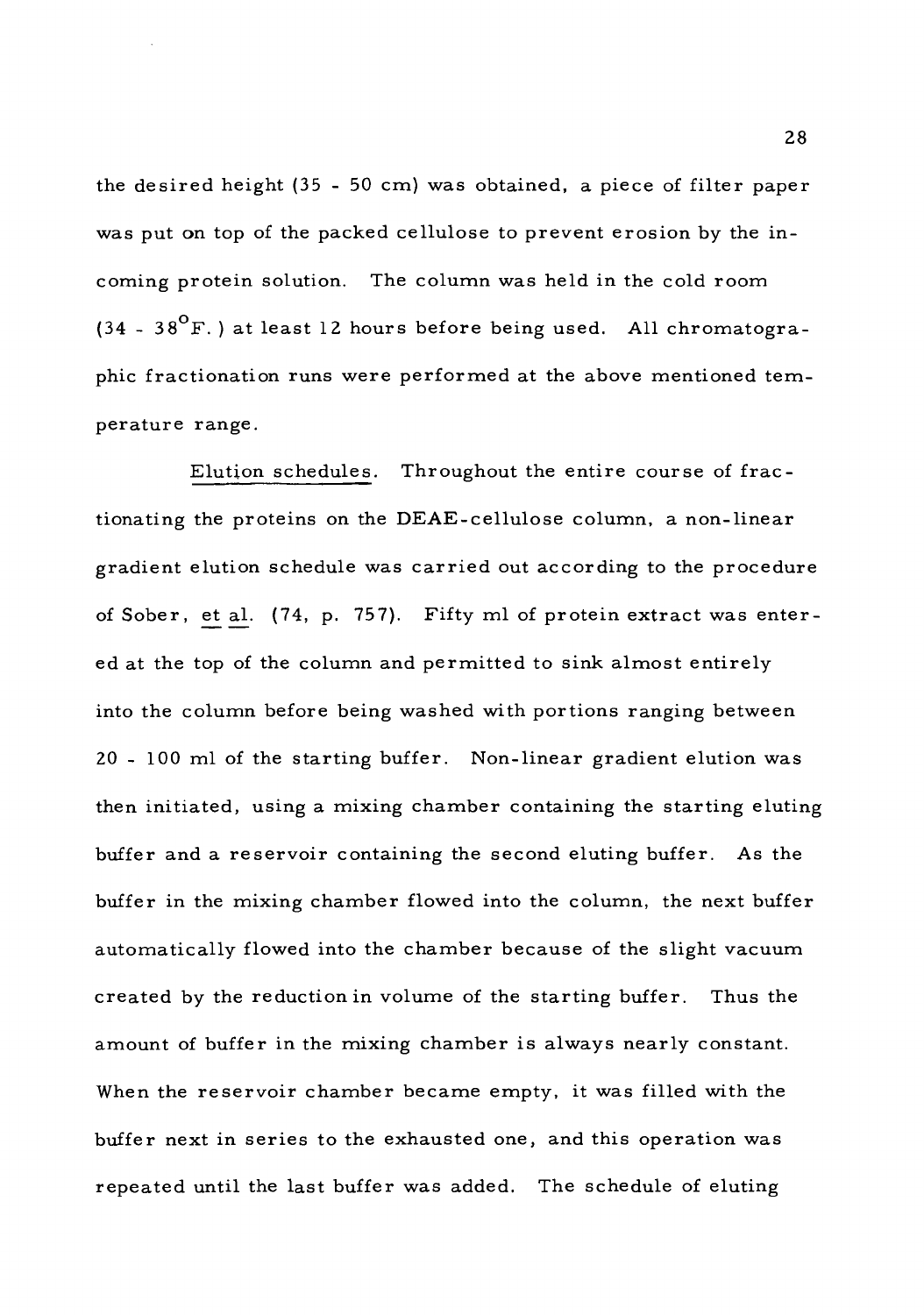the desired height (35 - 50 cm) was obtained, a piece of filter paper was put on top of the packed cellulose to prevent erosion by the incoming protein solution. The column was held in the cold room (34 - 38°F.) at least 12 hours before being used. All chromatographic fractionation runs were performed at the above mentioned temperature range.

Elution schedules. Throughout the entire course of fractionating the proteins on the DEAE-cellulose column, a non-linear gradient elution schedule was carried out according to the procedure of Sober, *et al.* (74, p. 757). Fifty ml of protein extract was entered at the top of the column and permitted to sink almost entirely into the column before being washed with portions ranging between 20 - 100 ml of the starting buffer. Non-linear gradient elution was then initiated, using a mixing chamber containing the starting eluting buffer and a reservoir containing the second eluting buffer. As the buffer in the mixing chamber flowed into the column, the next buffer automatically flowed into the chamber because of the slight vacuum created by the reduction in volume of the starting buffer. Thus the amount of buffer in the mixing chamber is always nearly constant. When the reservoir chamber became empty, it was filled with the buffer next in series to the exhausted one, and this operation was repeated until the last buffer was added. The schedule of eluting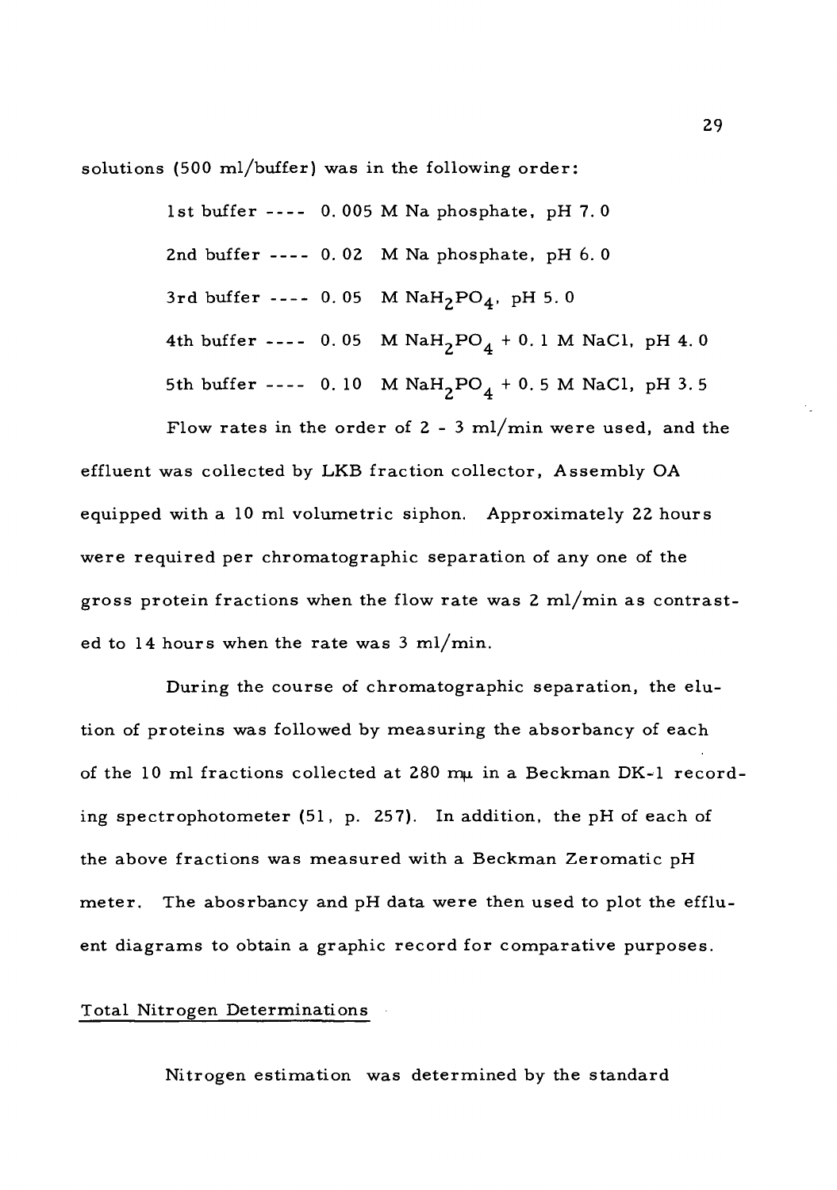solutions (500 ml/buffer) was in the following order:

1st buffer ---- 0.005 M Na phosphate, pH 7.0

2nd buffer ---- 0.02 M Na phosphate, pH 6.0

3rd buffer ---- 0.05 M $NaH_2PO_4$, pH 5.0

4th buffer ---- 0.05 M $NaH_2PO_4$ + 0.1 M NaCl, pH 4.0

5th buffer ---- 0.10 M $NaH_2PO_4$ + 0.5 M NaCl, pH 3.5

Flow rates in the order of 2 - 3 ml/min were used, and the effluent was collected by LKB fraction collector, Assembly OA equipped with a 10 ml volumetric siphon. Approximately 22 hours were required per chromatographic separation of any one of the gross protein fractions when the flow rate was 2 ml/min as contrasted to 14 hours when the rate was 3 ml/min.

During the course of chromatographic separation, the elution of proteins was followed by measuring the absorbancy of each of the 10 ml fractions collected at 280 mμ in a Beckman DK-1 recording spectrophotometer (51, p. 257). In addition, the pH of each of the above fractions was measured with a Beckman Zeromatic pH meter. The abosrbancy and pH data were then used to plot the effluent diagrams to obtain a graphic record for comparative purposes.

## Total Nitrogen Determinations

Nitrogen estimation was determined by the standard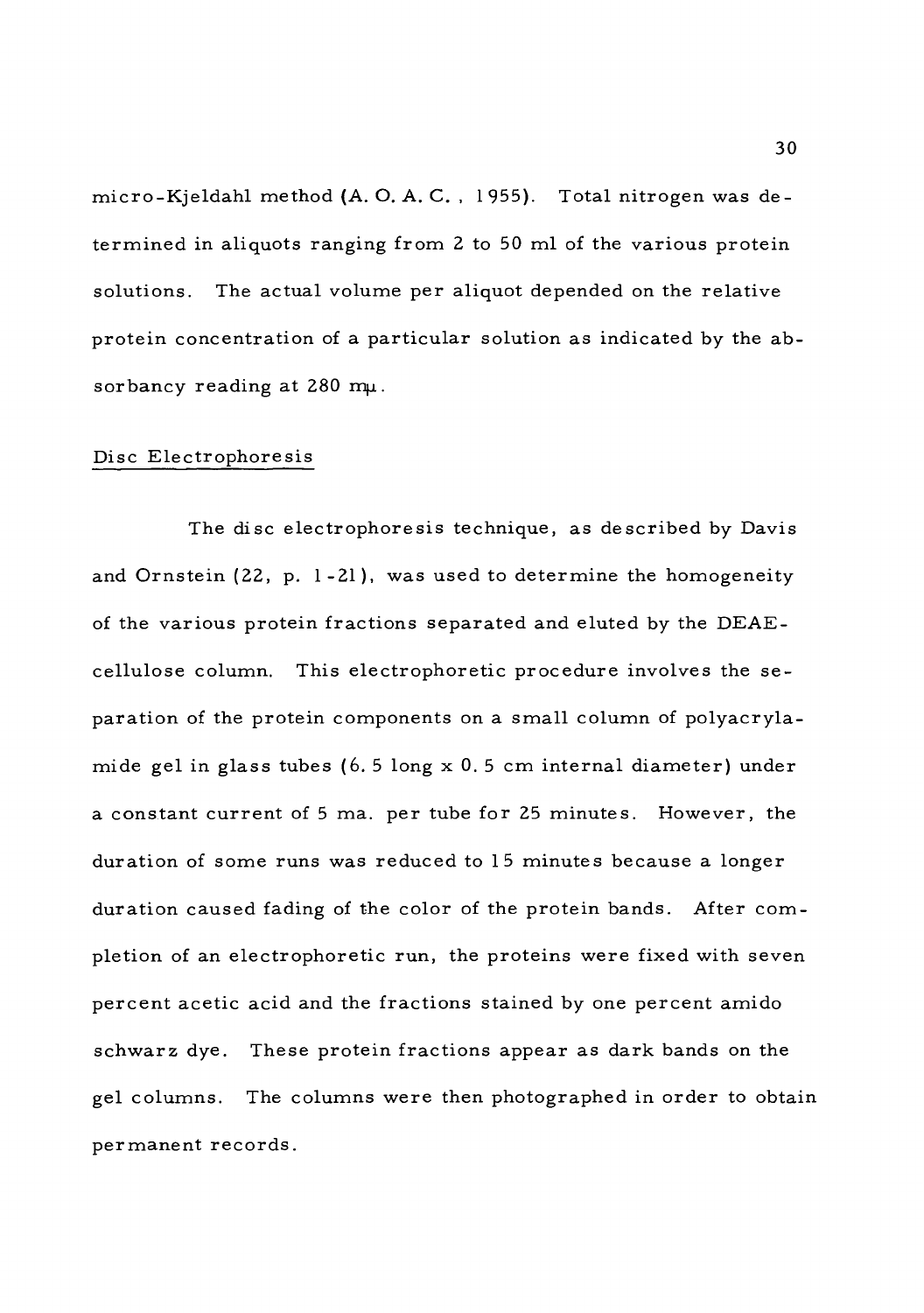micro-Kjeldahl method (A. O. A. C., 1955). Total nitrogen was determined in aliquots ranging from 2 to 50 ml of the various protein solutions. The actual volume per aliquot depended on the relative protein concentration of a particular solution as indicated by the absorbancy reading at 280 mμ.

## Disc Electrophoresis

The disc electrophoresis technique, as described by Davis and Ornstein (22, p. 1-21), was used to determine the homogeneity of the various protein fractions separated and eluted by the DEAE-cellulose column. This electrophoretic procedure involves the separation of the protein components on a small column of polyacrylamide gel in glass tubes (6.5 long x 0.5 cm internal diameter) under a constant current of 5 ma. per tube for 25 minutes. However, the duration of some runs was reduced to 15 minutes because a longer duration caused fading of the color of the protein bands. After completion of an electrophoretic run, the proteins were fixed with seven percent acetic acid and the fractions stained by one percent amido schwarz dye. These protein fractions appear as dark bands on the gel columns. The columns were then photographed in order to obtain permanent records.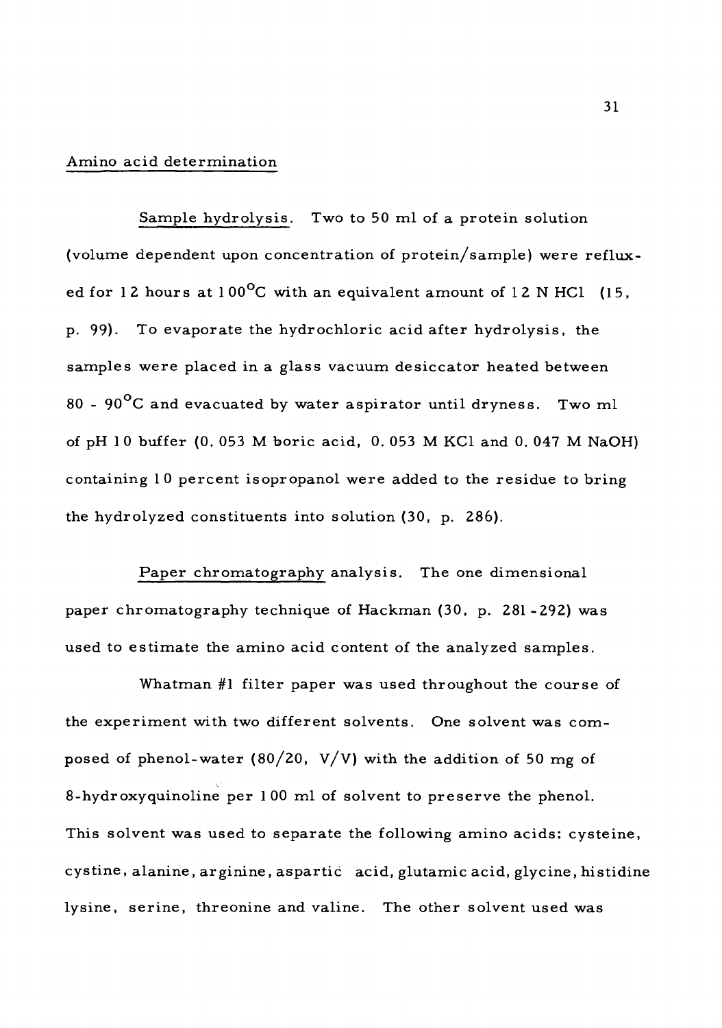## Amino acid determination

Sample hydrolysis. Two to 50 ml of a protein solution (volume dependent upon concentration of protein/sample) were refluxed for 12 hours at 100°C with an equivalent amount of 12 N HCl (15, p. 99). To evaporate the hydrochloric acid after hydrolysis, the samples were placed in a glass vacuum desiccator heated between 80 - 90°C and evacuated by water aspirator until dryness. Two ml of pH 10 buffer (0.053 M boric acid, 0.053 M KCl and 0.047 M NaOH) containing 10 percent isopropanol were added to the residue to bring the hydrolyzed constituents into solution (30, p. 286).

Paper chromatography analysis. The one dimensional paper chromatography technique of Hackman (30, p. 281-292) was used to estimate the amino acid content of the analyzed samples.

Whatman #1 filter paper was used throughout the course of the experiment with two different solvents. One solvent was composed of phenol-water (80/20, V/V) with the addition of 50 mg of 8-hydroxyquinoline per 100 ml of solvent to preserve the phenol. This solvent was used to separate the following amino acids: cysteine, cystine, alanine, arginine, aspartic acid, glutamic acid, glycine, histidine lysine, serine, threonine and valine. The other solvent used was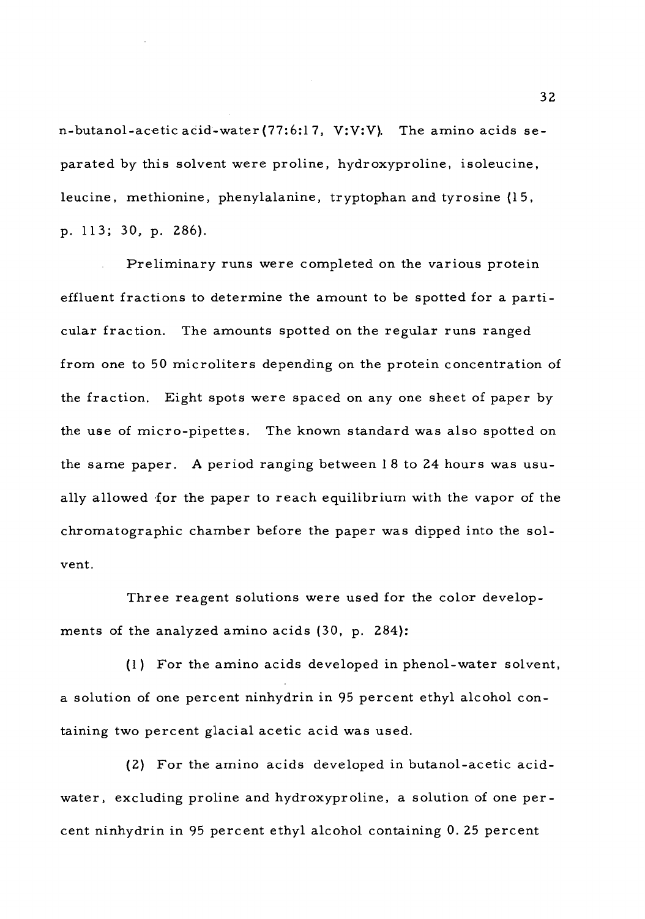n-butanol-acetic acid-water (77:6:17, V:V:V). The amino acids separated by this solvent were proline, hydroxyproline, isoleucine, leucine, methionine, phenylalanine, tryptophan and tyrosine (15, p. 113; 30, p. 286).

Preliminary runs were completed on the various protein effluent fractions to determine the amount to be spotted for a particular fraction. The amounts spotted on the regular runs ranged from one to 50 microliters depending on the protein concentration of the fraction. Eight spots were spaced on any one sheet of paper by the use of micro-pipettes. The known standard was also spotted on the same paper. A period ranging between 18 to 24 hours was usually allowed for the paper to reach equilibrium with the vapor of the chromatographic chamber before the paper was dipped into the solvent.

Three reagent solutions were used for the color developments of the analyzed amino acids (30, p. 284):

(1) For the amino acids developed in phenol-water solvent, a solution of one percent ninhydrin in 95 percent ethyl alcohol containing two percent glacial acetic acid was used.

(2) For the amino acids developed in butanol-acetic acid-water, excluding proline and hydroxyproline, a solution of one percent ninhydrin in 95 percent ethyl alcohol containing 0.25 percent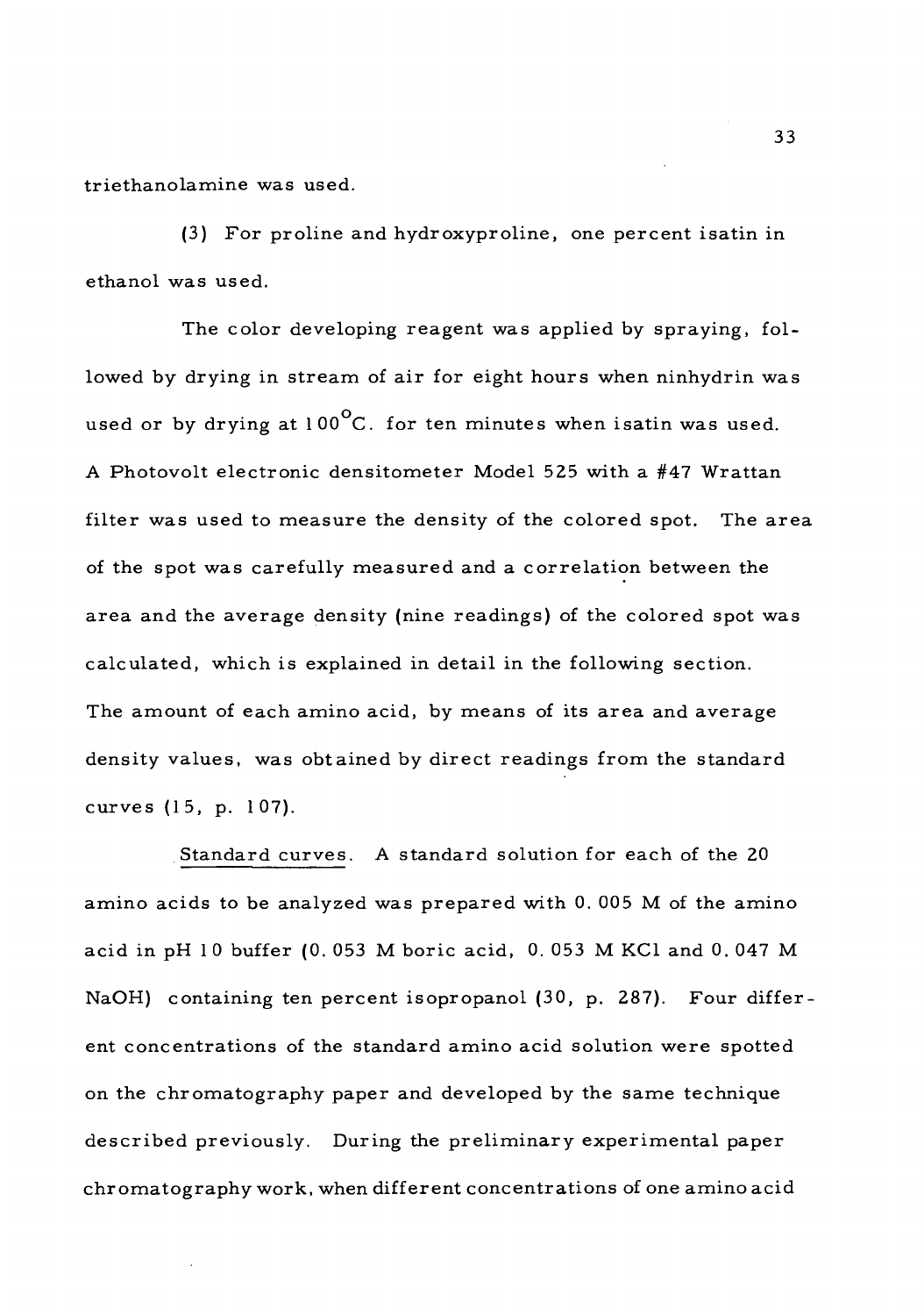triethanolamine was used.

(3) For proline and hydroxyproline, one percent isatin in ethanol was used.

The color developing reagent was applied by spraying, followed by drying in stream of air for eight hours when ninhydrin was used or by drying at 100°C. for ten minutes when isatin was used. A Photovolt electronic densitometer Model 525 with a #47 Wrattan filter was used to measure the density of the colored spot. The area of the spot was carefully measured and a correlation between the area and the average density (nine readings) of the colored spot was calculated, which is explained in detail in the following section. The amount of each amino acid, by means of its area and average density values, was obtained by direct readings from the standard curves (15, p. 107).

Standard curves. A standard solution for each of the 20 amino acids to be analyzed was prepared with 0.005 M of the amino acid in pH 10 buffer (0.053 M boric acid, 0.053 M KCl and 0.047 M NaOH) containing ten percent isopropanol (30, p. 287). Four different concentrations of the standard amino acid solution were spotted on the chromatography paper and developed by the same technique described previously. During the preliminary experimental paper chromatography work, when different concentrations of one amino acid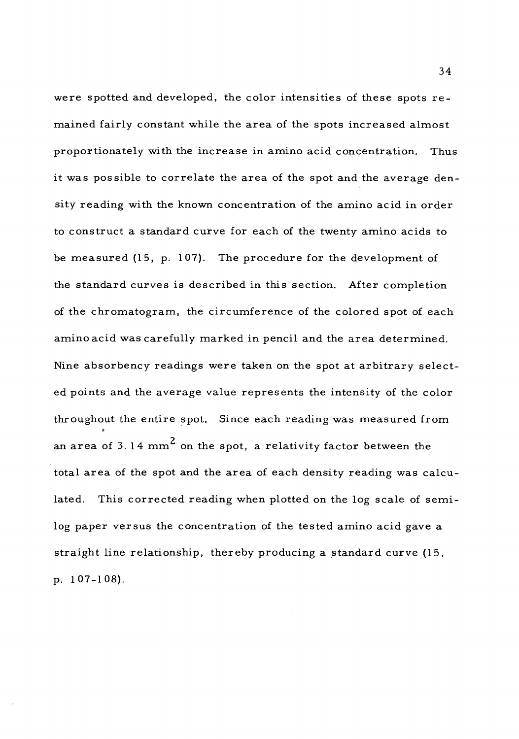were spotted and developed, the color intensities of these spots remained fairly constant while the area of the spots increased almost proportionately with the increase in amino acid concentration. Thus it was possible to correlate the area of the spot and the average density reading with the known concentration of the amino acid in order to construct a standard curve for each of the twenty amino acids to be measured (15, p. 107). The procedure for the development of the standard curves is described in this section. After completion of the chromatogram, the circumference of the colored spot of each amino acid was carefully marked in pencil and the area determined. Nine absorbency readings were taken on the spot at arbitrary selected points and the average value represents the intensity of the color throughout the entire spot. Since each reading was measured from an area of 3.14 $mm^2$ on the spot, a relativity factor between the total area of the spot and the area of each density reading was calculated. This corrected reading when plotted on the log scale of semi-log paper versus the concentration of the tested amino acid gave a straight line relationship, thereby producing a standard curve (15, p. 107-108).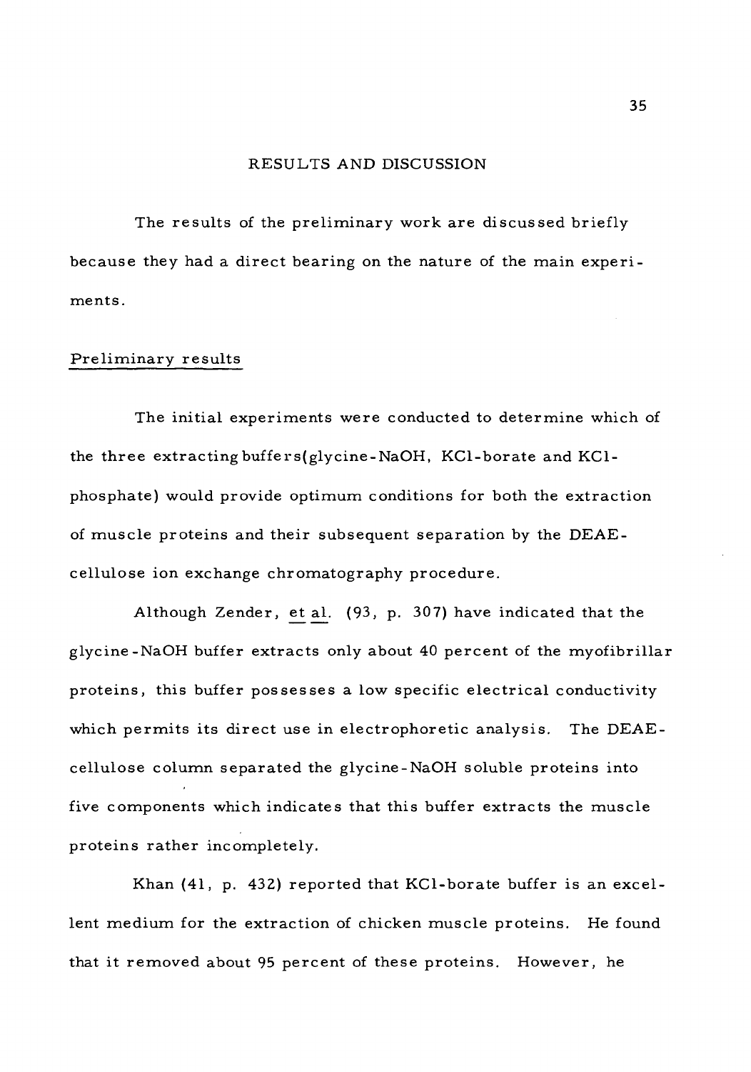# RESULTS AND DISCUSSION

The results of the preliminary work are discussed briefly because they had a direct bearing on the nature of the main experiments.

## Preliminary results

The initial experiments were conducted to determine which of the three extracting buffers(glycine-NaOH, KCl-borate and KCl-phosphate) would provide optimum conditions for both the extraction of muscle proteins and their subsequent separation by the DEAE-cellulose ion exchange chromatography procedure.

Although Zender, et al. (93, p. 307) have indicated that the glycine-NaOH buffer extracts only about 40 percent of the myofibrillar proteins, this buffer possesses a low specific electrical conductivity which permits its direct use in electrophoretic analysis. The DEAE-cellulose column separated the glycine-NaOH soluble proteins into five components which indicates that this buffer extracts the muscle proteins rather incompletely.

Khan (41, p. 432) reported that KCl-borate buffer is an excellent medium for the extraction of chicken muscle proteins. He found that it removed about 95 percent of these proteins. However, he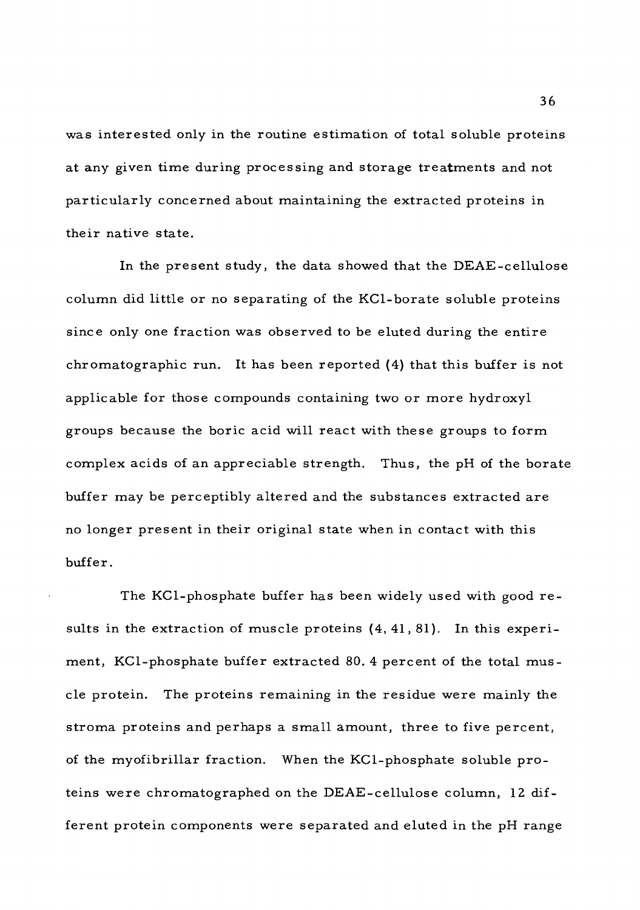was interested only in the routine estimation of total soluble proteins at any given time during processing and storage treatments and not particularly concerned about maintaining the extracted proteins in their native state.

In the present study, the data showed that the DEAE-cellulose column did little or no separating of the KCl-borate soluble proteins since only one fraction was observed to be eluted during the entire chromatographic run. It has been reported (4) that this buffer is not applicable for those compounds containing two or more hydroxyl groups because the boric acid will react with these groups to form complex acids of an appreciable strength. Thus, the pH of the borate buffer may be perceptibly altered and the substances extracted are no longer present in their original state when in contact with this buffer.

The KCl-phosphate buffer has been widely used with good results in the extraction of muscle proteins (4, 41, 81). In this experiment, KCl-phosphate buffer extracted 80.4 percent of the total muscle protein. The proteins remaining in the residue were mainly the stroma proteins and perhaps a small amount, three to five percent, of the myofibrillar fraction. When the KCl-phosphate soluble proteins were chromatographed on the DEAE-cellulose column, 12 different protein components were separated and eluted in the pH range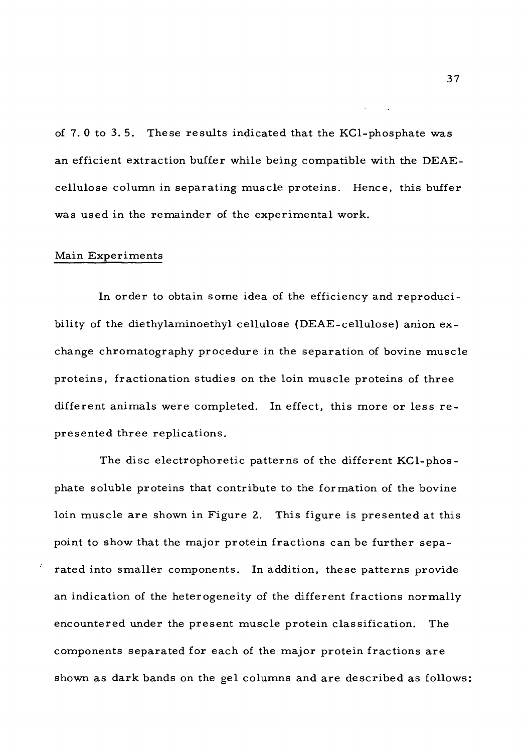of 7.0 to 3.5. These results indicated that the KCl-phosphate was an efficient extraction buffer while being compatible with the DEAE-cellulose column in separating muscle proteins. Hence, this buffer was used in the remainder of the experimental work.

## Main Experiments

In order to obtain some idea of the efficiency and reproducibility of the diethylaminoethyl cellulose (DEAE-cellulose) anion exchange chromatography procedure in the separation of bovine muscle proteins, fractionation studies on the loin muscle proteins of three different animals were completed. In effect, this more or less represented three replications.

The disc electrophoretic patterns of the different KCl-phosphate soluble proteins that contribute to the formation of the bovine loin muscle are shown in Figure 2. This figure is presented at this point to show that the major protein fractions can be further separated into smaller components. In addition, these patterns provide an indication of the heterogeneity of the different fractions normally encountered under the present muscle protein classification. The components separated for each of the major protein fractions are shown as dark bands on the gel columns and are described as follows: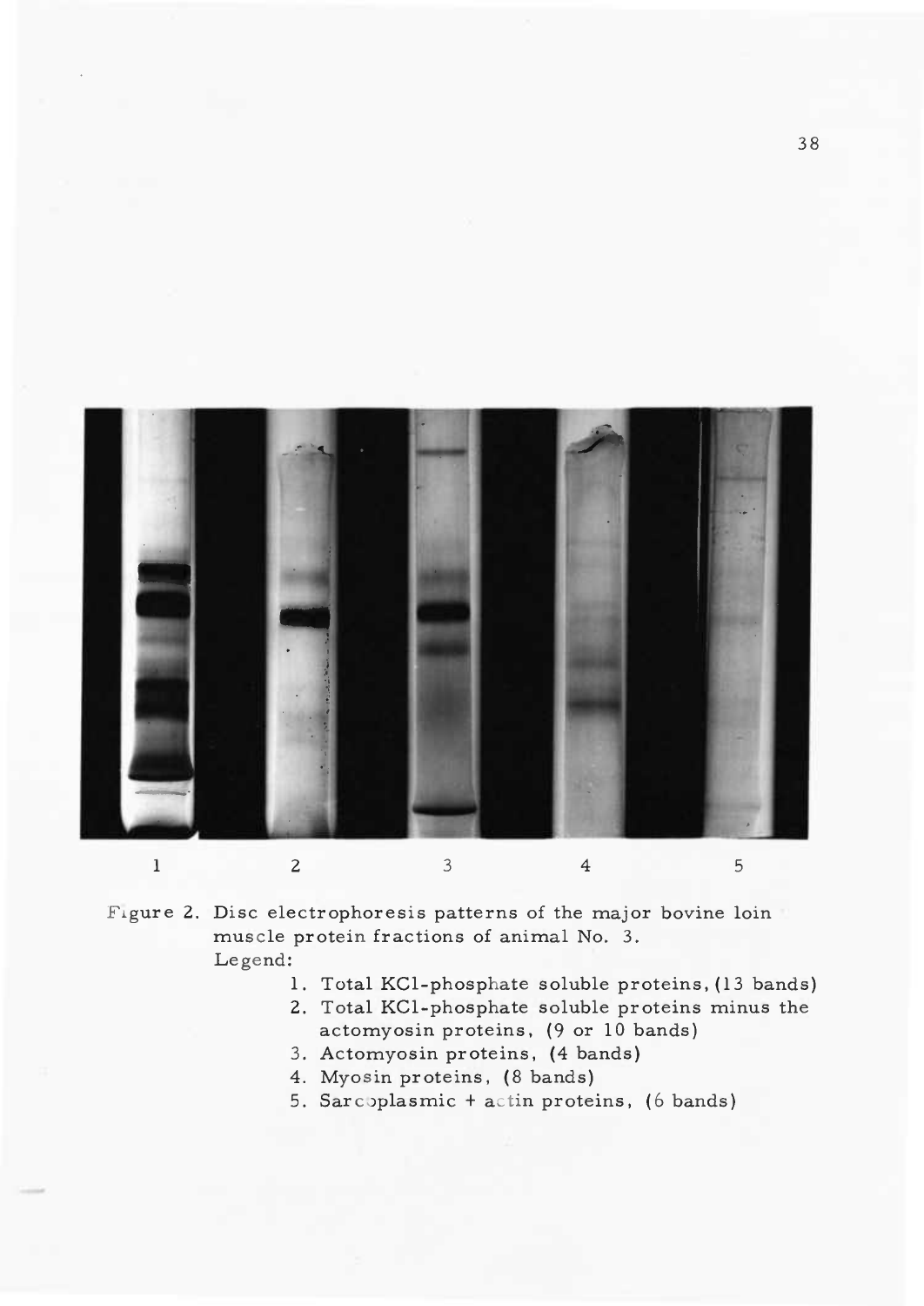1 2 3 4 5

Figure 2. Disc electrophoresis patterns of the major bovine loin muscle protein fractions of animal No. 3.

Legend:

1. Total KCl-phosphate soluble proteins, (13 bands)
2. Total KCl-phosphate soluble proteins minus the actomyosin proteins, (9 or 10 bands)
3. Actomyosin proteins, (4 bands)
4. Myosin proteins, (8 bands)
5. Sarcoplasmic + actin proteins, (6 bands)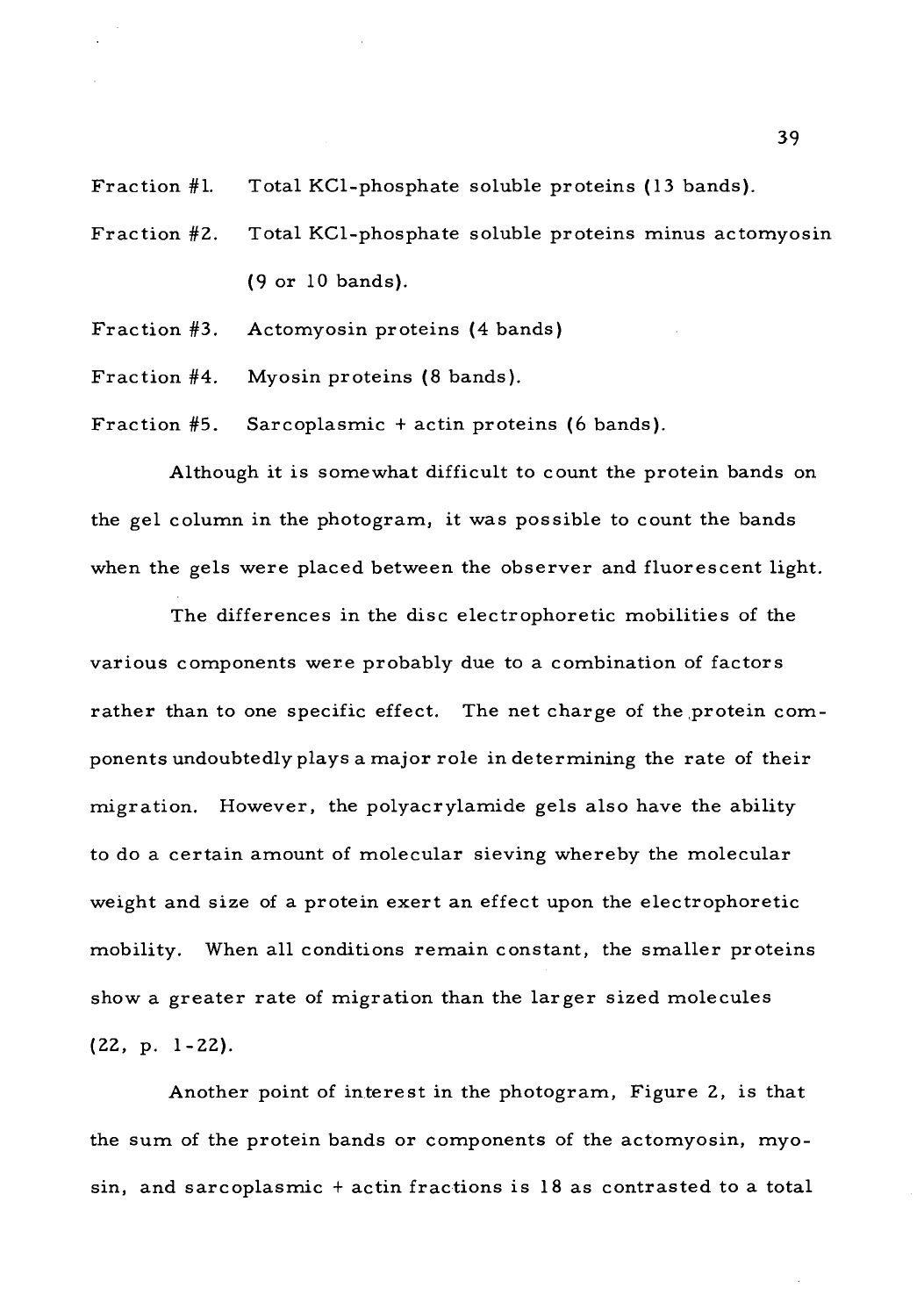Fraction #1. Total KCl-phosphate soluble proteins (13 bands).

Fraction #2. Total KCl-phosphate soluble proteins minus actomyosin (9 or 10 bands).

Fraction #3. Actomyosin proteins (4 bands)

Fraction #4. Myosin proteins (8 bands).

Fraction #5. Sarcoplasmic + actin proteins (6 bands).

Although it is somewhat difficult to count the protein bands on the gel column in the photogram, it was possible to count the bands when the gels were placed between the observer and fluorescent light.

The differences in the disc electrophoretic mobilities of the various components were probably due to a combination of factors rather than to one specific effect. The net charge of the protein components undoubtedly plays a major role in determining the rate of their migration. However, the polyacrylamide gels also have the ability to do a certain amount of molecular sieving whereby the molecular weight and size of a protein exert an effect upon the electrophoretic mobility. When all conditions remain constant, the smaller proteins show a greater rate of migration than the larger sized molecules (22, p. 1-22).

Another point of interest in the photogram, Figure 2, is that the sum of the protein bands or components of the actomyosin, myosin, and sarcoplasmic + actin fractions is 18 as contrasted to a total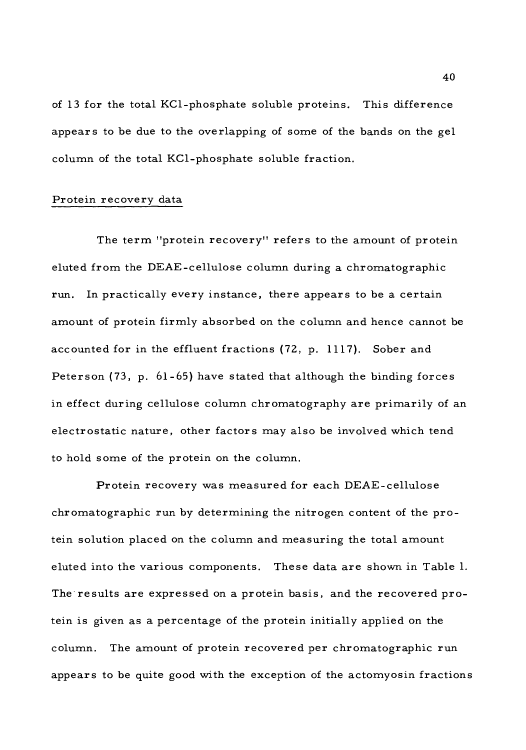of 13 for the total KCl-phosphate soluble proteins. This difference appears to be due to the overlapping of some of the bands on the gel column of the total KCl-phosphate soluble fraction.

## Protein recovery data

The term "protein recovery" refers to the amount of protein eluted from the DEAE-cellulose column during a chromatographic run. In practically every instance, there appears to be a certain amount of protein firmly absorbed on the column and hence cannot be accounted for in the effluent fractions (72, p. 1117). Sober and Peterson (73, p. 61-65) have stated that although the binding forces in effect during cellulose column chromatography are primarily of an electrostatic nature, other factors may also be involved which tend to hold some of the protein on the column.

Protein recovery was measured for each DEAE-cellulose chromatographic run by determining the nitrogen content of the protein solution placed on the column and measuring the total amount eluted into the various components. These data are shown in Table 1. The results are expressed on a protein basis, and the recovered protein is given as a percentage of the protein initially applied on the column. The amount of protein recovered per chromatographic run appears to be quite good with the exception of the actomyosin fractions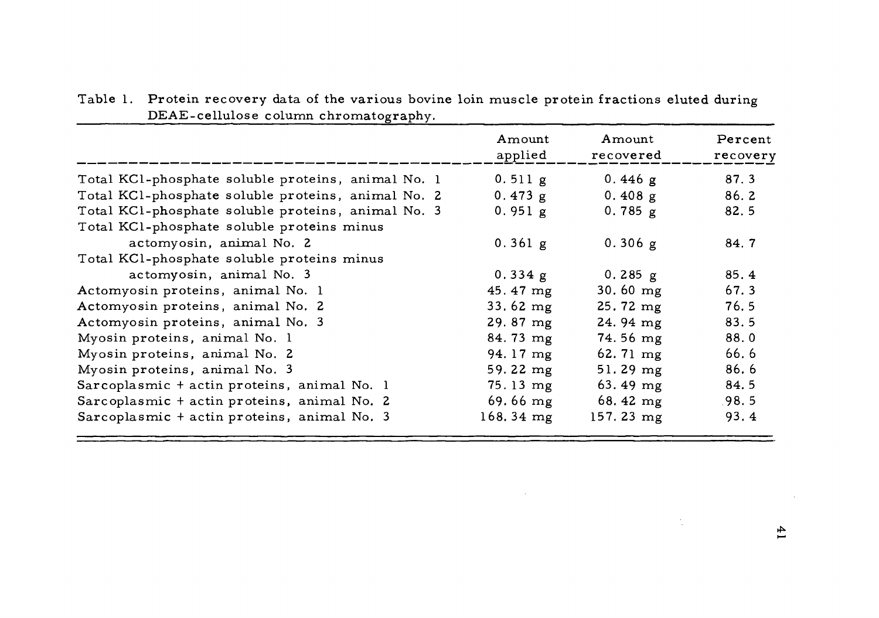Table 1. Protein recovery data of the various bovine loin muscle protein fractions eluted during DEAE-cellulose column chromatography.

| | Amount applied | Amount recovered | Percent recovery |
|---|---|---|---|
| Total KCl-phosphate soluble proteins, animal No. 1 | 0.511 g | 0.446 g | 87.3 |
| Total KCl-phosphate soluble proteins, animal No. 2 | 0.473 g | 0.408 g | 86.2 |
| Total KCl-phosphate soluble proteins, animal No. 3 | 0.951 g | 0.785 g | 82.5 |
| Total KCl-phosphate soluble proteins minus actomyosin, animal No. 2 | 0.361 g | 0.306 g | 84.7 |
| Total KCl-phosphate soluble proteins minus actomyosin, animal No. 3 | 0.334 g | 0.285 g | 85.4 |
| Actomyosin proteins, animal No. 1 | 45.47 mg | 30.60 mg | 67.3 |
| Actomyosin proteins, animal No. 2 | 33.62 mg | 25.72 mg | 76.5 |
| Actomyosin proteins, animal No. 3 | 29.87 mg | 24.94 mg | 83.5 |
| Myosin proteins, animal No. 1 | 84.73 mg | 74.56 mg | 88.0 |
| Myosin proteins, animal No. 2 | 94.17 mg | 62.71 mg | 66.6 |
| Myosin proteins, animal No. 3 | 59.22 mg | 51.29 mg | 86.6 |
| Sarcoplasmic + actin proteins, animal No. 1 | 75.13 mg | 63.49 mg | 84.5 |
| Sarcoplasmic + actin proteins, animal No. 2 | 69.66 mg | 68.42 mg | 98.5 |
| Sarcoplasmic + actin proteins, animal No. 3 | 168.34 mg | 157.23 mg | 93.4 |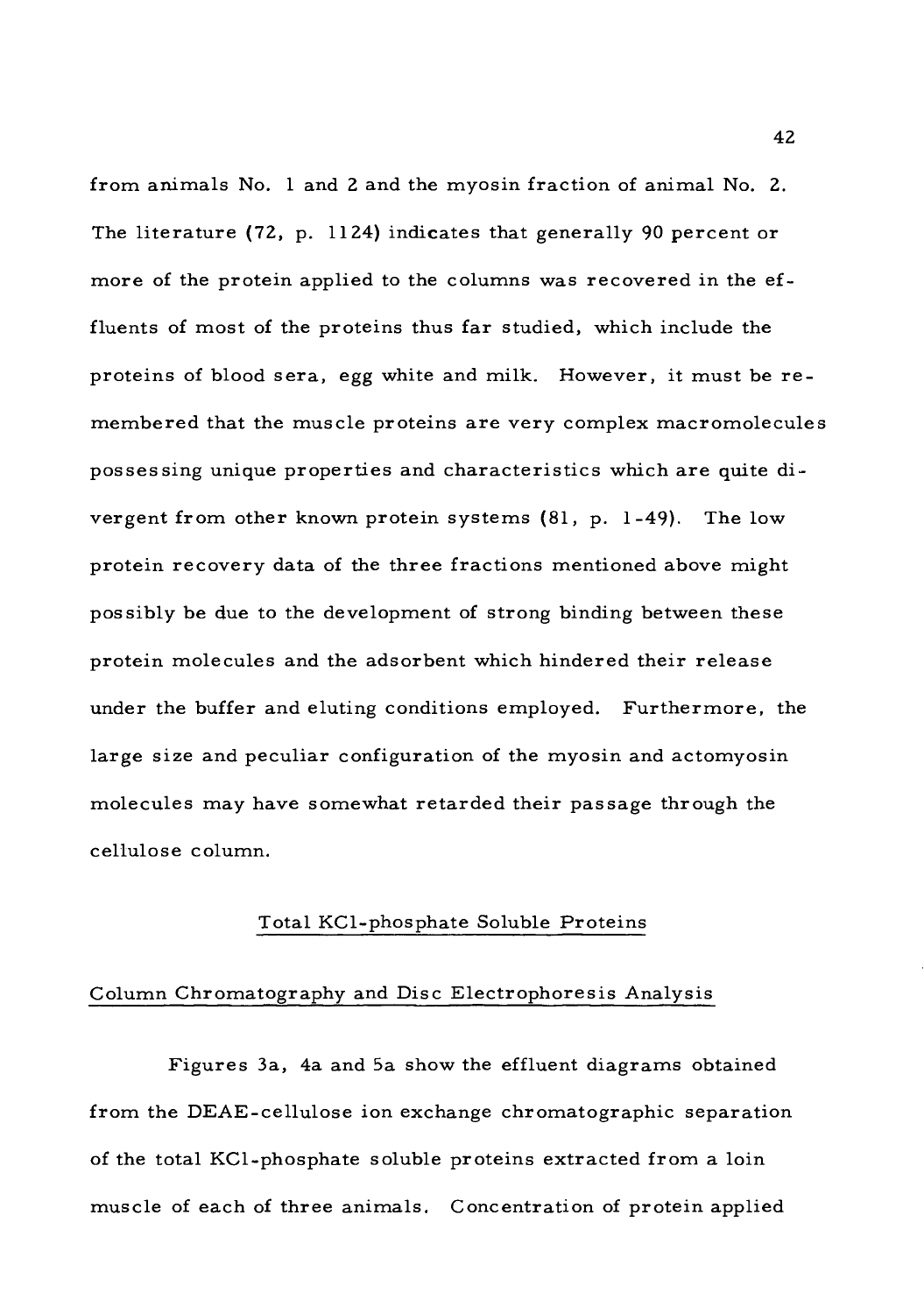from animals No. 1 and 2 and the myosin fraction of animal No. 2. The literature (72, p. 1124) indicates that generally 90 percent or more of the protein applied to the columns was recovered in the effluents of most of the proteins thus far studied, which include the proteins of blood sera, egg white and milk. However, it must be remembered that the muscle proteins are very complex macromolecules possessing unique properties and characteristics which are quite divergent from other known protein systems (81, p. 1-49). The low protein recovery data of the three fractions mentioned above might possibly be due to the development of strong binding between these protein molecules and the adsorbent which hindered their release under the buffer and eluting conditions employed. Furthermore, the large size and peculiar configuration of the myosin and actomyosin molecules may have somewhat retarded their passage through the cellulose column.

## Total KCl-phosphate Soluble Proteins

### Column Chromatography and Disc Electrophoresis Analysis

Figures 3a, 4a and 5a show the effluent diagrams obtained from the DEAE-cellulose ion exchange chromatographic separation of the total KCl-phosphate soluble proteins extracted from a loin muscle of each of three animals. Concentration of protein applied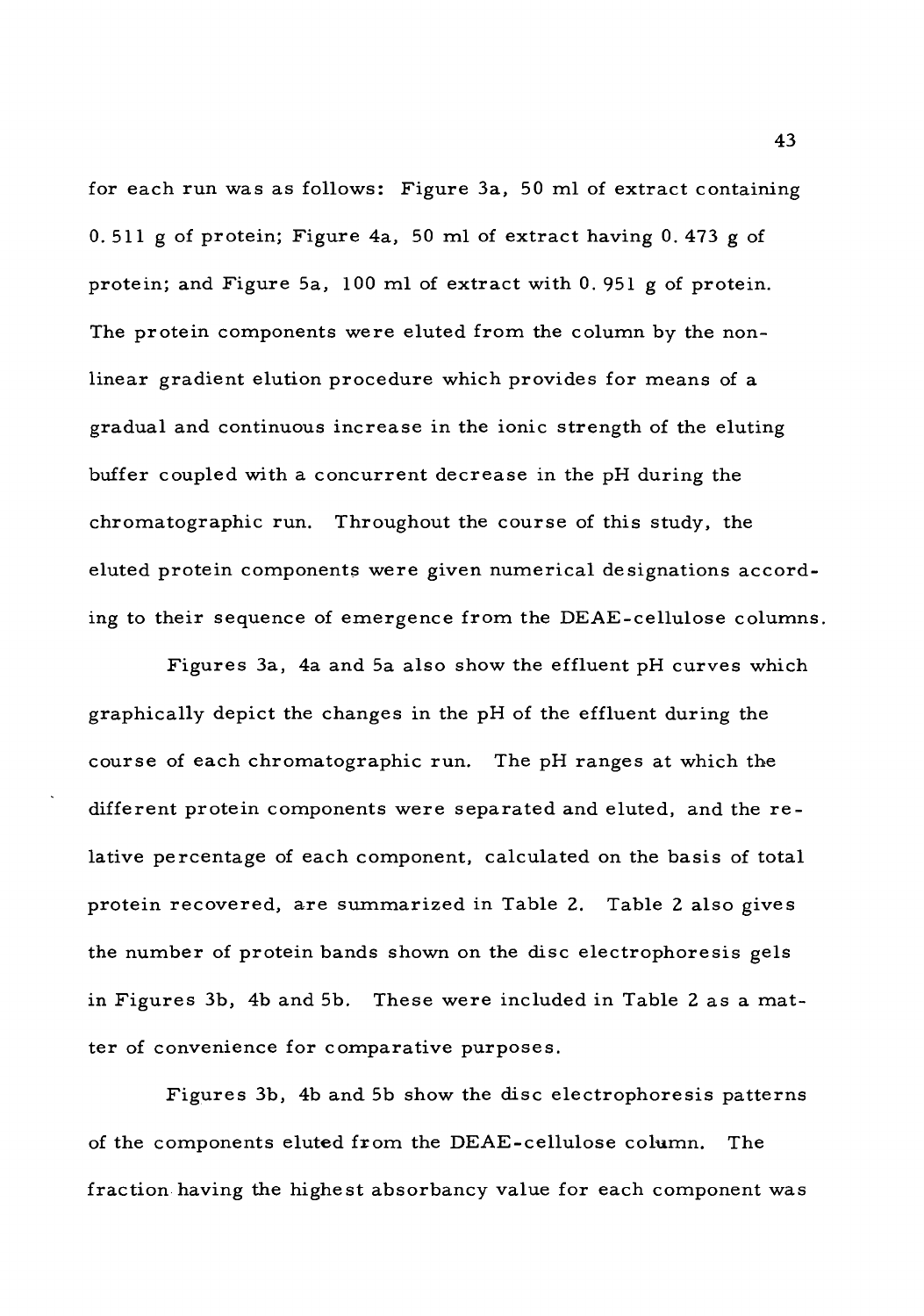for each run was as follows: Figure 3a, 50 ml of extract containing 0.511 g of protein; Figure 4a, 50 ml of extract having 0.473 g of protein; and Figure 5a, 100 ml of extract with 0.951 g of protein. The protein components were eluted from the column by the non-linear gradient elution procedure which provides for means of a gradual and continuous increase in the ionic strength of the eluting buffer coupled with a concurrent decrease in the pH during the chromatographic run. Throughout the course of this study, the eluted protein components were given numerical designations according to their sequence of emergence from the DEAE-cellulose columns.

Figures 3a, 4a and 5a also show the effluent pH curves which graphically depict the changes in the pH of the effluent during the course of each chromatographic run. The pH ranges at which the different protein components were separated and eluted, and the relative percentage of each component, calculated on the basis of total protein recovered, are summarized in Table 2. Table 2 also gives the number of protein bands shown on the disc electrophoresis gels in Figures 3b, 4b and 5b. These were included in Table 2 as a matter of convenience for comparative purposes.

Figures 3b, 4b and 5b show the disc electrophoresis patterns of the components eluted from the DEAE-cellulose column. The fraction having the highest absorbancy value for each component was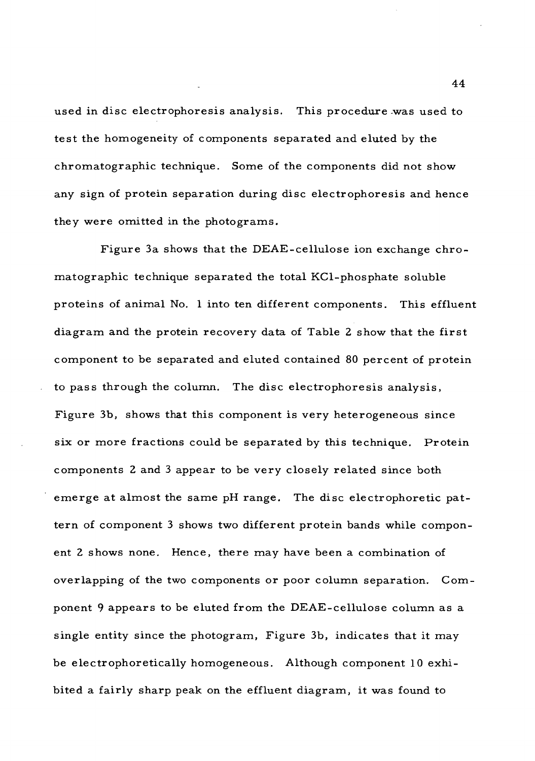used in disc electrophoresis analysis. This procedure was used to test the homogeneity of components separated and eluted by the chromatographic technique. Some of the components did not show any sign of protein separation during disc electrophoresis and hence they were omitted in the photograms.

Figure 3a shows that the DEAE-cellulose ion exchange chromatographic technique separated the total KCl-phosphate soluble proteins of animal No. 1 into ten different components. This effluent diagram and the protein recovery data of Table 2 show that the first component to be separated and eluted contained 80 percent of protein to pass through the column. The disc electrophoresis analysis, Figure 3b, shows that this component is very heterogeneous since six or more fractions could be separated by this technique. Protein components 2 and 3 appear to be very closely related since both emerge at almost the same pH range. The disc electrophoretic pattern of component 3 shows two different protein bands while component 2 shows none. Hence, there may have been a combination of overlapping of the two components or poor column separation. Component 9 appears to be eluted from the DEAE-cellulose column as a single entity since the photogram, Figure 3b, indicates that it may be electrophoretically homogeneous. Although component 10 exhibited a fairly sharp peak on the effluent diagram, it was found to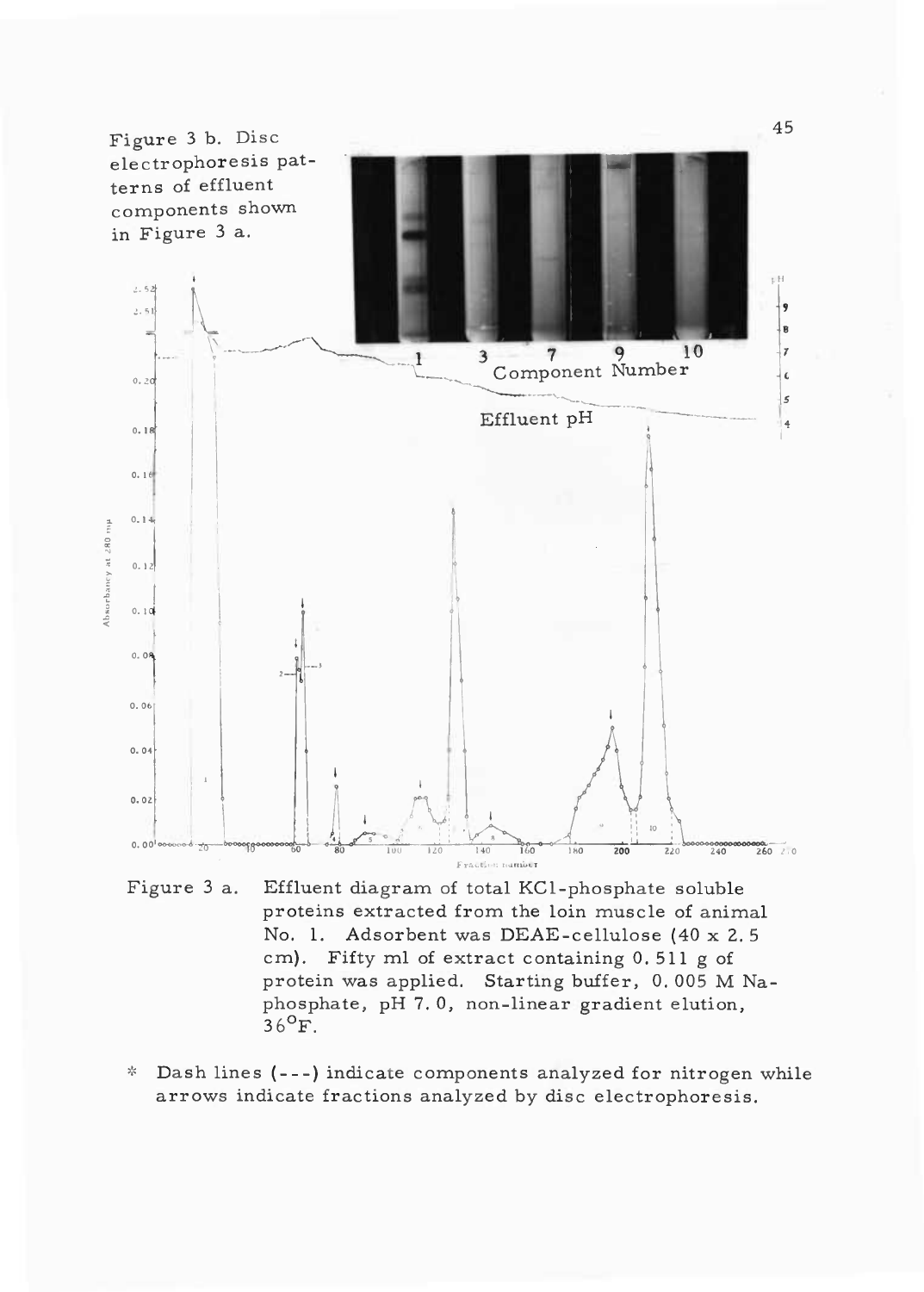Figure 3 b. Disc electrophoresis patterns of effluent components shown in Figure 3 a.

Figure 3 a. Effluent diagram of total KCl-phosphate soluble proteins extracted from the loin muscle of animal No. 1. Adsorbent was DEAE-cellulose (40 x 2.5 cm). Fifty ml of extract containing 0.511 g of protein was applied. Starting buffer, 0.005 M Na-phosphate, pH 7.0, non-linear gradient elution, 36°F.

* Dash lines (---) indicate components analyzed for nitrogen while arrows indicate fractions analyzed by disc electrophoresis.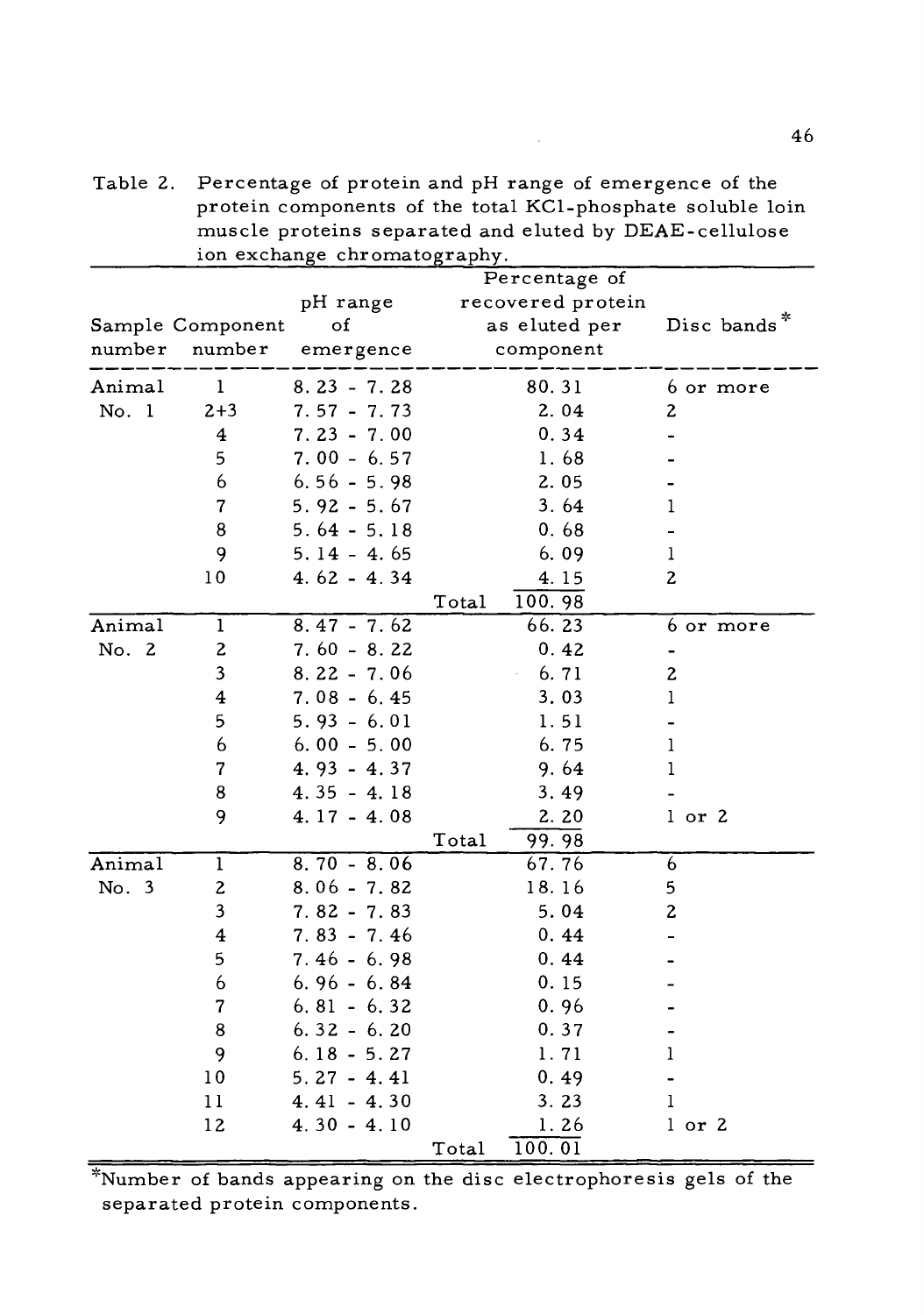Table 2. Percentage of protein and pH range of emergence of the protein components of the total KCl-phosphate soluble loin muscle proteins separated and eluted by DEAE-cellulose ion exchange chromatography.

| Sample number | Component number | pH range of emergence | Percentage of recovered protein as eluted per component | Disc bands* |
|---|---|---|---|---|
| Animal No. 1 | 1 | 8.23 - 7.28 | 80.31 | 6 or more |
| | 2+3 | 7.57 - 7.73 | 2.04 | 2 |
| | 4 | 7.23 - 7.00 | 0.34 | - |
| | 5 | 7.00 - 6.57 | 1.68 | - |
| | 6 | 6.56 - 5.98 | 2.05 | - |
| | 7 | 5.92 - 5.67 | 3.64 | 1 |
| | 8 | 5.64 - 5.18 | 0.68 | - |
| | 9 | 5.14 - 4.65 | 6.09 | 1 |
| | 10 | 4.62 - 4.34 | 4.15 | 2 |
| | | Total | 100.98 | |
| Animal No. 2 | 1 | 8.47 - 7.62 | 66.23 | 6 or more |
| | 2 | 7.60 - 8.22 | 0.42 | - |
| | 3 | 8.22 - 7.06 | 6.71 | 2 |
| | 4 | 7.08 - 6.45 | 3.03 | 1 |
| | 5 | 5.93 - 6.01 | 1.51 | - |
| | 6 | 6.00 - 5.00 | 6.75 | 1 |
| | 7 | 4.93 - 4.37 | 9.64 | 1 |
| | 8 | 4.35 - 4.18 | 3.49 | - |
| | 9 | 4.17 - 4.08 | 2.20 | 1 or 2 |
| | | Total | 99.98 | |
| Animal No. 3 | 1 | 8.70 - 8.06 | 67.76 | 6 |
| | 2 | 8.06 - 7.82 | 18.16 | 5 |
| | 3 | 7.82 - 7.83 | 5.04 | 2 |
| | 4 | 7.83 - 7.46 | 0.44 | - |
| | 5 | 7.46 - 6.98 | 0.44 | - |
| | 6 | 6.96 - 6.84 | 0.15 | - |
| | 7 | 6.81 - 6.32 | 0.96 | - |
| | 8 | 6.32 - 6.20 | 0.37 | - |
| | 9 | 6.18 - 5.27 | 1.71 | 1 |
| | 10 | 5.27 - 4.41 | 0.49 | - |
| | 11 | 4.41 - 4.30 | 3.23 | 1 |
| | 12 | 4.30 - 4.10 | 1.26 | 1 or 2 |
| | | Total | 100.01 | |

*Number of bands appearing on the disc electrophoresis gels of the separated protein components.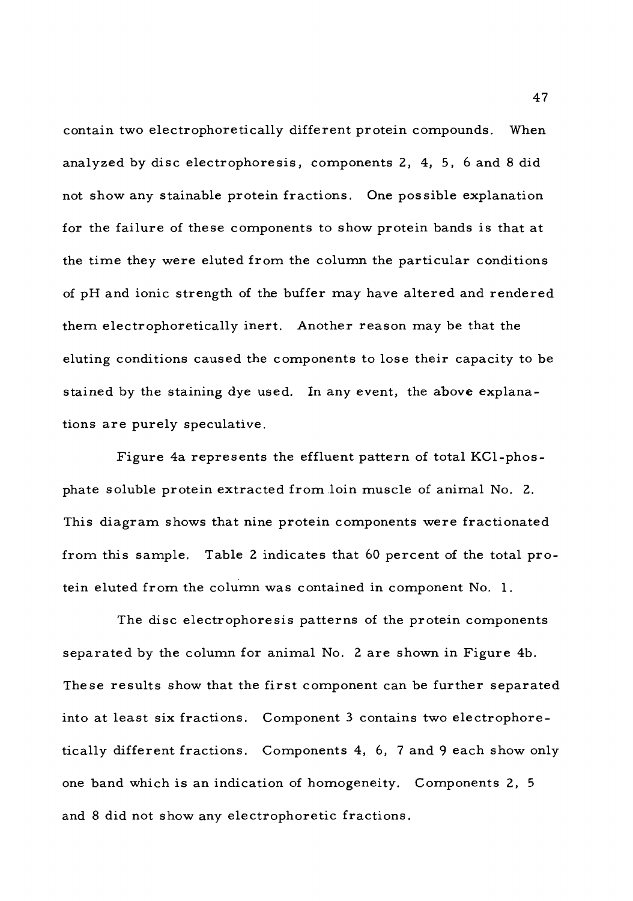contain two electrophoretically different protein compounds. When analyzed by disc electrophoresis, components 2, 4, 5, 6 and 8 did not show any stainable protein fractions. One possible explanation for the failure of these components to show protein bands is that at the time they were eluted from the column the particular conditions of pH and ionic strength of the buffer may have altered and rendered them electrophoretically inert. Another reason may be that the eluting conditions caused the components to lose their capacity to be stained by the staining dye used. In any event, the above explanations are purely speculative.

Figure 4a represents the effluent pattern of total KCl-phosphate soluble protein extracted from loin muscle of animal No. 2. This diagram shows that nine protein components were fractionated from this sample. Table 2 indicates that 60 percent of the total protein eluted from the column was contained in component No. 1.

The disc electrophoresis patterns of the protein components separated by the column for animal No. 2 are shown in Figure 4b. These results show that the first component can be further separated into at least six fractions. Component 3 contains two electrophoretically different fractions. Components 4, 6, 7 and 9 each show only one band which is an indication of homogeneity. Components 2, 5 and 8 did not show any electrophoretic fractions.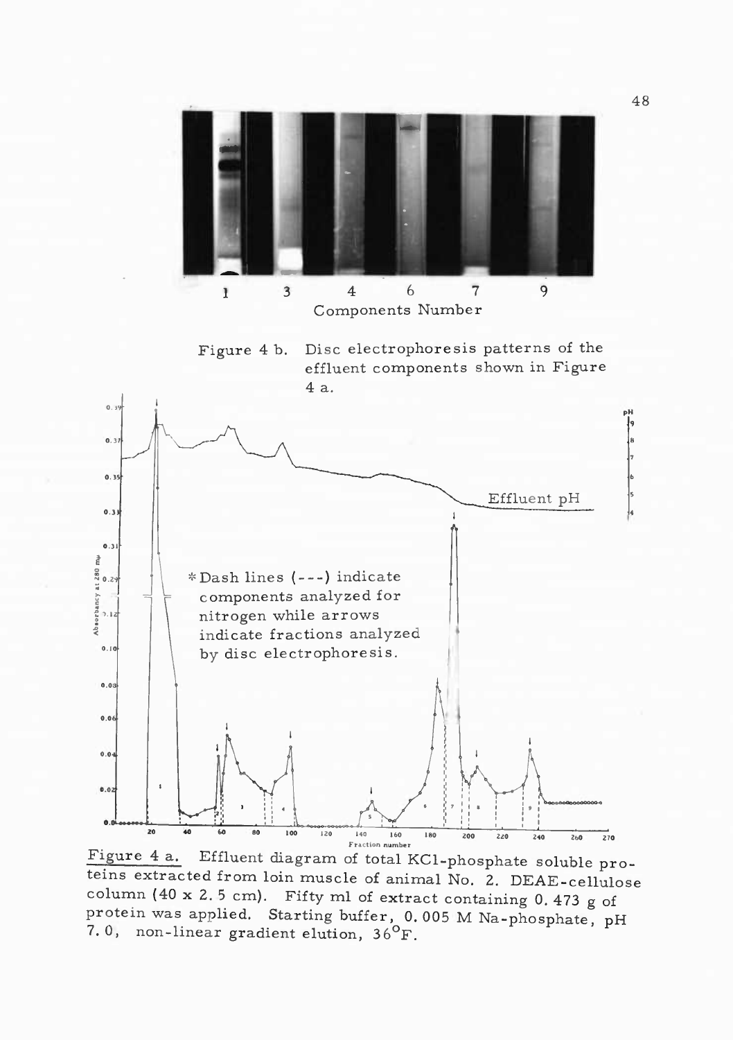1 3 4 6 7 9

Components Number

Figure 4 b. Disc electrophoresis patterns of the effluent components shown in Figure 4 a.

Effluent pH

*Dash lines (---) indicate components analyzed for nitrogen while arrows indicate fractions analyzed by disc electrophoresis.

Figure 4 a. Effluent diagram of total KCl-phosphate soluble proteins extracted from loin muscle of animal No. 2. DEAE-cellulose column (40 x 2.5 cm). Fifty ml of extract containing 0.473 g of protein was applied. Starting buffer, 0.005 M Na-phosphate, pH 7.0, non-linear gradient elution, 36°F.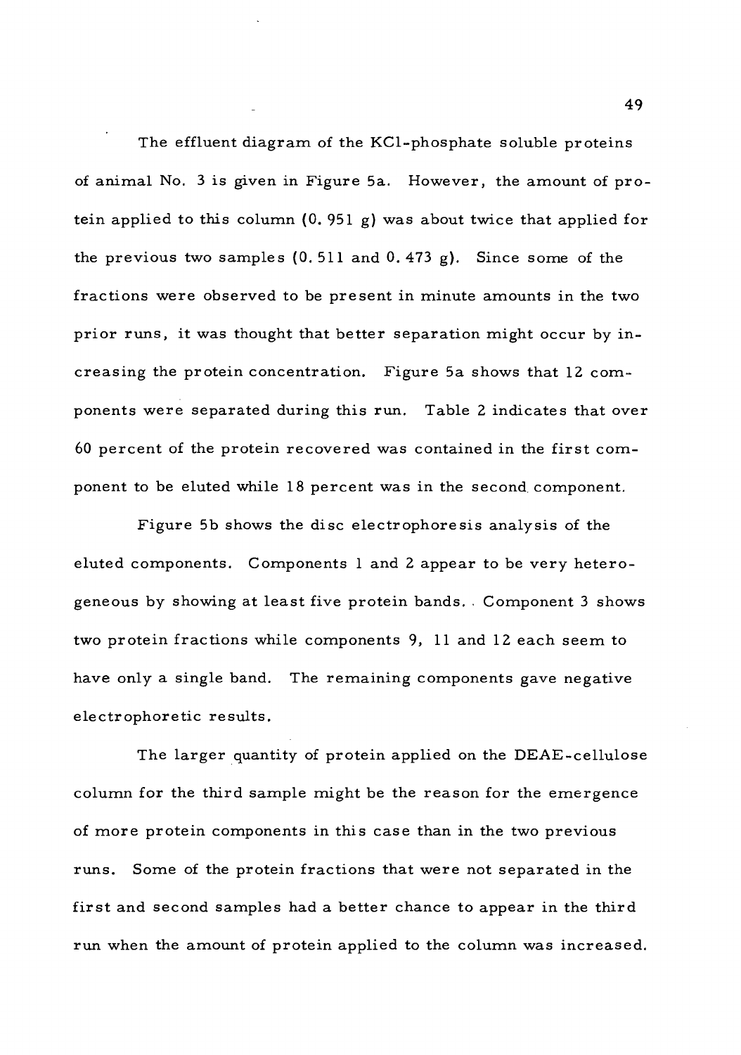The effluent diagram of the KCl-phosphate soluble proteins of animal No. 3 is given in Figure 5a. However, the amount of protein applied to this column (0.951 g) was about twice that applied for the previous two samples (0.511 and 0.473 g). Since some of the fractions were observed to be present in minute amounts in the two prior runs, it was thought that better separation might occur by increasing the protein concentration. Figure 5a shows that 12 components were separated during this run. Table 2 indicates that over 60 percent of the protein recovered was contained in the first component to be eluted while 18 percent was in the second component.

Figure 5b shows the disc electrophoresis analysis of the eluted components. Components 1 and 2 appear to be very heterogeneous by showing at least five protein bands. Component 3 shows two protein fractions while components 9, 11 and 12 each seem to have only a single band. The remaining components gave negative electrophoretic results.

The larger quantity of protein applied on the DEAE-cellulose column for the third sample might be the reason for the emergence of more protein components in this case than in the two previous runs. Some of the protein fractions that were not separated in the first and second samples had a better chance to appear in the third run when the amount of protein applied to the column was increased.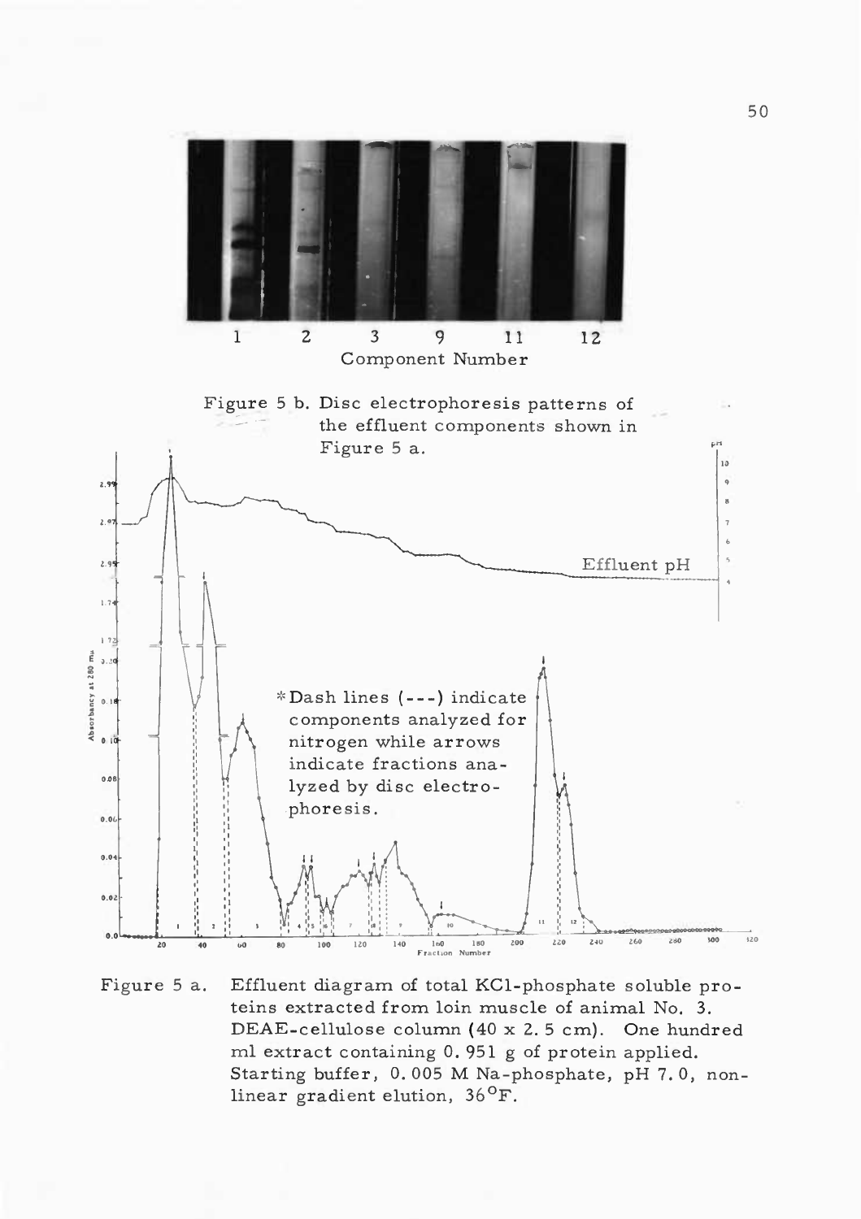1 2 3 9 11 12

Component Number

Figure 5 b. Disc electrophoresis patterns of the effluent components shown in Figure 5 a.

*Dash lines (---) indicate components analyzed for nitrogen while arrows indicate fractions analyzed by disc electrophoresis.

Effluent pH

Figure 5 a. Effluent diagram of total KCl-phosphate soluble proteins extracted from loin muscle of animal No. 3. DEAE-cellulose column (40 x 2.5 cm). One hundred ml extract containing 0.951 g of protein applied. Starting buffer, 0.005 M Na-phosphate, pH 7.0, non-linear gradient elution, 36°F.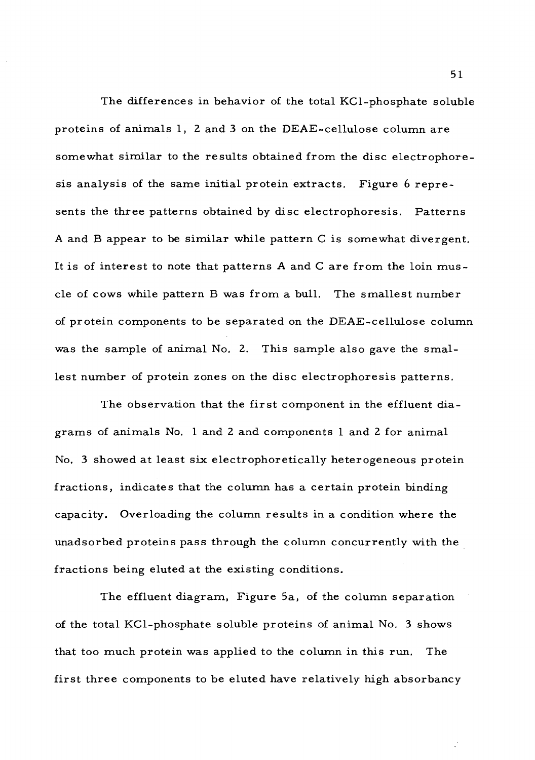The differences in behavior of the total KCl-phosphate soluble proteins of animals 1, 2 and 3 on the DEAE-cellulose column are somewhat similar to the results obtained from the disc electrophoresis analysis of the same initial protein extracts. Figure 6 represents the three patterns obtained by disc electrophoresis. Patterns A and B appear to be similar while pattern C is somewhat divergent. It is of interest to note that patterns A and C are from the loin muscle of cows while pattern B was from a bull. The smallest number of protein components to be separated on the DEAE-cellulose column was the sample of animal No. 2. This sample also gave the smallest number of protein zones on the disc electrophoresis patterns.

The observation that the first component in the effluent diagrams of animals No. 1 and 2 and components 1 and 2 for animal No. 3 showed at least six electrophoretically heterogeneous protein fractions, indicates that the column has a certain protein binding capacity. Overloading the column results in a condition where the unadsorbed proteins pass through the column concurrently with the fractions being eluted at the existing conditions.

The effluent diagram, Figure 5a, of the column separation of the total KCl-phosphate soluble proteins of animal No. 3 shows that too much protein was applied to the column in this run. The first three components to be eluted have relatively high absorbancy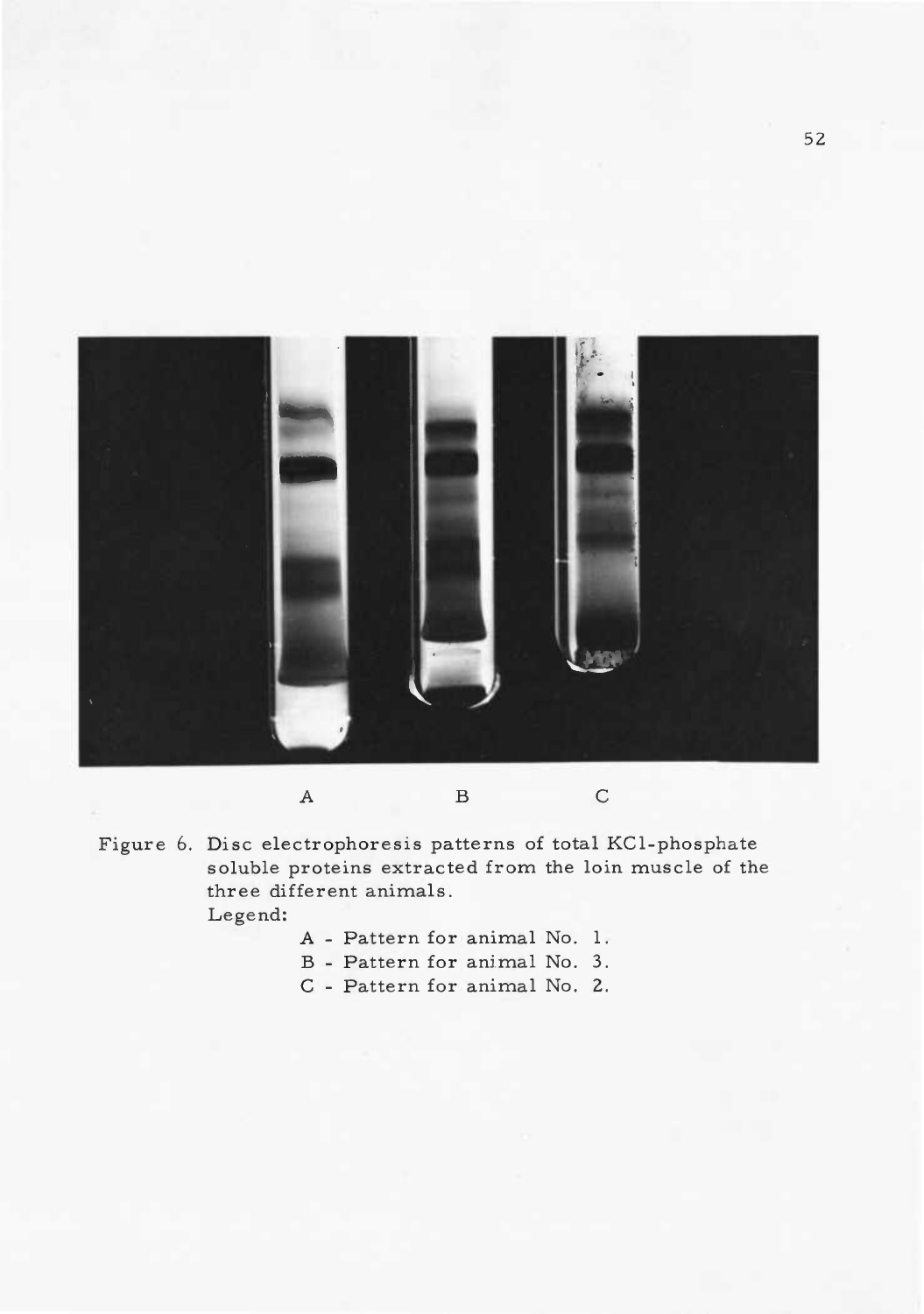A B C

Figure 6. Disc electrophoresis patterns of total KCl-phosphate soluble proteins extracted from the loin muscle of the three different animals.

Legend:

A - Pattern for animal No. 1.
B - Pattern for animal No. 3.
C - Pattern for animal No. 2.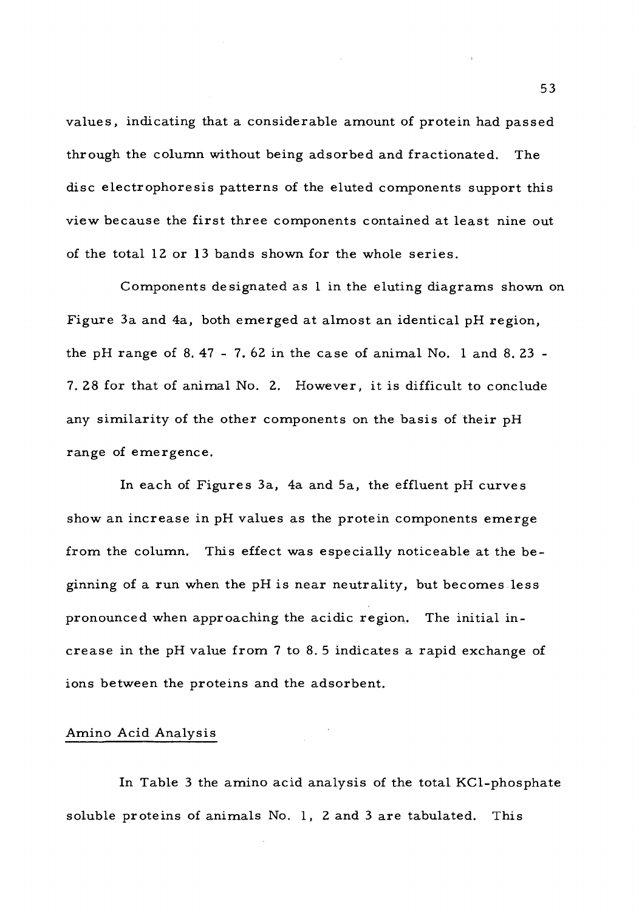values, indicating that a considerable amount of protein had passed through the column without being adsorbed and fractionated. The disc electrophoresis patterns of the eluted components support this view because the first three components contained at least nine out of the total 12 or 13 bands shown for the whole series.

Components designated as 1 in the eluting diagrams shown on Figure 3a and 4a, both emerged at almost an identical pH region, the pH range of 8.47 - 7.62 in the case of animal No. 1 and 8.23 - 7.28 for that of animal No. 2. However, it is difficult to conclude any similarity of the other components on the basis of their pH range of emergence.

In each of Figures 3a, 4a and 5a, the effluent pH curves show an increase in pH values as the protein components emerge from the column. This effect was especially noticeable at the beginning of a run when the pH is near neutrality, but becomes less pronounced when approaching the acidic region. The initial increase in the pH value from 7 to 8.5 indicates a rapid exchange of ions between the proteins and the adsorbent.

## Amino Acid Analysis

In Table 3 the amino acid analysis of the total KCl-phosphate soluble proteins of animals No. 1, 2 and 3 are tabulated. This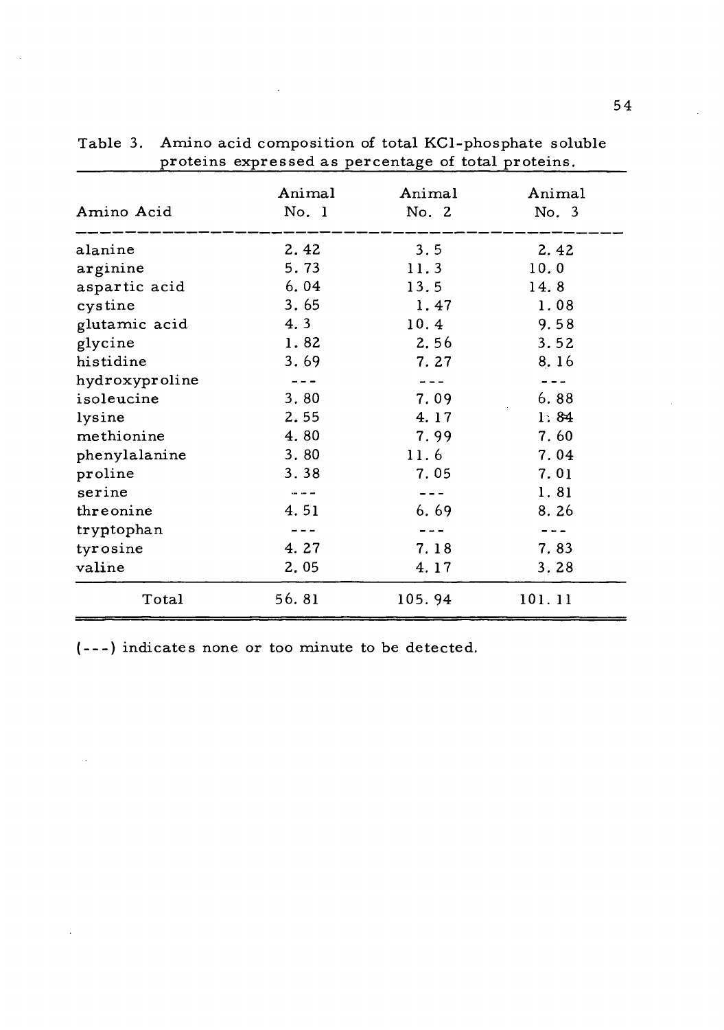Table 3. Amino acid composition of total KCl-phosphate soluble proteins expressed as percentage of total proteins.

| Amino Acid | Animal No. 1 | Animal No. 2 | Animal No. 3 |
|---|---|---|---|
| alanine | 2.42 | 3.5 | 2.42 |
| arginine | 5.73 | 11.3 | 10.0 |
| aspartic acid | 6.04 | 13.5 | 14.8 |
| cystine | 3.65 | 1.47 | 1.08 |
| glutamic acid | 4.3 | 10.4 | 9.58 |
| glycine | 1.82 | 2.56 | 3.52 |
| histidine | 3.69 | 7.27 | 8.16 |
| hydroxyproline | --- | --- | --- |
| isoleucine | 3.80 | 7.09 | 6.88 |
| lysine | 2.55 | 4.17 | 1.84 |
| methionine | 4.80 | 7.99 | 7.60 |
| phenylalanine | 3.80 | 11.6 | 7.04 |
| proline | 3.38 | 7.05 | 7.01 |
| serine | --- | --- | 1.81 |
| threonine | 4.51 | 6.69 | 8.26 |
| tryptophan | --- | --- | --- |
| tyrosine | 4.27 | 7.18 | 7.83 |
| valine | 2.05 | 4.17 | 3.28 |
| Total | 56.81 | 105.94 | 101.11 |

(---) indicates none or too minute to be detected.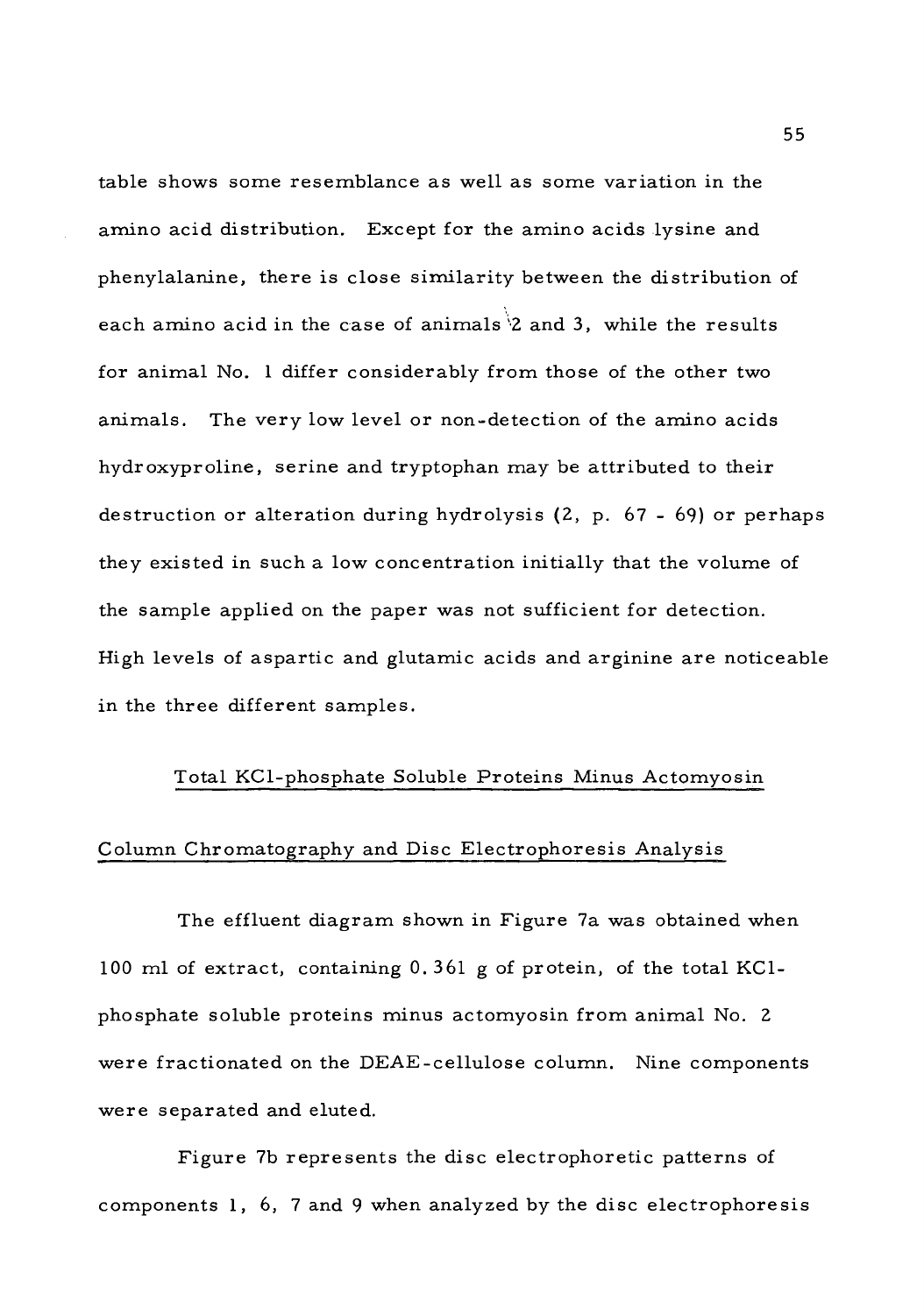table shows some resemblance as well as some variation in the amino acid distribution. Except for the amino acids lysine and phenylalanine, there is close similarity between the distribution of each amino acid in the case of animals 2 and 3, while the results for animal No. 1 differ considerably from those of the other two animals. The very low level or non-detection of the amino acids hydroxyproline, serine and tryptophan may be attributed to their destruction or alteration during hydrolysis (2, p. 67 - 69) or perhaps they existed in such a low concentration initially that the volume of the sample applied on the paper was not sufficient for detection. High levels of aspartic and glutamic acids and arginine are noticeable in the three different samples.

## Total KCl-phosphate Soluble Proteins Minus Actomyosin

### Column Chromatography and Disc Electrophoresis Analysis

The effluent diagram shown in Figure 7a was obtained when 100 ml of extract, containing 0.361 g of protein, of the total KCl-phosphate soluble proteins minus actomyosin from animal No. 2 were fractionated on the DEAE-cellulose column. Nine components were separated and eluted.

Figure 7b represents the disc electrophoretic patterns of components 1, 6, 7 and 9 when analyzed by the disc electrophoresis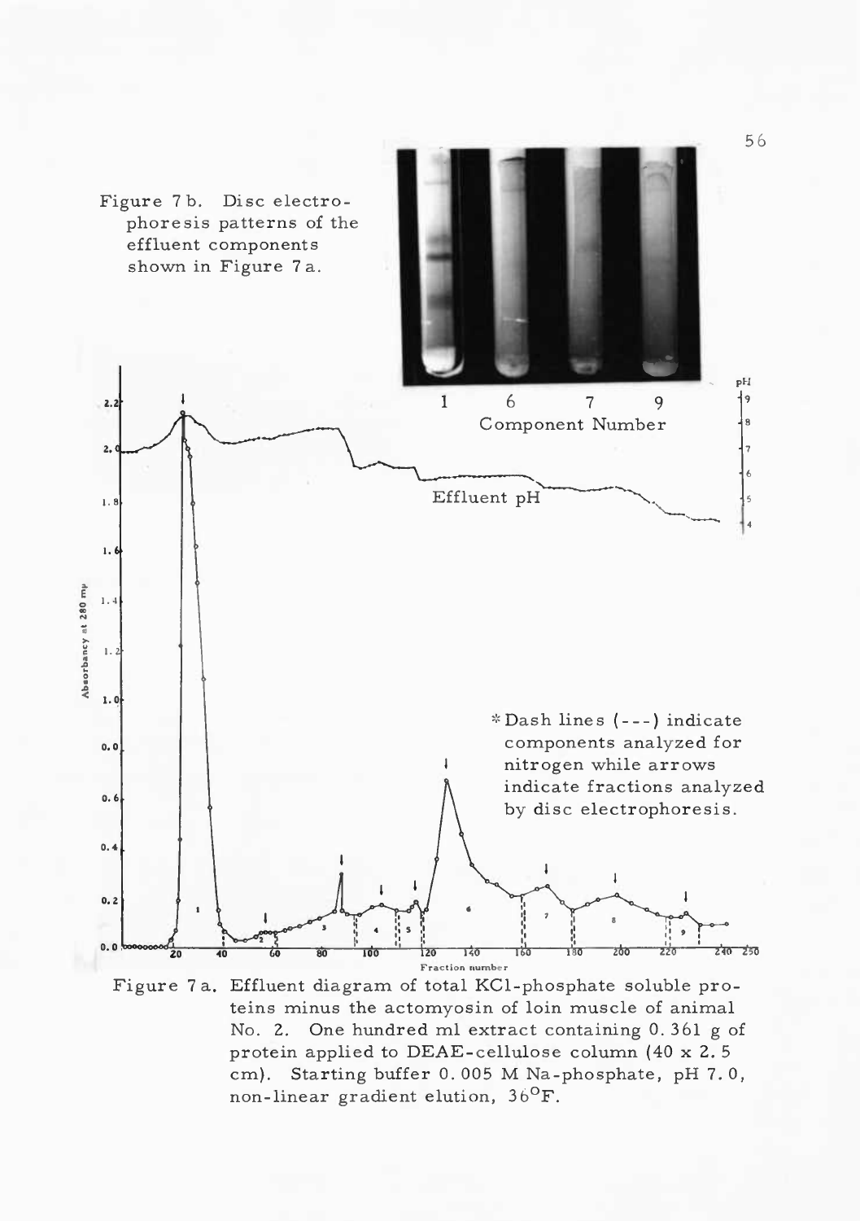Figure 7b. Disc electrophoresis patterns of the effluent components shown in Figure 7a.

1 6 7 9
Component Number

Effluent pH

*Dash lines (---) indicate components analyzed for nitrogen while arrows indicate fractions analyzed by disc electrophoresis.

Figure 7a. Effluent diagram of total KCl-phosphate soluble proteins minus the actomyosin of loin muscle of animal No. 2. One hundred ml extract containing 0.361 g of protein applied to DEAE-cellulose column (40 x 2.5 cm). Starting buffer 0.005 M Na-phosphate, pH 7.0, non-linear gradient elution, 36°F.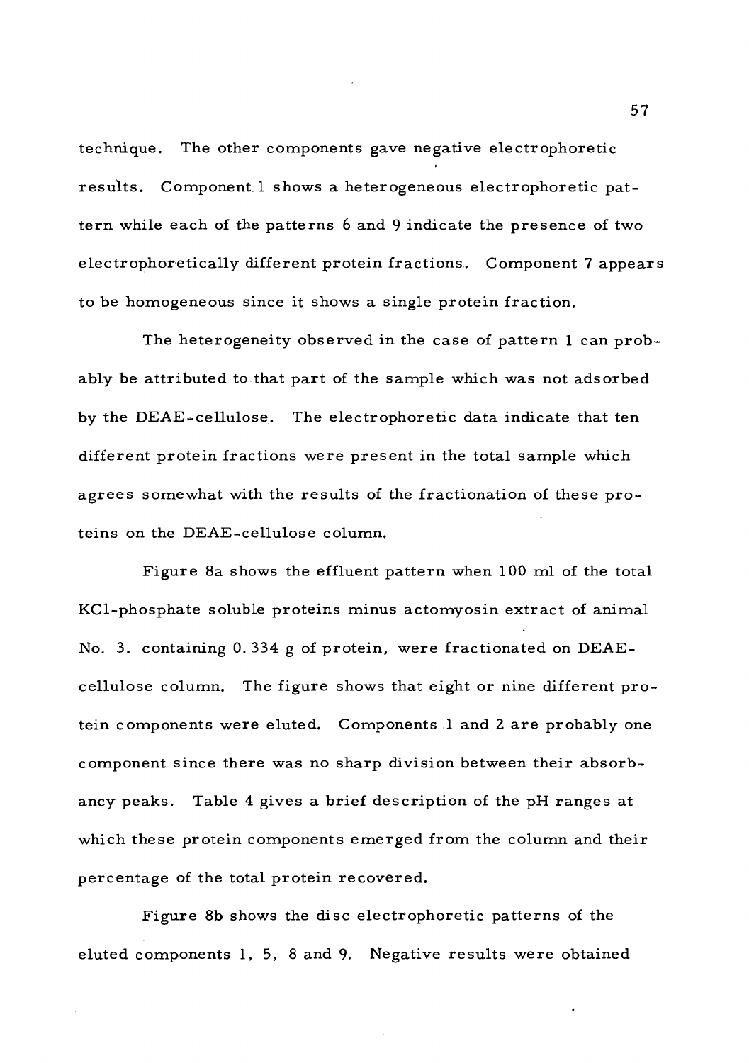technique. The other components gave negative electrophoretic results. Component 1 shows a heterogeneous electrophoretic pattern while each of the patterns 6 and 9 indicate the presence of two electrophoretically different protein fractions. Component 7 appears to be homogeneous since it shows a single protein fraction.

The heterogeneity observed in the case of pattern 1 can probably be attributed to that part of the sample which was not adsorbed by the DEAE-cellulose. The electrophoretic data indicate that ten different protein fractions were present in the total sample which agrees somewhat with the results of the fractionation of these proteins on the DEAE-cellulose column.

Figure 8a shows the effluent pattern when 100 ml of the total KCl-phosphate soluble proteins minus actomyosin extract of animal No. 3. containing 0.334 g of protein, were fractionated on DEAE-cellulose column. The figure shows that eight or nine different protein components were eluted. Components 1 and 2 are probably one component since there was no sharp division between their absorbancy peaks. Table 4 gives a brief description of the pH ranges at which these protein components emerged from the column and their percentage of the total protein recovered.

Figure 8b shows the disc electrophoretic patterns of the eluted components 1, 5, 8 and 9. Negative results were obtained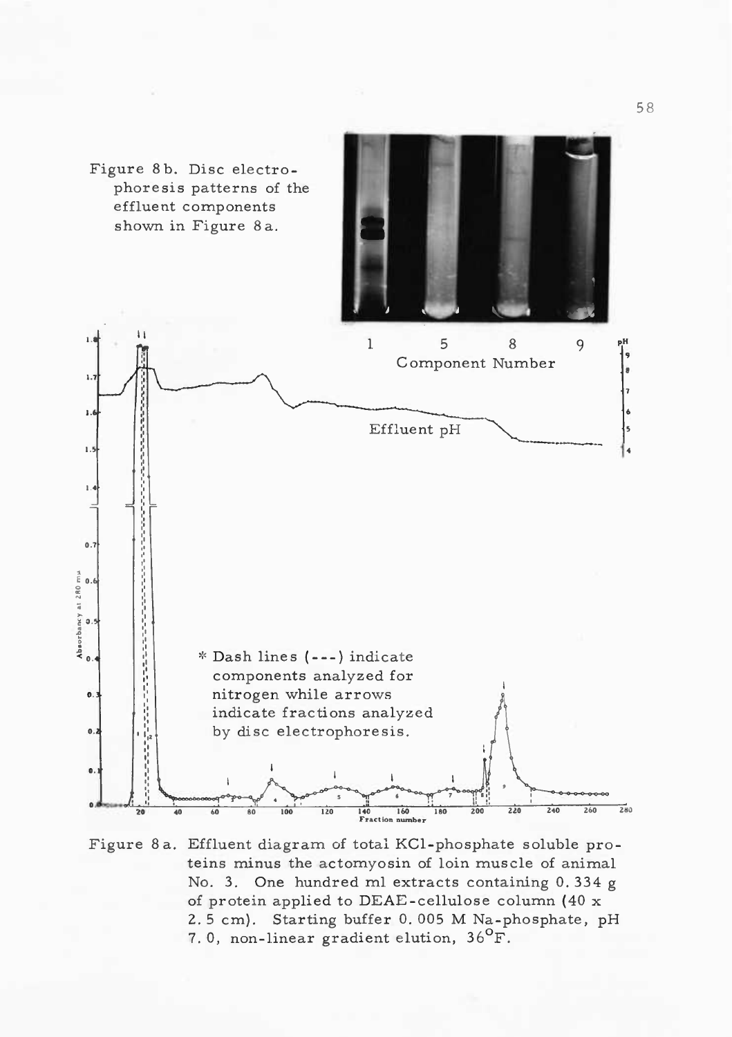Figure 8b. Disc electrophoresis patterns of the effluent components shown in Figure 8a.

\* Dash lines (---) indicate components analyzed for nitrogen while arrows indicate fractions analyzed by disc electrophoresis.

Figure 8a. Effluent diagram of total KCl-phosphate soluble proteins minus the actomyosin of loin muscle of animal No. 3. One hundred ml extracts containing 0.334 g of protein applied to DEAE-cellulose column (40 x 2.5 cm). Starting buffer 0.005 M Na-phosphate, pH 7.0, non-linear gradient elution, 36°F.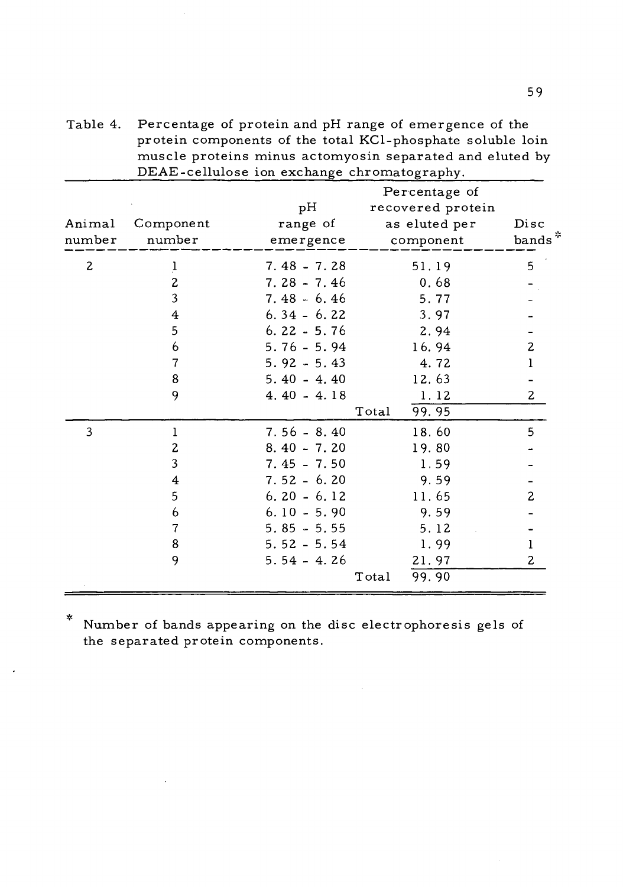Table 4. Percentage of protein and pH range of emergence of the protein components of the total KCl-phosphate soluble loin muscle proteins minus actomyosin separated and eluted by DEAE-cellulose ion exchange chromatography.

| Animal number | Component number | pH range of emergence | Percentage of recovered protein as eluted per component | Disc bands* |
|---|---|---|---|---|
| 2 | 1 | 7.48 - 7.28 | 51.19 | 5 |
| | 2 | 7.28 - 7.46 | 0.68 | - |
| | 3 | 7.48 - 6.46 | 5.77 | - |
| | 4 | 6.34 - 6.22 | 3.97 | - |
| | 5 | 6.22 - 5.76 | 2.94 | - |
| | 6 | 5.76 - 5.94 | 16.94 | 2 |
| | 7 | 5.92 - 5.43 | 4.72 | 1 |
| | 8 | 5.40 - 4.40 | 12.63 | - |
| | 9 | 4.40 - 4.18 | 1.12 | 2 |
| | | Total | 99.95 | |
| 3 | 1 | 7.56 - 8.40 | 18.60 | 5 |
| | 2 | 8.40 - 7.20 | 19.80 | - |
| | 3 | 7.45 - 7.50 | 1.59 | - |
| | 4 | 7.52 - 6.20 | 9.59 | - |
| | 5 | 6.20 - 6.12 | 11.65 | 2 |
| | 6 | 6.10 - 5.90 | 9.59 | - |
| | 7 | 5.85 - 5.55 | 5.12 | - |
| | 8 | 5.52 - 5.54 | 1.99 | 1 |
| | 9 | 5.54 - 4.26 | 21.97 | 2 |
| | | Total | 99.90 | |

\* Number of bands appearing on the disc electrophoresis gels of the separated protein components.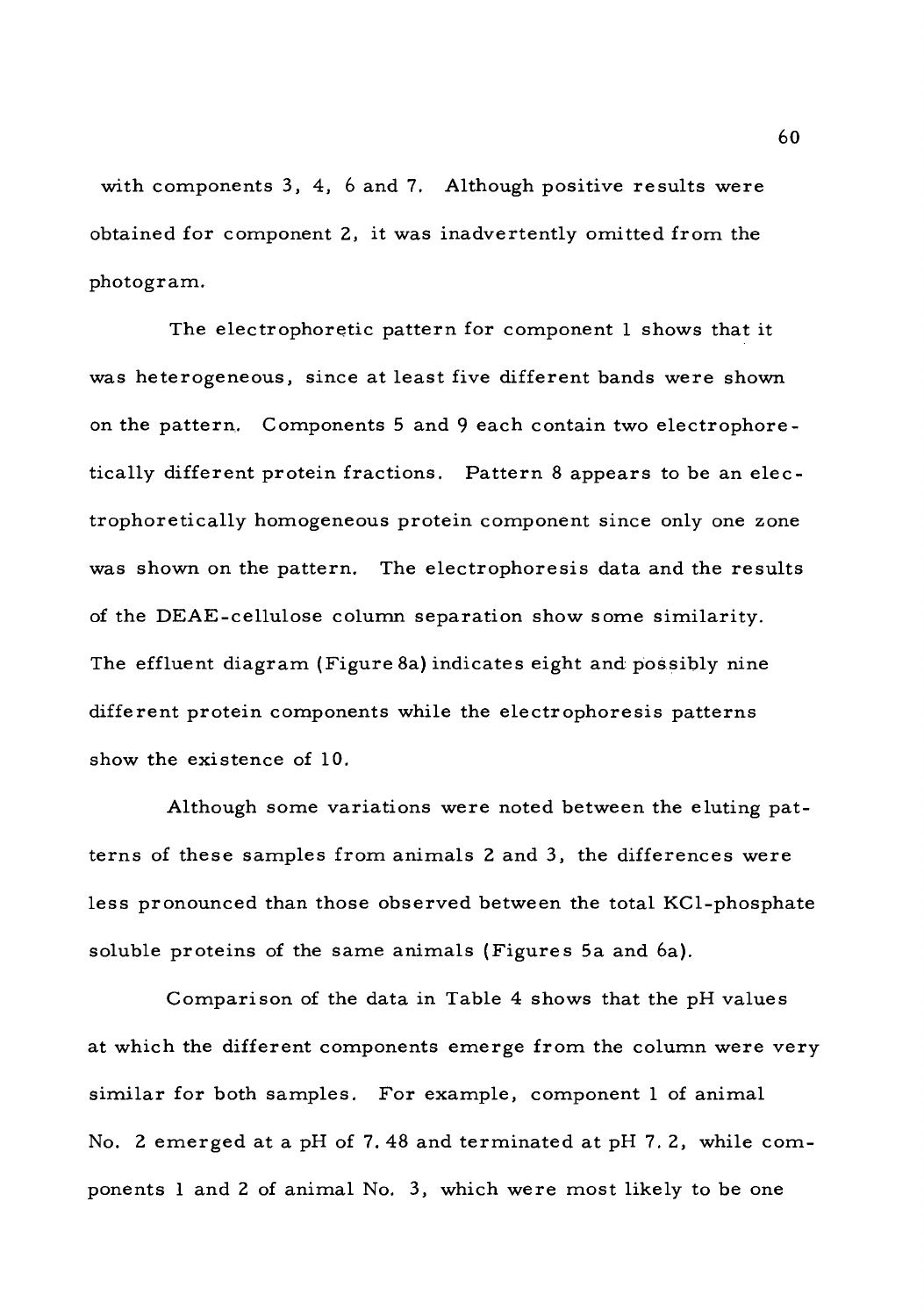with components 3, 4, 6 and 7. Although positive results were obtained for component 2, it was inadvertently omitted from the photogram.

The electrophoretic pattern for component 1 shows that it was heterogeneous, since at least five different bands were shown on the pattern. Components 5 and 9 each contain two electrophoretically different protein fractions. Pattern 8 appears to be an electrophoretically homogeneous protein component since only one zone was shown on the pattern. The electrophoresis data and the results of the DEAE-cellulose column separation show some similarity. The effluent diagram (Figure 8a) indicates eight and possibly nine different protein components while the electrophoresis patterns show the existence of 10.

Although some variations were noted between the eluting patterns of these samples from animals 2 and 3, the differences were less pronounced than those observed between the total KCl-phosphate soluble proteins of the same animals (Figures 5a and 6a).

Comparison of the data in Table 4 shows that the pH values at which the different components emerge from the column were very similar for both samples. For example, component 1 of animal No. 2 emerged at a pH of 7.48 and terminated at pH 7.2, while components 1 and 2 of animal No. 3, which were most likely to be one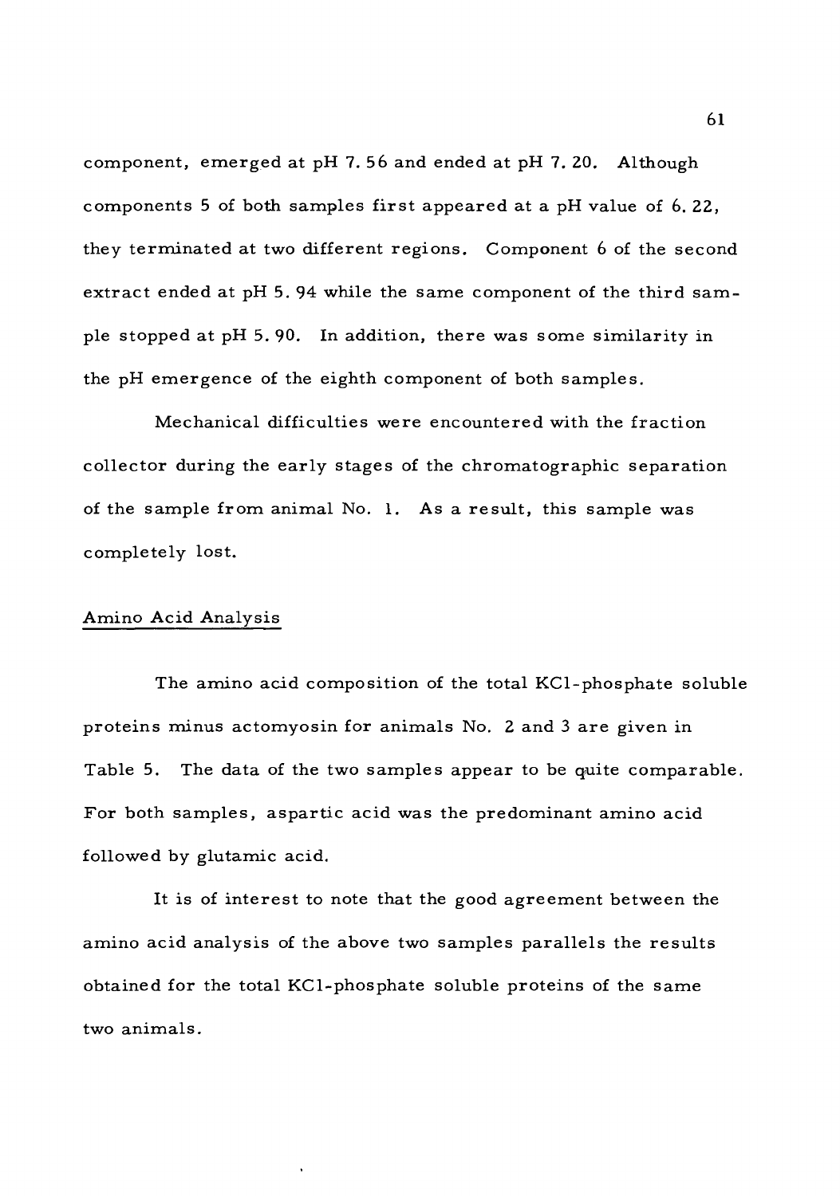component, emerged at pH 7.56 and ended at pH 7.20. Although components 5 of both samples first appeared at a pH value of 6.22, they terminated at two different regions. Component 6 of the second extract ended at pH 5.94 while the same component of the third sample stopped at pH 5.90. In addition, there was some similarity in the pH emergence of the eighth component of both samples.

Mechanical difficulties were encountered with the fraction collector during the early stages of the chromatographic separation of the sample from animal No. 1. As a result, this sample was completely lost.

## Amino Acid Analysis

The amino acid composition of the total KCl-phosphate soluble proteins minus actomyosin for animals No. 2 and 3 are given in Table 5. The data of the two samples appear to be quite comparable. For both samples, aspartic acid was the predominant amino acid followed by glutamic acid.

It is of interest to note that the good agreement between the amino acid analysis of the above two samples parallels the results obtained for the total KCl-phosphate soluble proteins of the same two animals.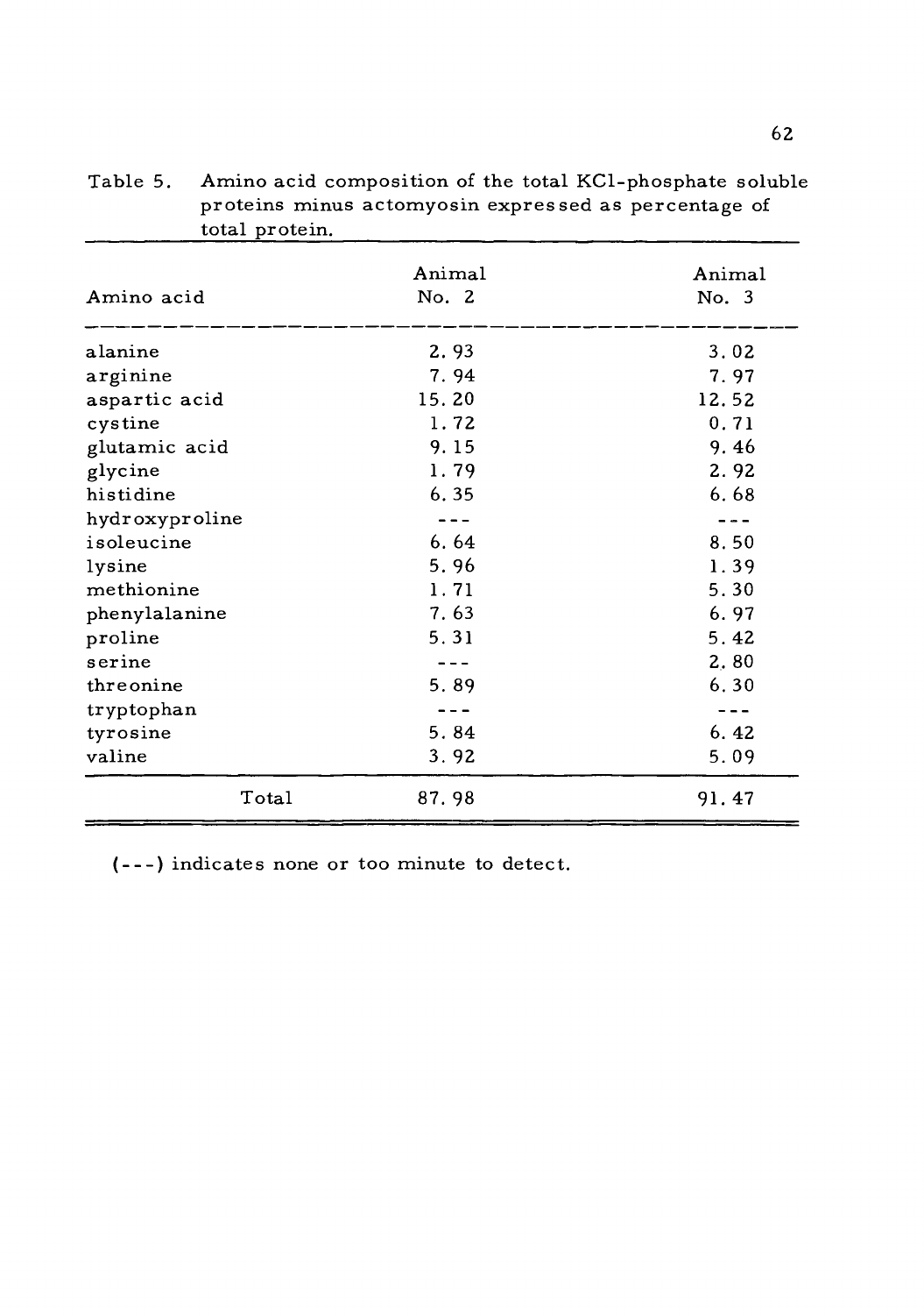Table 5. Amino acid composition of the total KCl-phosphate soluble proteins minus actomyosin expressed as percentage of total protein.

| Amino acid | Animal No. 2 | Animal No. 3 |
|---|---|---|
| alanine | 2.93 | 3.02 |
| arginine | 7.94 | 7.97 |
| aspartic acid | 15.20 | 12.52 |
| cystine | 1.72 | 0.71 |
| glutamic acid | 9.15 | 9.46 |
| glycine | 1.79 | 2.92 |
| histidine | 6.35 | 6.68 |
| hydroxyproline | --- | --- |
| isoleucine | 6.64 | 8.50 |
| lysine | 5.96 | 1.39 |
| methionine | 1.71 | 5.30 |
| phenylalanine | 7.63 | 6.97 |
| proline | 5.31 | 5.42 |
| serine | --- | 2.80 |
| threonine | 5.89 | 6.30 |
| tryptophan | --- | --- |
| tyrosine | 5.84 | 6.42 |
| valine | 3.92 | 5.09 |
| Total | 87.98 | 91.47 |

(---) indicates none or too minute to detect.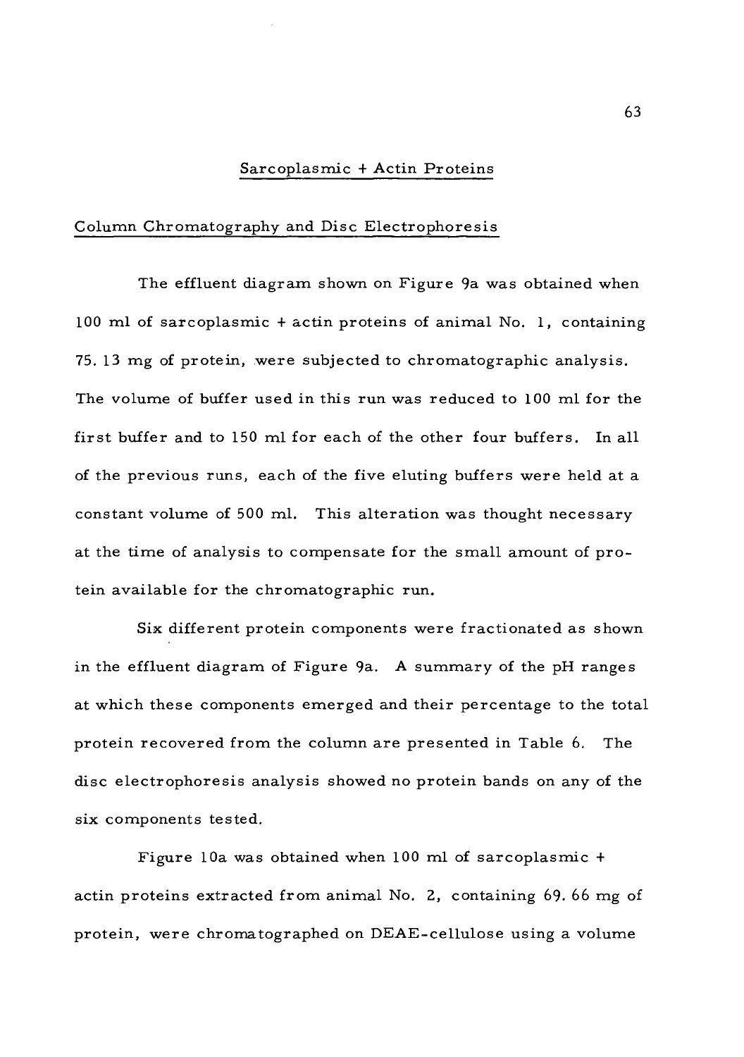## Sarcoplasmic + Actin Proteins

### Column Chromatography and Disc Electrophoresis

The effluent diagram shown on Figure 9a was obtained when 100 ml of sarcoplasmic + actin proteins of animal No. 1, containing 75.13 mg of protein, were subjected to chromatographic analysis. The volume of buffer used in this run was reduced to 100 ml for the first buffer and to 150 ml for each of the other four buffers. In all of the previous runs, each of the five eluting buffers were held at a constant volume of 500 ml. This alteration was thought necessary at the time of analysis to compensate for the small amount of protein available for the chromatographic run.

Six different protein components were fractionated as shown in the effluent diagram of Figure 9a. A summary of the pH ranges at which these components emerged and their percentage to the total protein recovered from the column are presented in Table 6. The disc electrophoresis analysis showed no protein bands on any of the six components tested.

Figure 10a was obtained when 100 ml of sarcoplasmic + actin proteins extracted from animal No. 2, containing 69.66 mg of protein, were chromatographed on DEAE-cellulose using a volume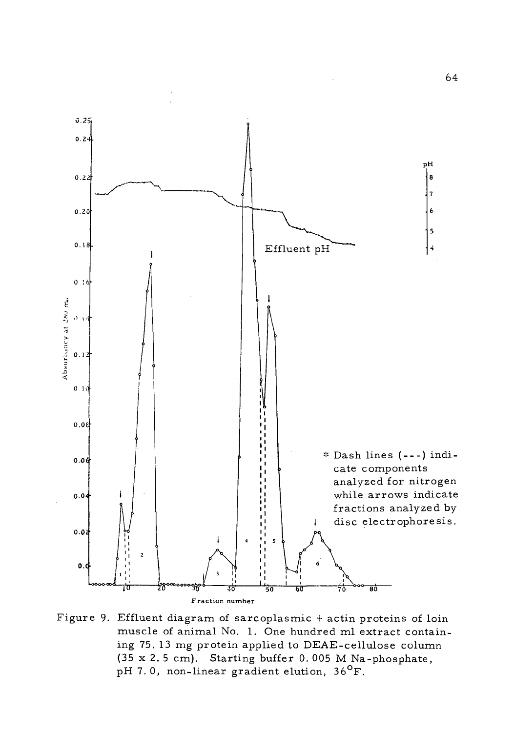Absorbancy at 280 mμ

Effluent pH

pH

\* Dash lines (---) indicate components analyzed for nitrogen while arrows indicate fractions analyzed by disc electrophoresis.

Fraction number

Figure 9. Effluent diagram of sarcoplasmic + actin proteins of loin muscle of animal No. 1. One hundred ml extract containing 75.13 mg protein applied to DEAE-cellulose column (35 x 2.5 cm). Starting buffer 0.005 M Na-phosphate, pH 7.0, non-linear gradient elution, 36°F.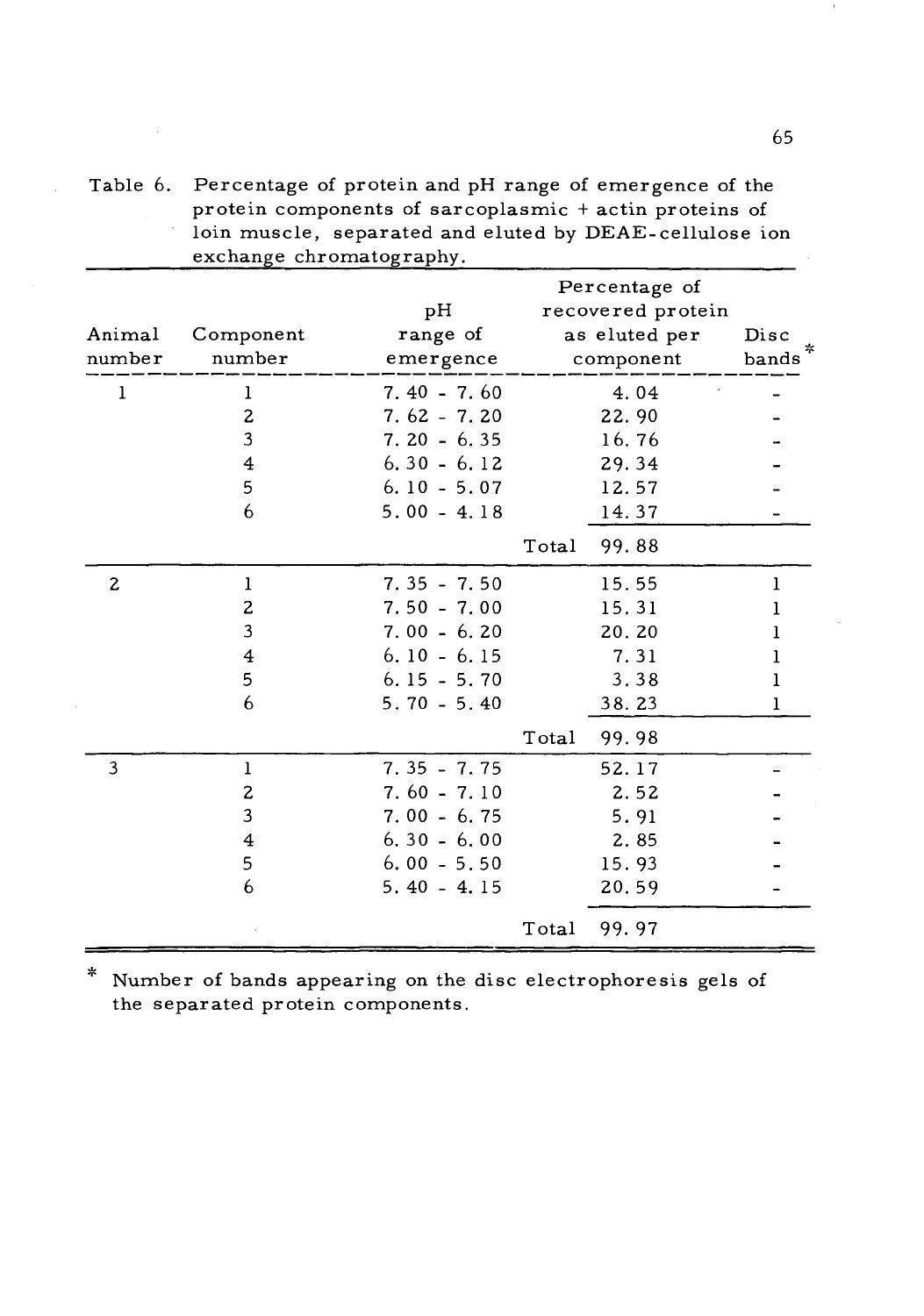Table 6. Percentage of protein and pH range of emergence of the protein components of sarcoplasmic + actin proteins of loin muscle, separated and eluted by DEAE-cellulose ion exchange chromatography.

| Animal number | Component number | pH range of emergence | Percentage of recovered protein as eluted per component | Disc bands* |
|---|---|---|---|---|
| 1 | 1 | 7.40 - 7.60 | 4.04 | - |
| | 2 | 7.62 - 7.20 | 22.90 | - |
| | 3 | 7.20 - 6.35 | 16.76 | - |
| | 4 | 6.30 - 6.12 | 29.34 | - |
| | 5 | 6.10 - 5.07 | 12.57 | - |
| | 6 | 5.00 - 4.18 | 14.37 | - |
| | | | Total 99.88 | |
| 2 | 1 | 7.35 - 7.50 | 15.55 | 1 |
| | 2 | 7.50 - 7.00 | 15.31 | 1 |
| | 3 | 7.00 - 6.20 | 20.20 | 1 |
| | 4 | 6.10 - 6.15 | 7.31 | 1 |
| | 5 | 6.15 - 5.70 | 3.38 | 1 |
| | 6 | 5.70 - 5.40 | 38.23 | 1 |
| | | | Total 99.98 | |
| 3 | 1 | 7.35 - 7.75 | 52.17 | - |
| | 2 | 7.60 - 7.10 | 2.52 | - |
| | 3 | 7.00 - 6.75 | 5.91 | - |
| | 4 | 6.30 - 6.00 | 2.85 | - |
| | 5 | 6.00 - 5.50 | 15.93 | - |
| | 6 | 5.40 - 4.15 | 20.59 | - |
| | | | Total 99.97 | |

\* Number of bands appearing on the disc electrophoresis gels of the separated protein components.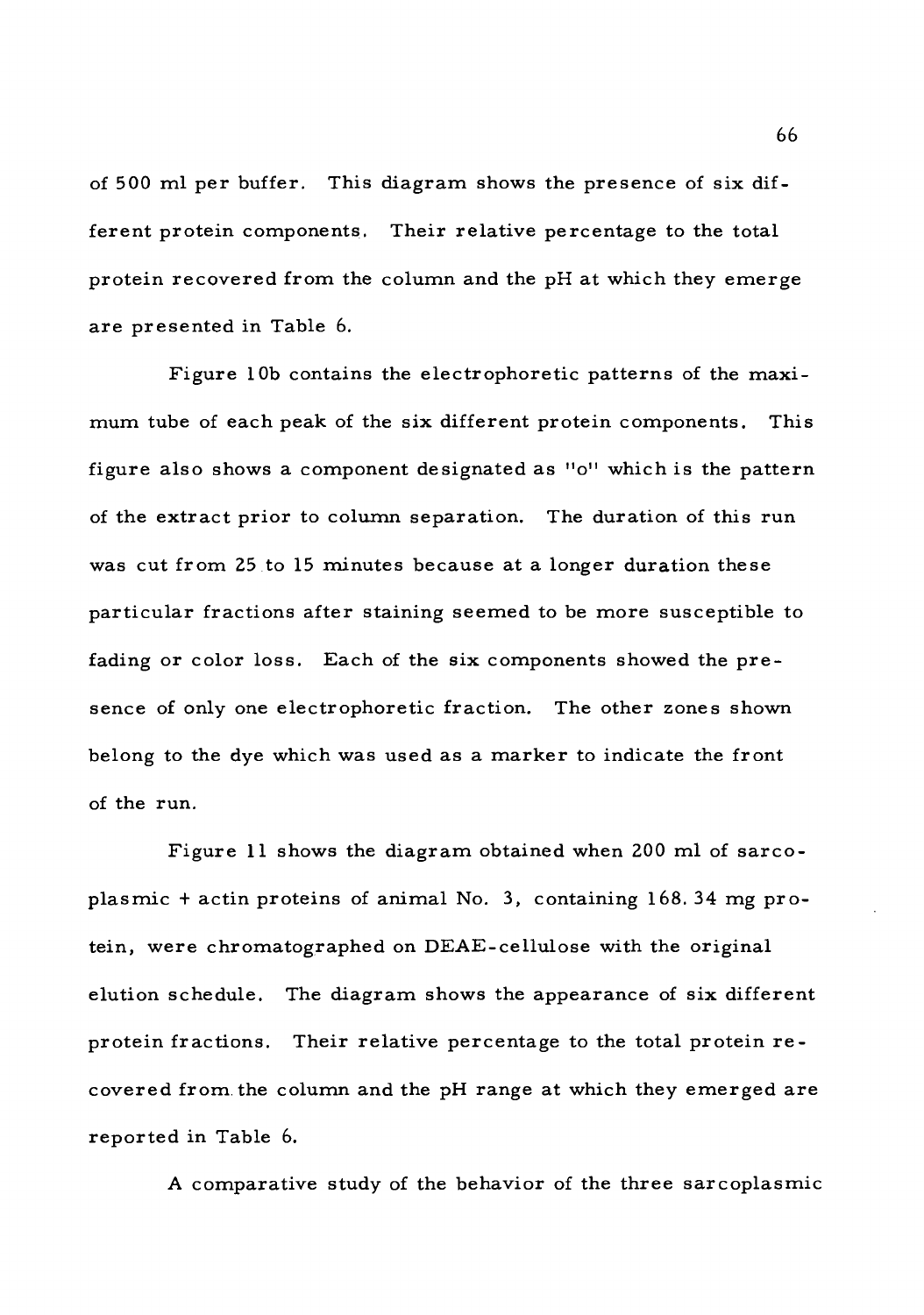of 500 ml per buffer. This diagram shows the presence of six different protein components. Their relative percentage to the total protein recovered from the column and the pH at which they emerge are presented in Table 6.

Figure 10b contains the electrophoretic patterns of the maximum tube of each peak of the six different protein components. This figure also shows a component designated as "o" which is the pattern of the extract prior to column separation. The duration of this run was cut from 25 to 15 minutes because at a longer duration these particular fractions after staining seemed to be more susceptible to fading or color loss. Each of the six components showed the presence of only one electrophoretic fraction. The other zones shown belong to the dye which was used as a marker to indicate the front of the run.

Figure 11 shows the diagram obtained when 200 ml of sarcoplasmic + actin proteins of animal No. 3, containing 168.34 mg protein, were chromatographed on DEAE-cellulose with the original elution schedule. The diagram shows the appearance of six different protein fractions. Their relative percentage to the total protein recovered from the column and the pH range at which they emerged are reported in Table 6.

A comparative study of the behavior of the three sarcoplasmic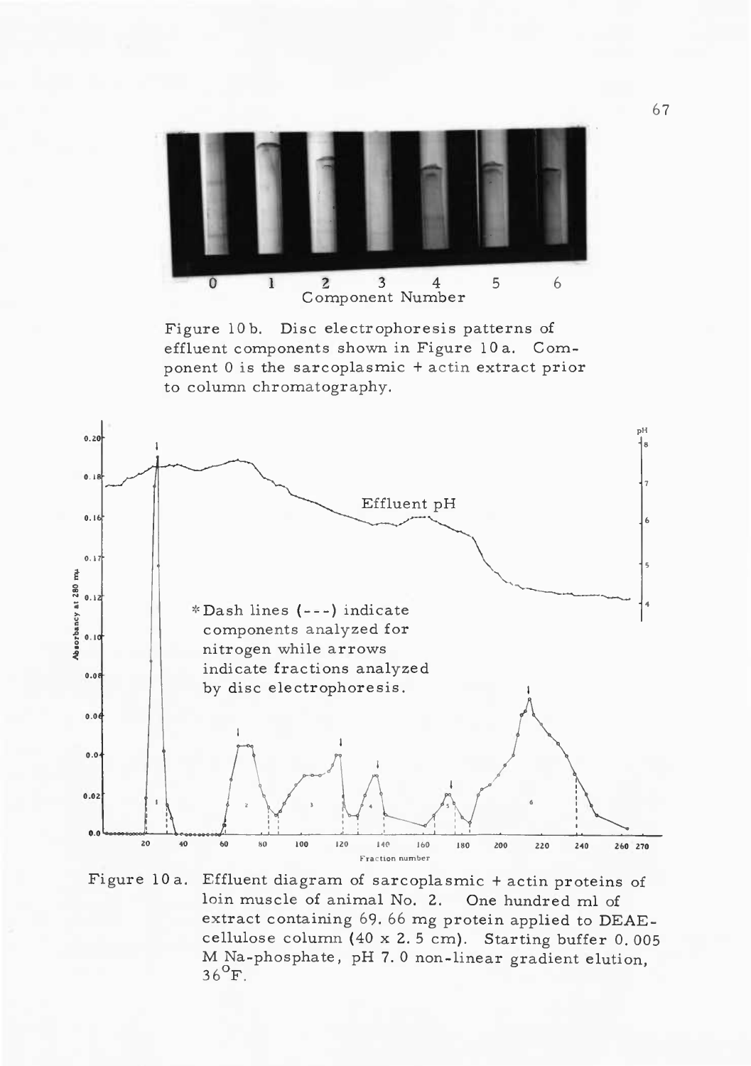0 1 2 3 4 5 6
Component Number

Figure 10 b. Disc electrophoresis patterns of effluent components shown in Figure 10 a. Component 0 is the sarcoplasmic + actin extract prior to column chromatography.

*Dash lines (---) indicate components analyzed for nitrogen while arrows indicate fractions analyzed by disc electrophoresis.

Figure 10 a. Effluent diagram of sarcoplasmic + actin proteins of loin muscle of animal No. 2. One hundred ml of extract containing 69.66 mg protein applied to DEAE-cellulose column (40 x 2.5 cm). Starting buffer 0.005 M Na-phosphate, pH 7.0 non-linear gradient elution, $36^{o}F$.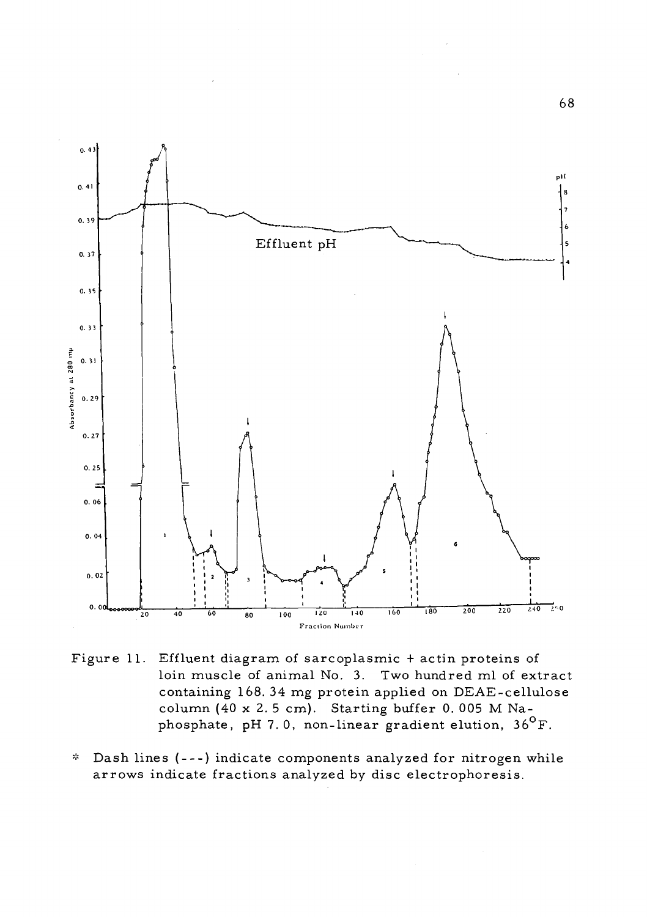Figure 11. Effluent diagram of sarcoplasmic + actin proteins of loin muscle of animal No. 3. Two hundred ml of extract containing 168.34 mg protein applied on DEAE-cellulose column (40 x 2.5 cm). Starting buffer 0.005 M Na-phosphate, pH 7.0, non-linear gradient elution, 36°F.

* Dash lines (---) indicate components analyzed for nitrogen while arrows indicate fractions analyzed by disc electrophoresis.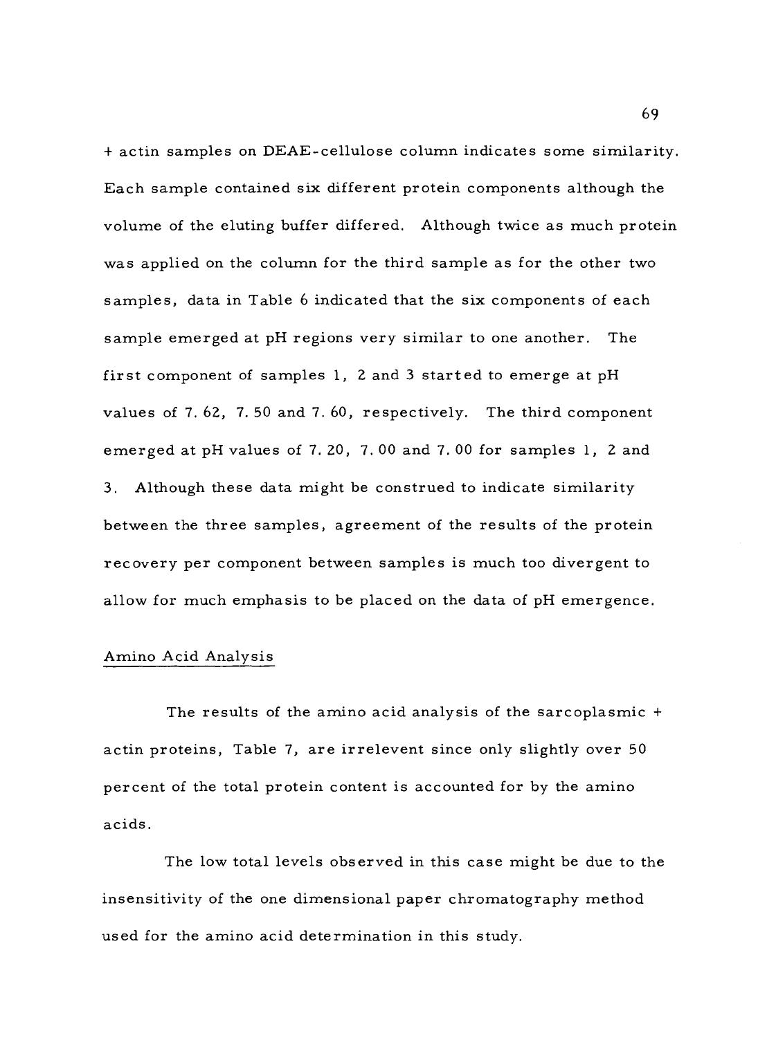+ actin samples on DEAE-cellulose column indicates some similarity. Each sample contained six different protein components although the volume of the eluting buffer differed. Although twice as much protein was applied on the column for the third sample as for the other two samples, data in Table 6 indicated that the six components of each sample emerged at pH regions very similar to one another. The first component of samples 1, 2 and 3 started to emerge at pH values of 7.62, 7.50 and 7.60, respectively. The third component emerged at pH values of 7.20, 7.00 and 7.00 for samples 1, 2 and 3. Although these data might be construed to indicate similarity between the three samples, agreement of the results of the protein recovery per component between samples is much too divergent to allow for much emphasis to be placed on the data of pH emergence.

## Amino Acid Analysis

The results of the amino acid analysis of the sarcoplasmic + actin proteins, Table 7, are irrelevent since only slightly over 50 percent of the total protein content is accounted for by the amino acids.

The low total levels observed in this case might be due to the insensitivity of the one dimensional paper chromatography method used for the amino acid determination in this study.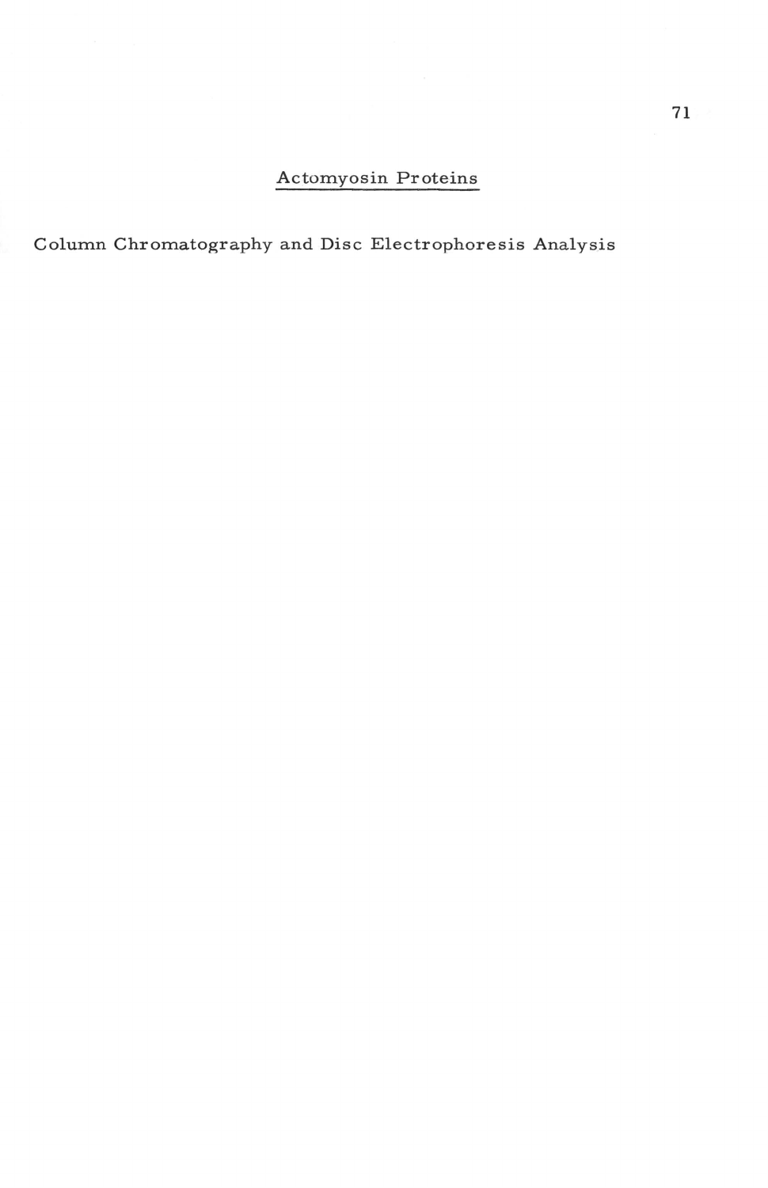## Actomyosin Proteins

### Column Chromatography and Disc Electrophoresis Analysis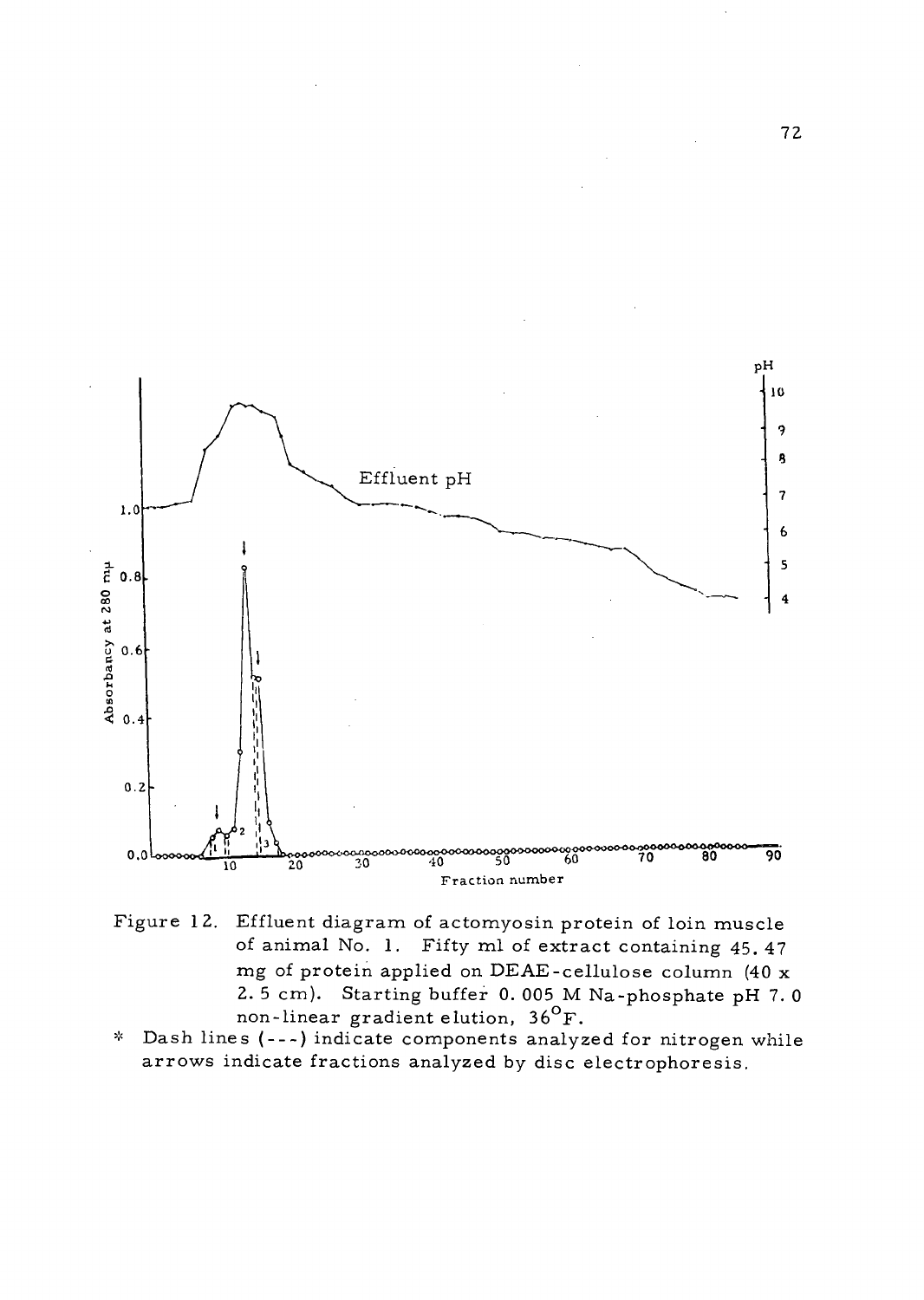Figure 12. Effluent diagram of actomyosin protein of loin muscle of animal No. 1. Fifty ml of extract containing 45.47 mg of protein applied on DEAE-cellulose column (40 x 2.5 cm). Starting buffer 0.005 M Na-phosphate pH 7.0 non-linear gradient elution, 36°F.

\* Dash lines (---) indicate components analyzed for nitrogen while arrows indicate fractions analyzed by disc electrophoresis.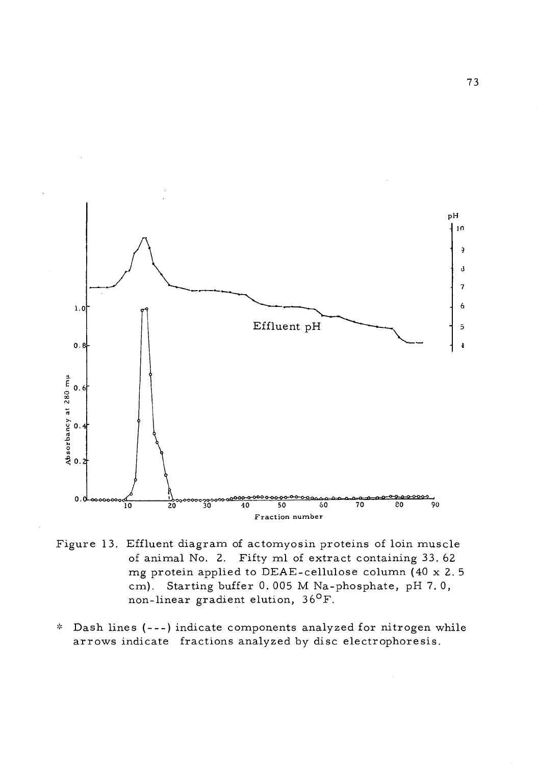Figure 13. Effluent diagram of actomyosin proteins of loin muscle of animal No. 2. Fifty ml of extract containing 33.62 mg protein applied to DEAE-cellulose column (40 x 2.5 cm). Starting buffer 0.005 M Na-phosphate, pH 7.0, non-linear gradient elution, 36°F.

\* Dash lines (---) indicate components analyzed for nitrogen while arrows indicate fractions analyzed by disc electrophoresis.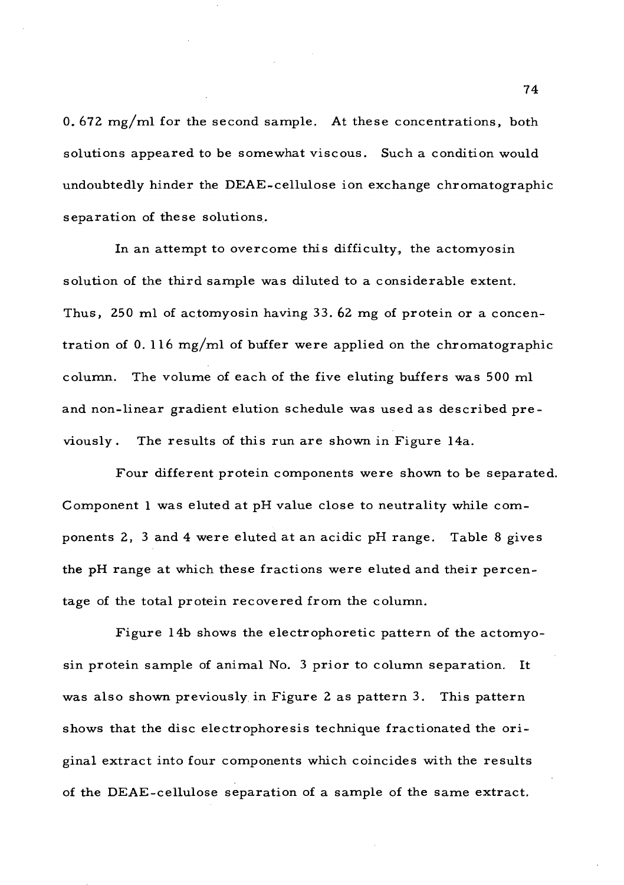0.672 mg/ml for the second sample. At these concentrations, both solutions appeared to be somewhat viscous. Such a condition would undoubtedly hinder the DEAE-cellulose ion exchange chromatographic separation of these solutions.

In an attempt to overcome this difficulty, the actomyosin solution of the third sample was diluted to a considerable extent. Thus, 250 ml of actomyosin having 33.62 mg of protein or a concentration of 0.116 mg/ml of buffer were applied on the chromatographic column. The volume of each of the five eluting buffers was 500 ml and non-linear gradient elution schedule was used as described previously. The results of this run are shown in Figure 14a.

Four different protein components were shown to be separated. Component 1 was eluted at pH value close to neutrality while components 2, 3 and 4 were eluted at an acidic pH range. Table 8 gives the pH range at which these fractions were eluted and their percentage of the total protein recovered from the column.

Figure 14b shows the electrophoretic pattern of the actomyosin protein sample of animal No. 3 prior to column separation. It was also shown previously in Figure 2 as pattern 3. This pattern shows that the disc electrophoresis technique fractionated the original extract into four components which coincides with the results of the DEAE-cellulose separation of a sample of the same extract.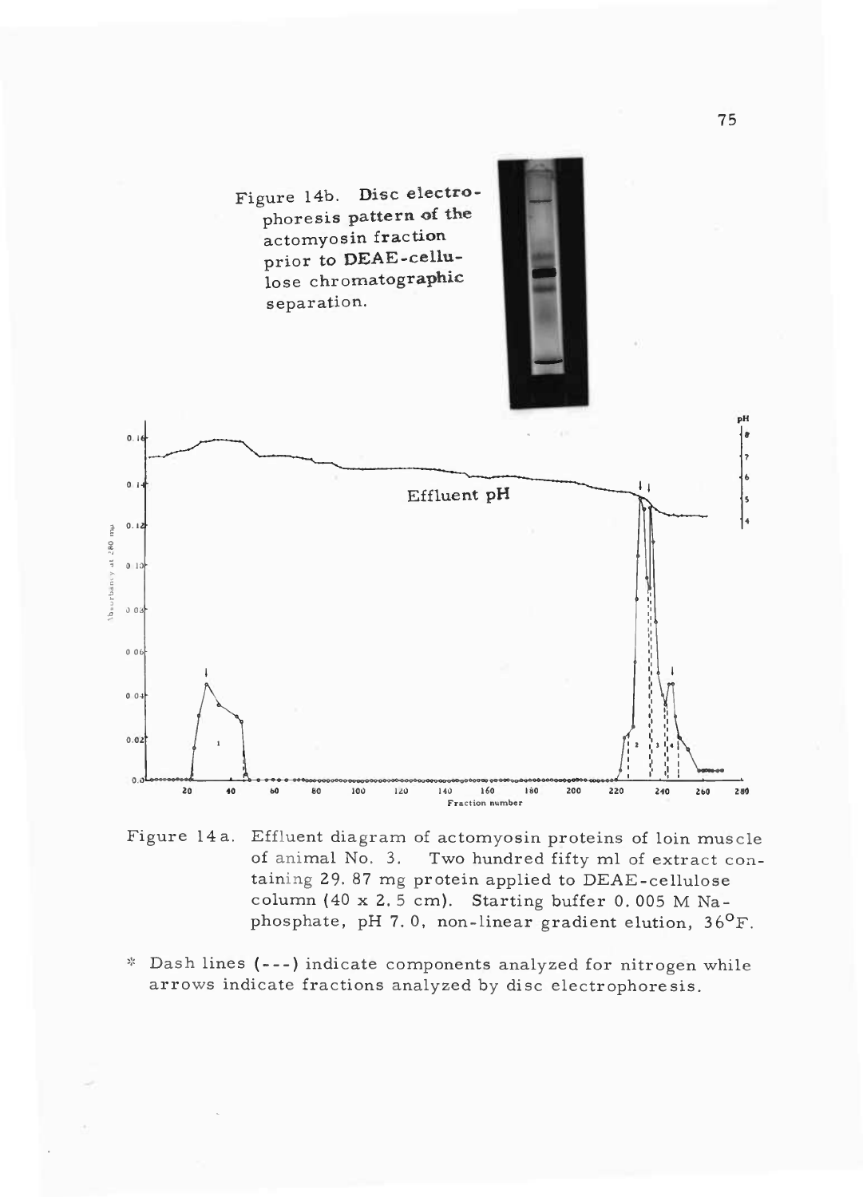Figure 14b. Disc electrophoresis pattern of the actomyosin fraction prior to DEAE-cellulose chromatographic separation.

Figure 14a. Effluent diagram of actomyosin proteins of loin muscle of animal No. 3. Two hundred fifty ml of extract containing 29.87 mg protein applied to DEAE-cellulose column (40 x 2.5 cm). Starting buffer 0.005 M Na-phosphate, pH 7.0, non-linear gradient elution, 36°F.

\* Dash lines (---) indicate components analyzed for nitrogen while arrows indicate fractions analyzed by disc electrophoresis.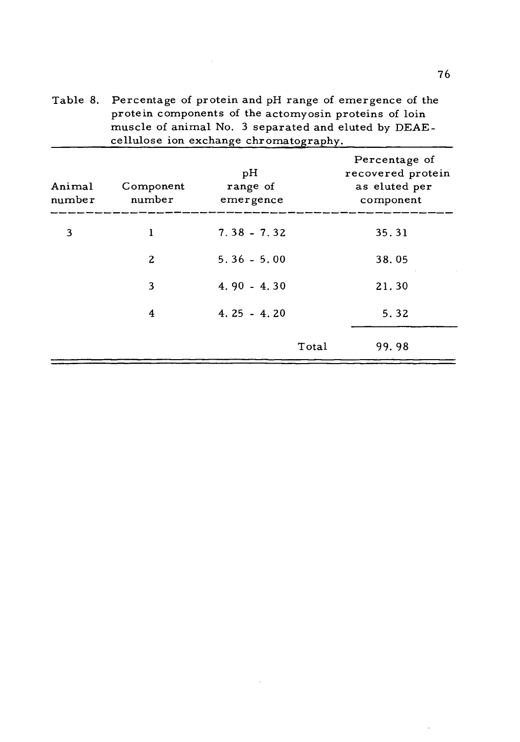Table 8. Percentage of protein and pH range of emergence of the protein components of the actomyosin proteins of loin muscle of animal No. 3 separated and eluted by DEAE-cellulose ion exchange chromatography.

| Animal number | Component number | pH range of emergence | | Percentage of recovered protein as eluted per component |
|---|---|---|---|---|
| 3 | 1 | 7.38 - 7.32 | | 35.31 |
| | 2 | 5.36 - 5.00 | | 38.05 |
| | 3 | 4.90 - 4.30 | | 21.30 |
| | 4 | 4.25 - 4.20 | | 5.32 |
| | | | Total | 99.98 |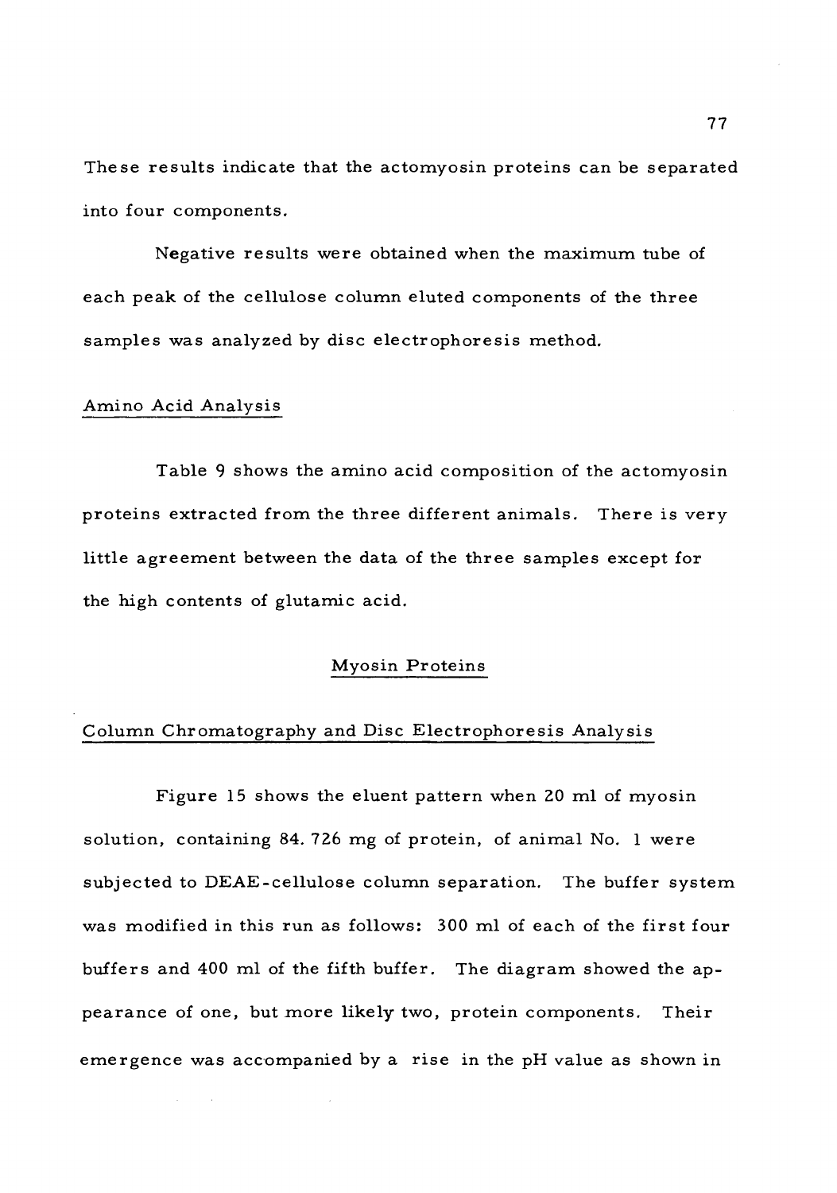These results indicate that the actomyosin proteins can be separated into four components.

Negative results were obtained when the maximum tube of each peak of the cellulose column eluted components of the three samples was analyzed by disc electrophoresis method.

### Amino Acid Analysis

Table 9 shows the amino acid composition of the actomyosin proteins extracted from the three different animals. There is very little agreement between the data of the three samples except for the high contents of glutamic acid.

## Myosin Proteins

### Column Chromatography and Disc Electrophoresis Analysis

Figure 15 shows the eluent pattern when 20 ml of myosin solution, containing 84.726 mg of protein, of animal No. 1 were subjected to DEAE-cellulose column separation. The buffer system was modified in this run as follows: 300 ml of each of the first four buffers and 400 ml of the fifth buffer. The diagram showed the appearance of one, but more likely two, protein components. Their emergence was accompanied by a rise in the pH value as shown in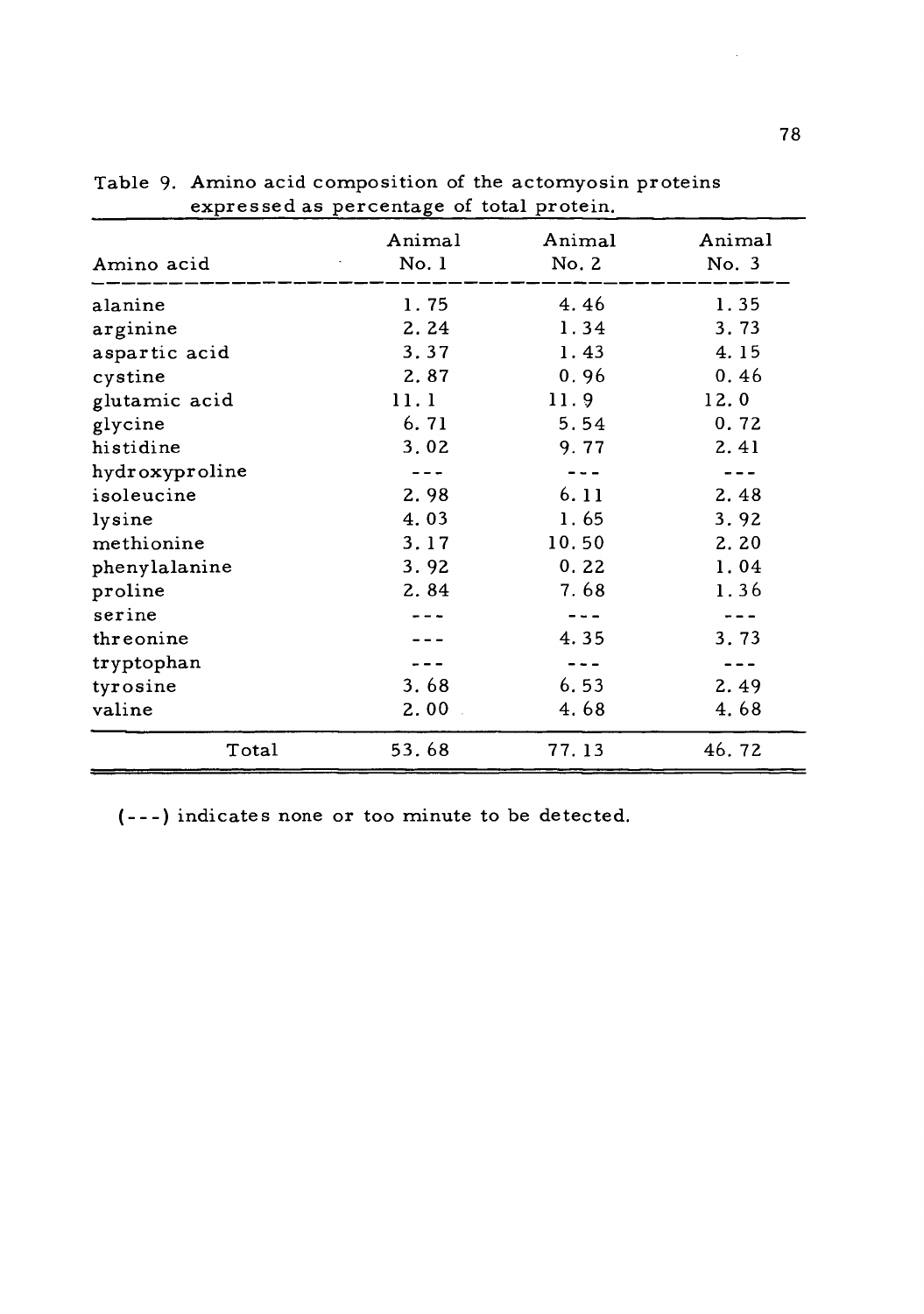Table 9. Amino acid composition of the actomyosin proteins expressed as percentage of total protein.

| Amino acid | Animal No. 1 | Animal No. 2 | Animal No. 3 |
|---|---|---|---|
| alanine | 1.75 | 4.46 | 1.35 |
| arginine | 2.24 | 1.34 | 3.73 |
| aspartic acid | 3.37 | 1.43 | 4.15 |
| cystine | 2.87 | 0.96 | 0.46 |
| glutamic acid | 11.1 | 11.9 | 12.0 |
| glycine | 6.71 | 5.54 | 0.72 |
| histidine | 3.02 | 9.77 | 2.41 |
| hydroxyproline | --- | --- | --- |
| isoleucine | 2.98 | 6.11 | 2.48 |
| lysine | 4.03 | 1.65 | 3.92 |
| methionine | 3.17 | 10.50 | 2.20 |
| phenylalanine | 3.92 | 0.22 | 1.04 |
| proline | 2.84 | 7.68 | 1.36 |
| serine | --- | --- | --- |
| threonine | --- | 4.35 | 3.73 |
| tryptophan | --- | --- | --- |
| tyrosine | 3.68 | 6.53 | 2.49 |
| valine | 2.00 | 4.68 | 4.68 |
| Total | 53.68 | 77.13 | 46.72 |

(---) indicates none or too minute to be detected.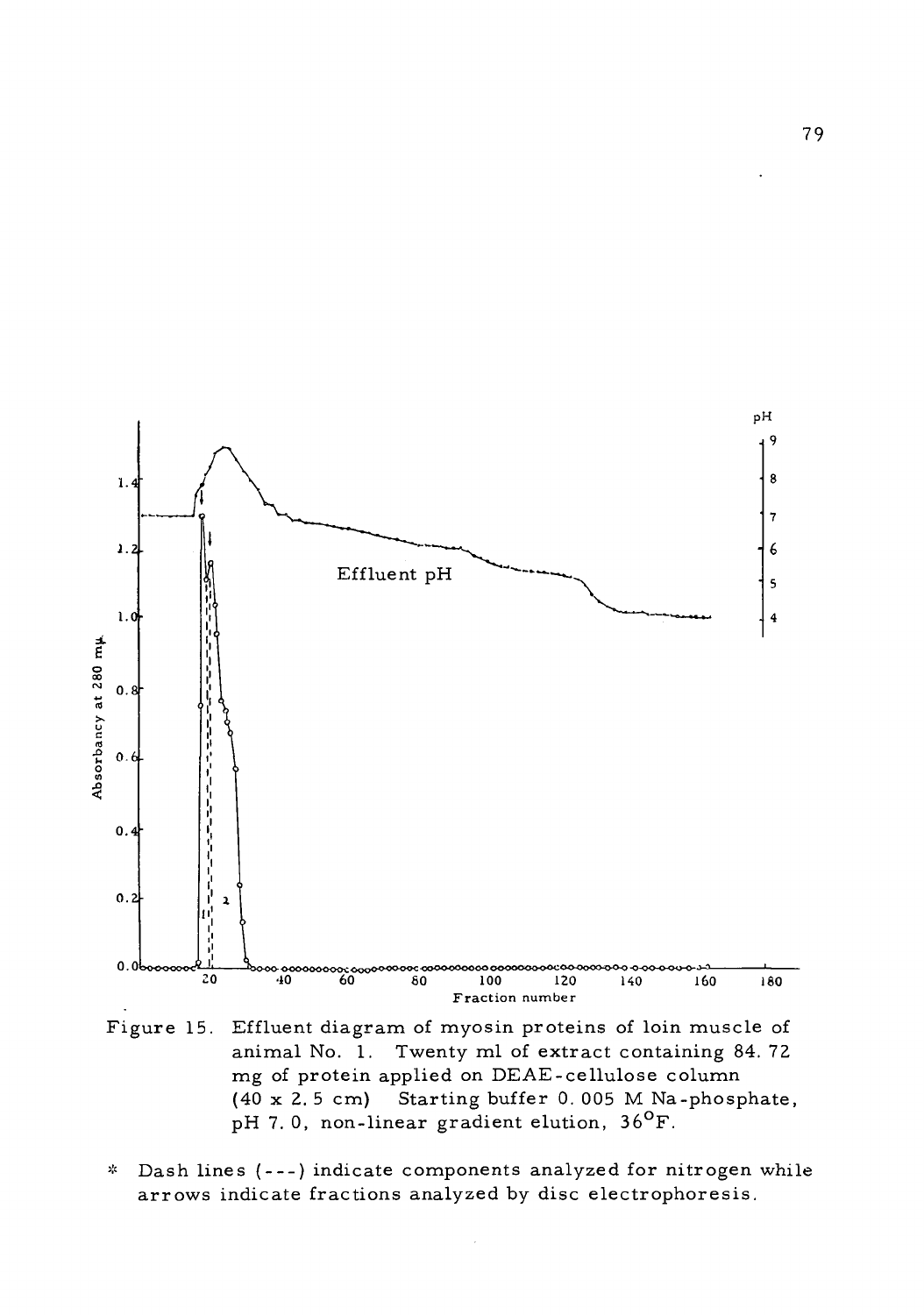Figure 15. Effluent diagram of myosin proteins of loin muscle of animal No. 1. Twenty ml of extract containing 84.72 mg of protein applied on DEAE-cellulose column (40 x 2.5 cm) Starting buffer 0.005 M Na-phosphate, pH 7.0, non-linear gradient elution, 36°F.

\* Dash lines (---) indicate components analyzed for nitrogen while arrows indicate fractions analyzed by disc electrophoresis.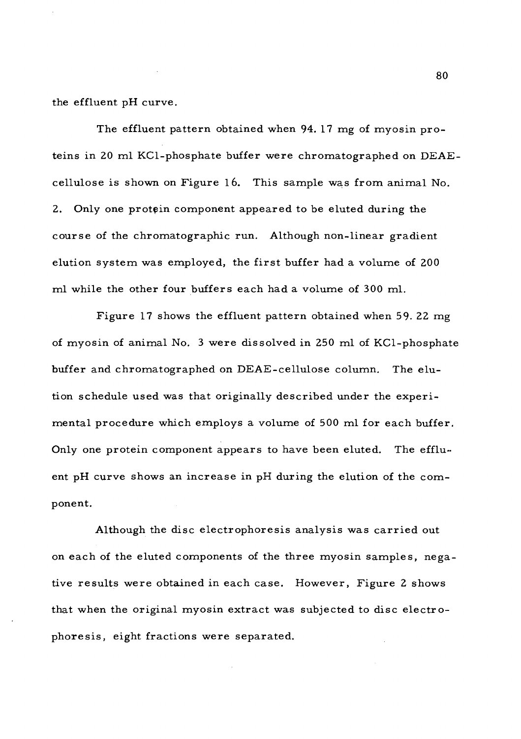the effluent pH curve.

The effluent pattern obtained when 94.17 mg of myosin proteins in 20 ml KCl-phosphate buffer were chromatographed on DEAE-cellulose is shown on Figure 16. This sample was from animal No. 2. Only one protein component appeared to be eluted during the course of the chromatographic run. Although non-linear gradient elution system was employed, the first buffer had a volume of 200 ml while the other four buffers each had a volume of 300 ml.

Figure 17 shows the effluent pattern obtained when 59.22 mg of myosin of animal No. 3 were dissolved in 250 ml of KCl-phosphate buffer and chromatographed on DEAE-cellulose column. The elution schedule used was that originally described under the experimental procedure which employs a volume of 500 ml for each buffer. Only one protein component appears to have been eluted. The effluent pH curve shows an increase in pH during the elution of the component.

Although the disc electrophoresis analysis was carried out on each of the eluted components of the three myosin samples, negative results were obtained in each case. However, Figure 2 shows that when the original myosin extract was subjected to disc electrophoresis, eight fractions were separated.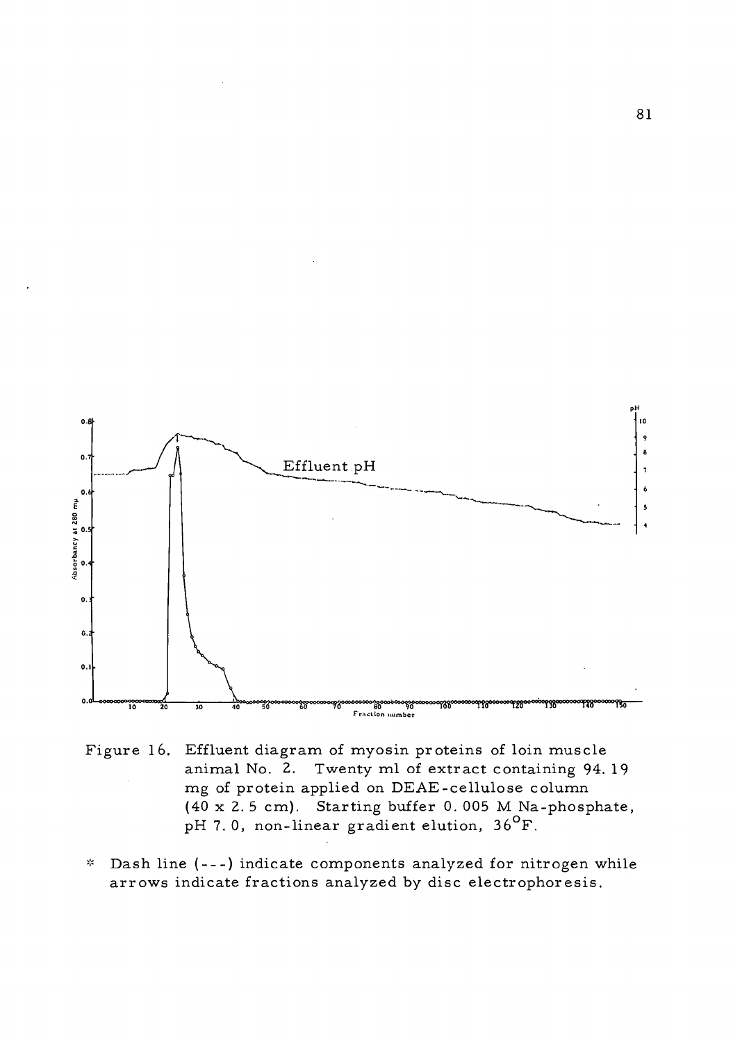Figure 16. Effluent diagram of myosin proteins of loin muscle animal No. 2. Twenty ml of extract containing 94.19 mg of protein applied on DEAE-cellulose column (40 x 2.5 cm). Starting buffer 0.005 M Na-phosphate, pH 7.0, non-linear gradient elution, 36°F.

\* Dash line (---) indicate components analyzed for nitrogen while arrows indicate fractions analyzed by disc electrophoresis.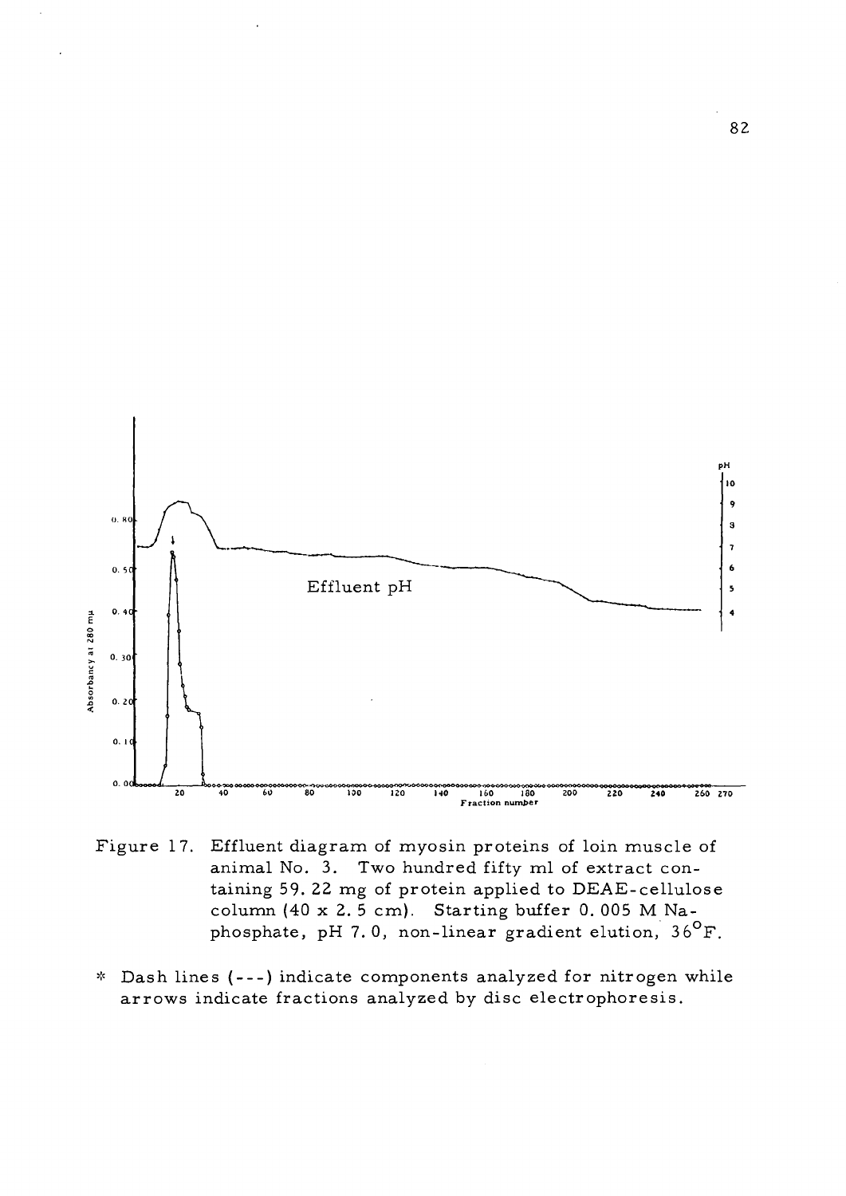Figure 17. Effluent diagram of myosin proteins of loin muscle of animal No. 3. Two hundred fifty ml of extract containing 59.22 mg of protein applied to DEAE-cellulose column (40 x 2.5 cm). Starting buffer 0.005 M Na-phosphate, pH 7.0, non-linear gradient elution, 36°F.

\* Dash lines (---) indicate components analyzed for nitrogen while arrows indicate fractions analyzed by disc electrophoresis.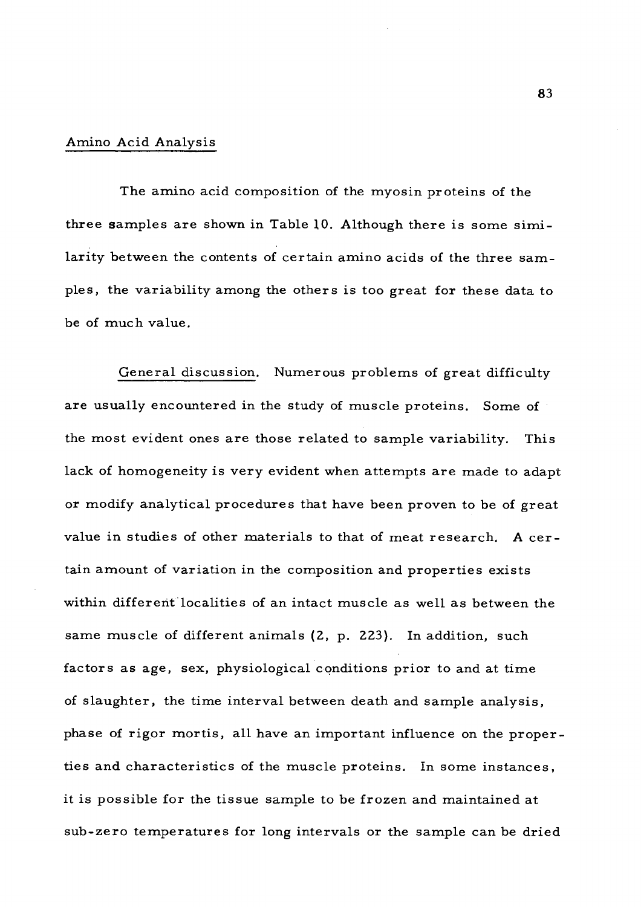## Amino Acid Analysis

The amino acid composition of the myosin proteins of the three samples are shown in Table 10. Although there is some similarity between the contents of certain amino acids of the three samples, the variability among the others is too great for these data to be of much value.

General discussion. Numerous problems of great difficulty are usually encountered in the study of muscle proteins. Some of the most evident ones are those related to sample variability. This lack of homogeneity is very evident when attempts are made to adapt or modify analytical procedures that have been proven to be of great value in studies of other materials to that of meat research. A certain amount of variation in the composition and properties exists within different localities of an intact muscle as well as between the same muscle of different animals (2, p. 223). In addition, such factors as age, sex, physiological conditions prior to and at time of slaughter, the time interval between death and sample analysis, phase of rigor mortis, all have an important influence on the properties and characteristics of the muscle proteins. In some instances, it is possible for the tissue sample to be frozen and maintained at sub-zero temperatures for long intervals or the sample can be dried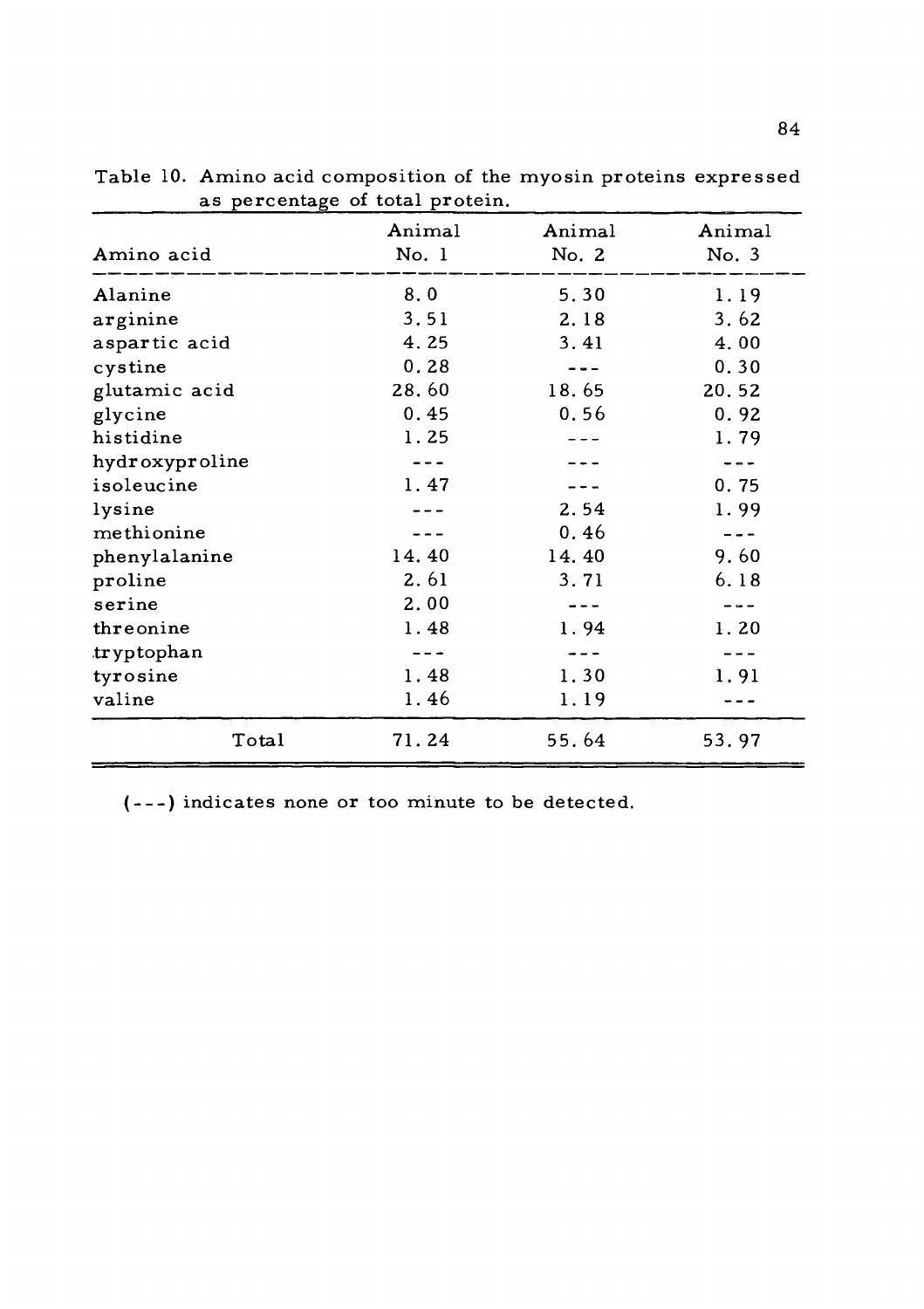Table 10. Amino acid composition of the myosin proteins expressed as percentage of total protein.

| Amino acid | Animal No. 1 | Animal No. 2 | Animal No. 3 |
|---|---|---|---|
| Alanine | 8.0 | 5.30 | 1.19 |
| arginine | 3.51 | 2.18 | 3.62 |
| aspartic acid | 4.25 | 3.41 | 4.00 |
| cystine | 0.28 | --- | 0.30 |
| glutamic acid | 28.60 | 18.65 | 20.52 |
| glycine | 0.45 | 0.56 | 0.92 |
| histidine | 1.25 | --- | 1.79 |
| hydroxyproline | --- | --- | --- |
| isoleucine | 1.47 | --- | 0.75 |
| lysine | --- | 2.54 | 1.99 |
| methionine | --- | 0.46 | --- |
| phenylalanine | 14.40 | 14.40 | 9.60 |
| proline | 2.61 | 3.71 | 6.18 |
| serine | 2.00 | --- | --- |
| threonine | 1.48 | 1.94 | 1.20 |
| tryptophan | --- | --- | --- |
| tyrosine | 1.48 | 1.30 | 1.91 |
| valine | 1.46 | 1.19 | --- |
| Total | 71.24 | 55.64 | 53.97 |

(---) indicates none or too minute to be detected.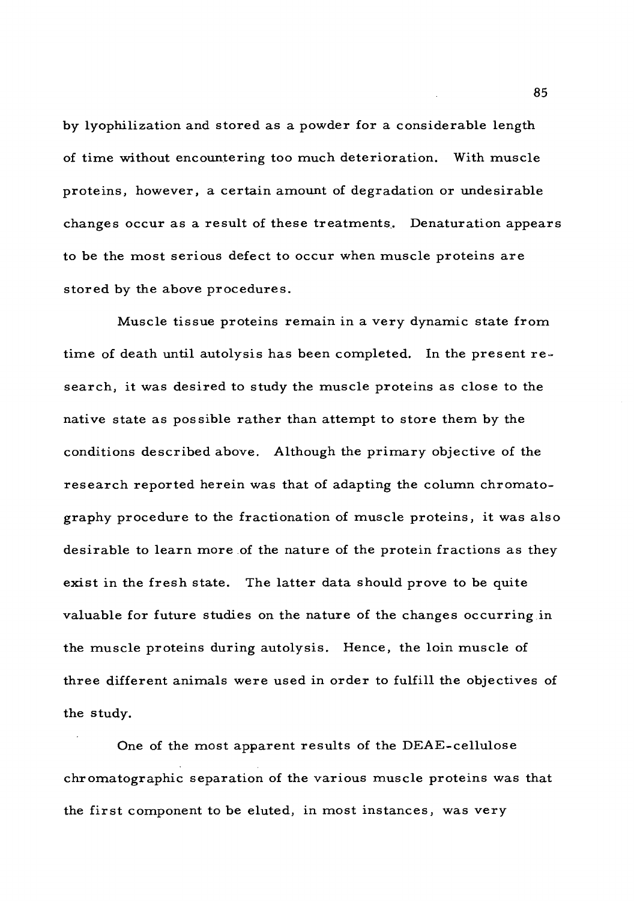by lyophilization and stored as a powder for a considerable length of time without encountering too much deterioration. With muscle proteins, however, a certain amount of degradation or undesirable changes occur as a result of these treatments. Denaturation appears to be the most serious defect to occur when muscle proteins are stored by the above procedures.

Muscle tissue proteins remain in a very dynamic state from time of death until autolysis has been completed. In the present research, it was desired to study the muscle proteins as close to the native state as possible rather than attempt to store them by the conditions described above. Although the primary objective of the research reported herein was that of adapting the column chromatography procedure to the fractionation of muscle proteins, it was also desirable to learn more of the nature of the protein fractions as they exist in the fresh state. The latter data should prove to be quite valuable for future studies on the nature of the changes occurring in the muscle proteins during autolysis. Hence, the loin muscle of three different animals were used in order to fulfill the objectives of the study.

One of the most apparent results of the DEAE-cellulose chromatographic separation of the various muscle proteins was that the first component to be eluted, in most instances, was very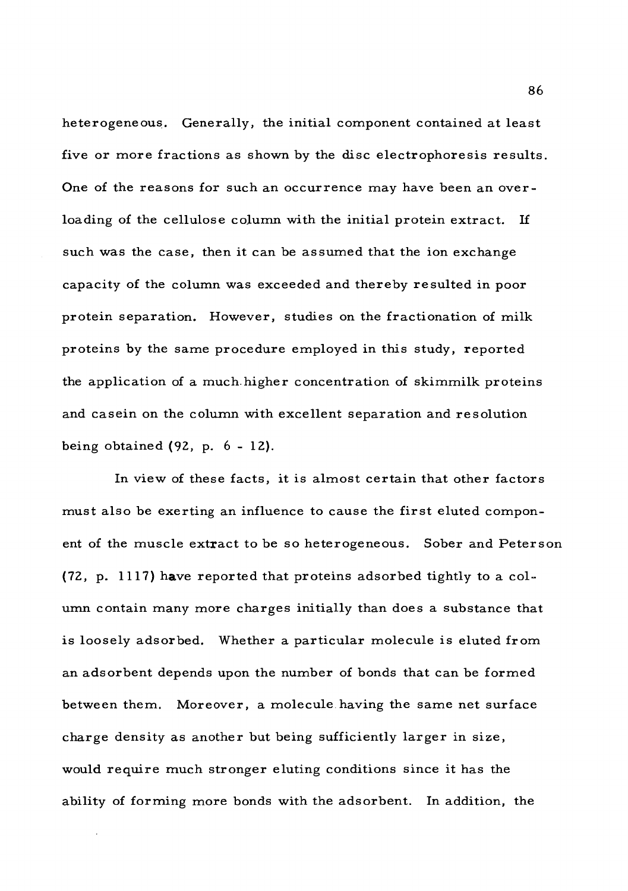heterogeneous. Generally, the initial component contained at least five or more fractions as shown by the disc electrophoresis results. One of the reasons for such an occurrence may have been an overloading of the cellulose column with the initial protein extract. If such was the case, then it can be assumed that the ion exchange capacity of the column was exceeded and thereby resulted in poor protein separation. However, studies on the fractionation of milk proteins by the same procedure employed in this study, reported the application of a much higher concentration of skimmilk proteins and casein on the column with excellent separation and resolution being obtained (92, p. 6 - 12).

In view of these facts, it is almost certain that other factors must also be exerting an influence to cause the first eluted component of the muscle extract to be so heterogeneous. Sober and Peterson (72, p. 1117) have reported that proteins adsorbed tightly to a column contain many more charges initially than does a substance that is loosely adsorbed. Whether a particular molecule is eluted from an adsorbent depends upon the number of bonds that can be formed between them. Moreover, a molecule having the same net surface charge density as another but being sufficiently larger in size, would require much stronger eluting conditions since it has the ability of forming more bonds with the adsorbent. In addition, the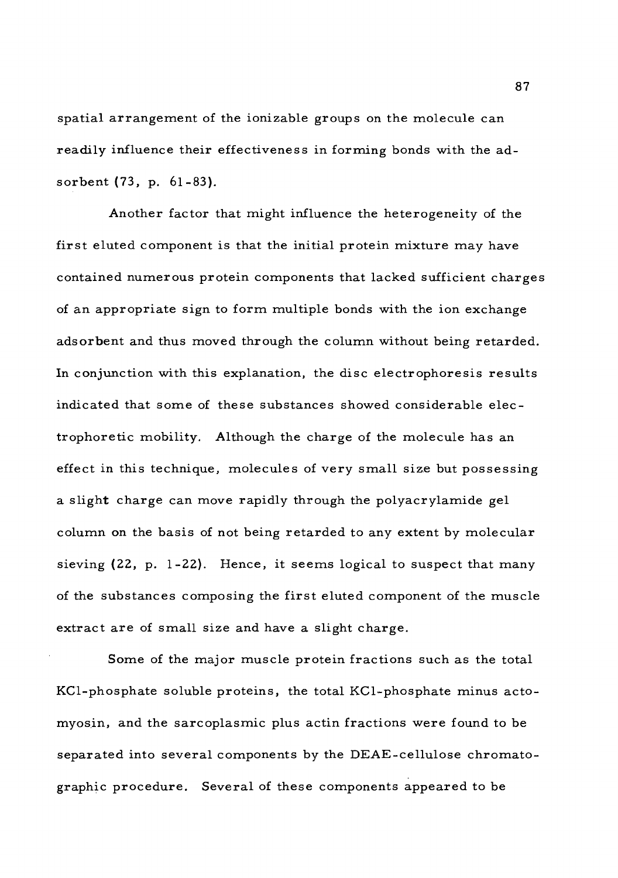spatial arrangement of the ionizable groups on the molecule can readily influence their effectiveness in forming bonds with the adsorbent (73, p. 61-83).

Another factor that might influence the heterogeneity of the first eluted component is that the initial protein mixture may have contained numerous protein components that lacked sufficient charges of an appropriate sign to form multiple bonds with the ion exchange adsorbent and thus moved through the column without being retarded. In conjunction with this explanation, the disc electrophoresis results indicated that some of these substances showed considerable electrophoretic mobility. Although the charge of the molecule has an effect in this technique, molecules of very small size but possessing a slight charge can move rapidly through the polyacrylamide gel column on the basis of not being retarded to any extent by molecular sieving (22, p. 1-22). Hence, it seems logical to suspect that many of the substances composing the first eluted component of the muscle extract are of small size and have a slight charge.

Some of the major muscle protein fractions such as the total KCl-phosphate soluble proteins, the total KCl-phosphate minus actomyosin, and the sarcoplasmic plus actin fractions were found to be separated into several components by the DEAE-cellulose chromatographic procedure. Several of these components appeared to be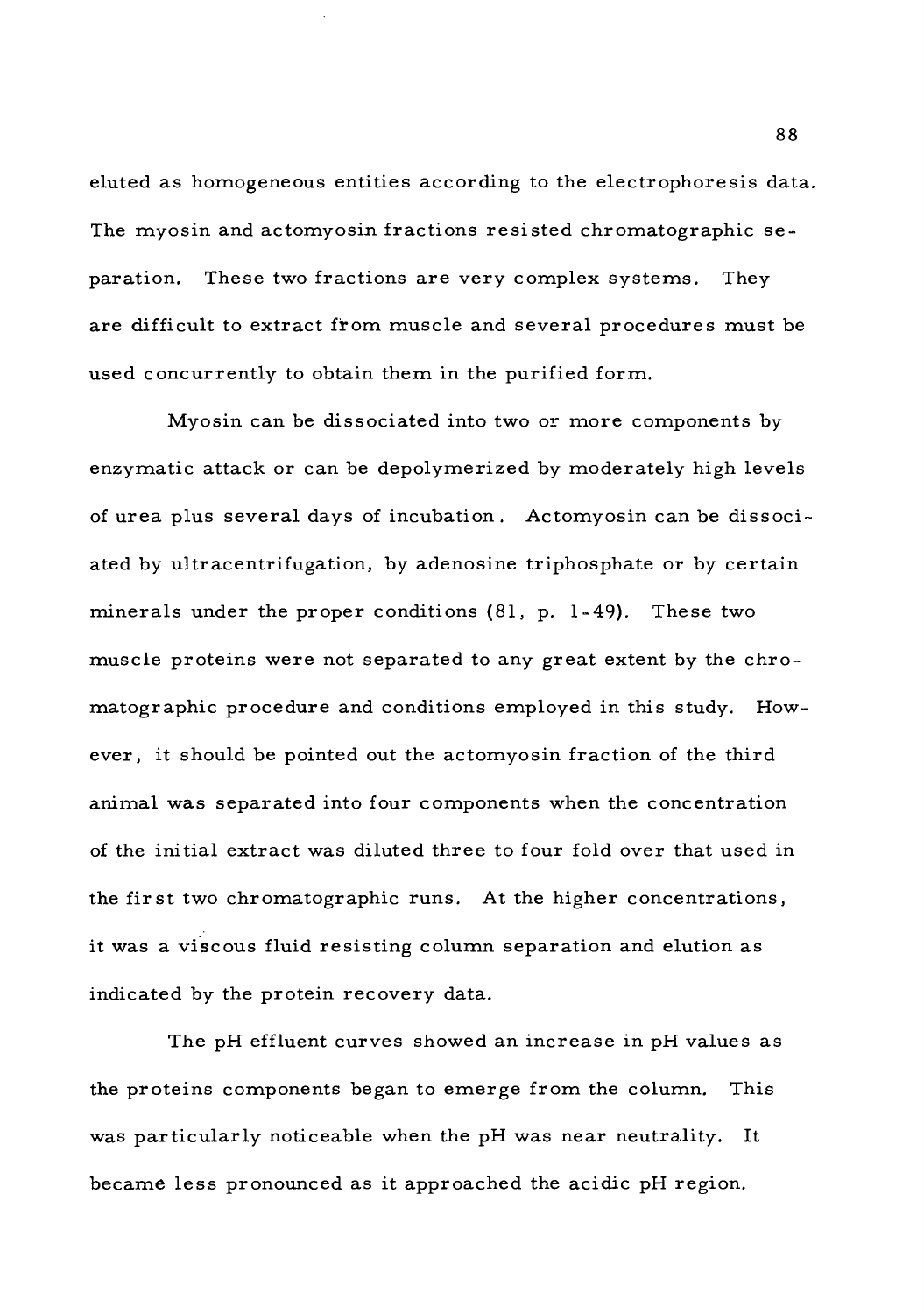eluted as homogeneous entities according to the electrophoresis data. The myosin and actomyosin fractions resisted chromatographic separation. These two fractions are very complex systems. They are difficult to extract from muscle and several procedures must be used concurrently to obtain them in the purified form.

Myosin can be dissociated into two or more components by enzymatic attack or can be depolymerized by moderately high levels of urea plus several days of incubation. Actomyosin can be dissociated by ultracentrifugation, by adenosine triphosphate or by certain minerals under the proper conditions (81, p. 1-49). These two muscle proteins were not separated to any great extent by the chromatographic procedure and conditions employed in this study. However, it should be pointed out the actomyosin fraction of the third animal was separated into four components when the concentration of the initial extract was diluted three to four fold over that used in the first two chromatographic runs. At the higher concentrations, it was a viscous fluid resisting column separation and elution as indicated by the protein recovery data.

The pH effluent curves showed an increase in pH values as the proteins components began to emerge from the column. This was particularly noticeable when the pH was near neutrality. It became less pronounced as it approached the acidic pH region.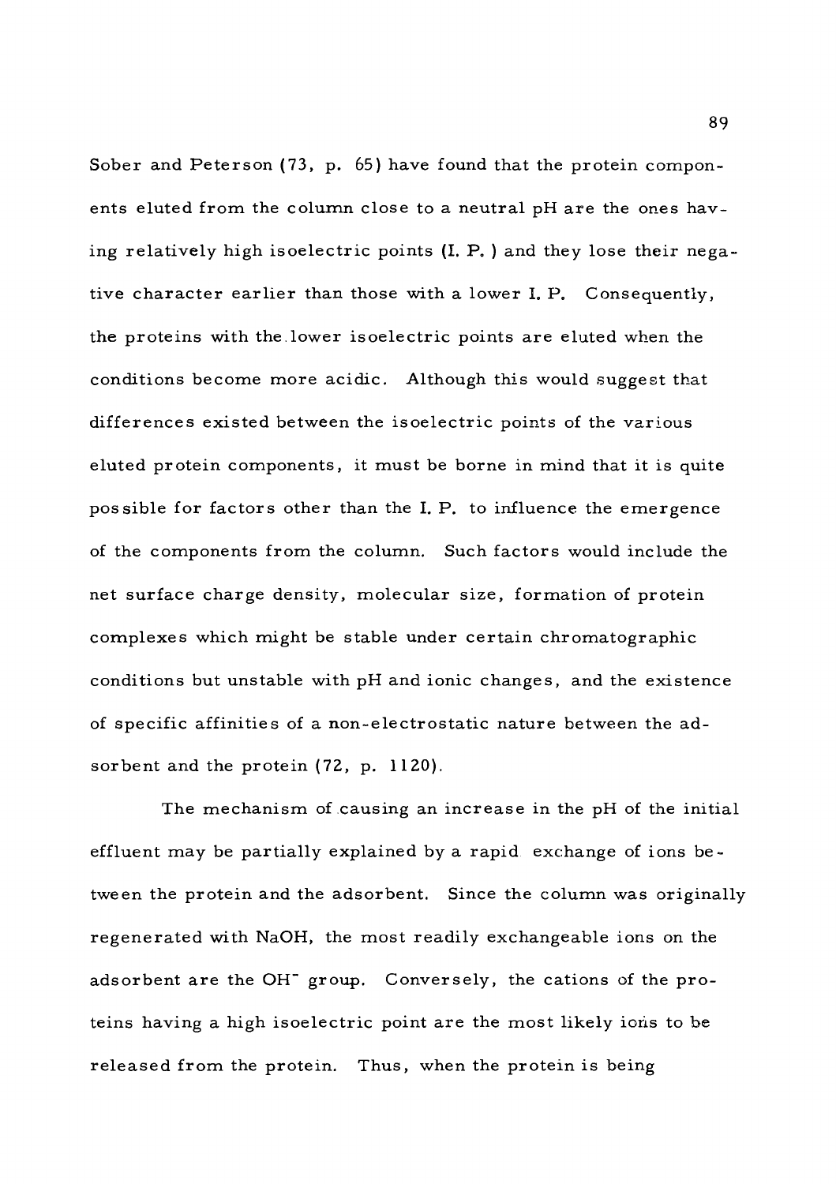Sober and Peterson (73, p. 65) have found that the protein components eluted from the column close to a neutral pH are the ones having relatively high isoelectric points (I. P. ) and they lose their negative character earlier than those with a lower I. P. Consequently, the proteins with the lower isoelectric points are eluted when the conditions become more acidic. Although this would suggest that differences existed between the isoelectric points of the various eluted protein components, it must be borne in mind that it is quite possible for factors other than the I. P. to influence the emergence of the components from the column. Such factors would include the net surface charge density, molecular size, formation of protein complexes which might be stable under certain chromatographic conditions but unstable with pH and ionic changes, and the existence of specific affinities of a non-electrostatic nature between the adsorbent and the protein (72, p. 1120).

The mechanism of causing an increase in the pH of the initial effluent may be partially explained by a rapid exchange of ions between the protein and the adsorbent. Since the column was originally regenerated with NaOH, the most readily exchangeable ions on the adsorbent are the $OH^-$ group. Conversely, the cations of the proteins having a high isoelectric point are the most likely ions to be released from the protein. Thus, when the protein is being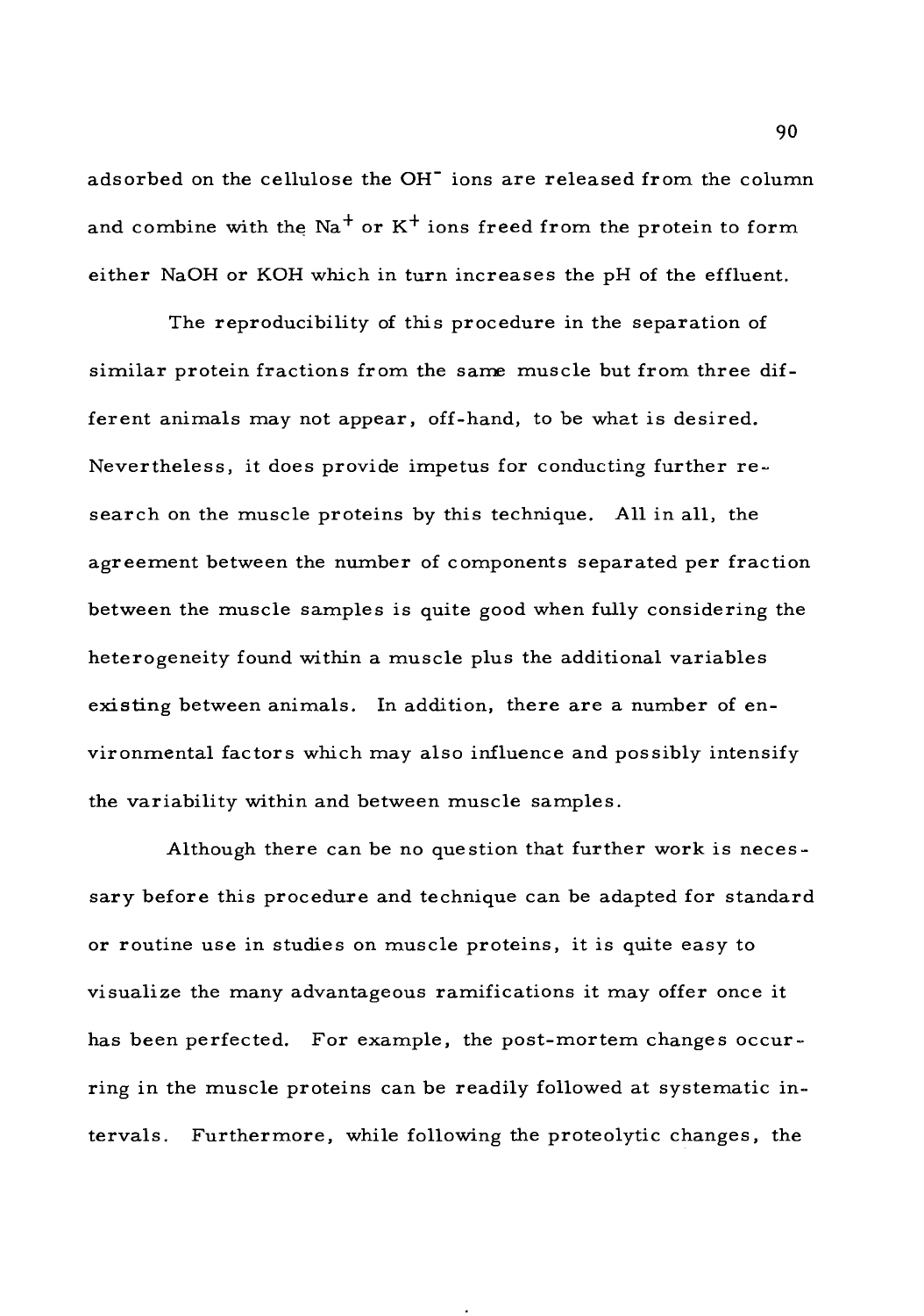adsorbed on the cellulose the $OH^-$ ions are released from the column and combine with the $Na^+$ or $K^+$ ions freed from the protein to form either NaOH or KOH which in turn increases the pH of the effluent.

The reproducibility of this procedure in the separation of similar protein fractions from the same muscle but from three different animals may not appear, off-hand, to be what is desired. Nevertheless, it does provide impetus for conducting further research on the muscle proteins by this technique. All in all, the agreement between the number of components separated per fraction between the muscle samples is quite good when fully considering the heterogeneity found within a muscle plus the additional variables existing between animals. In addition, there are a number of environmental factors which may also influence and possibly intensify the variability within and between muscle samples.

Although there can be no question that further work is necessary before this procedure and technique can be adapted for standard or routine use in studies on muscle proteins, it is quite easy to visualize the many advantageous ramifications it may offer once it has been perfected. For example, the post-mortem changes occurring in the muscle proteins can be readily followed at systematic intervals. Furthermore, while following the proteolytic changes, the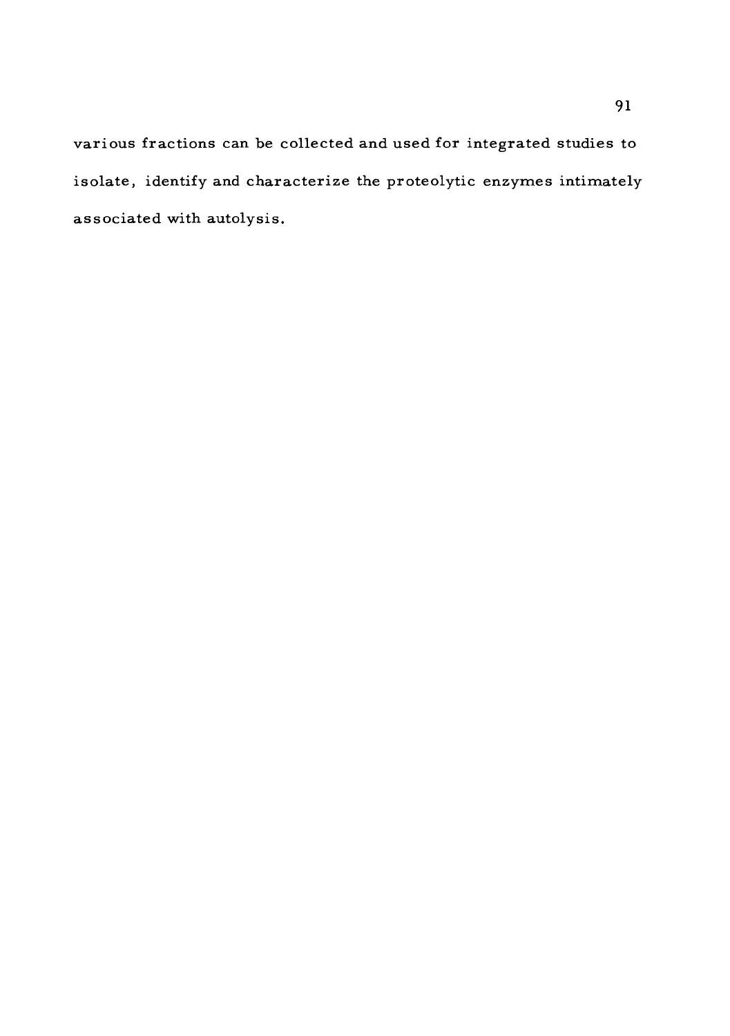various fractions can be collected and used for integrated studies to isolate, identify and characterize the proteolytic enzymes intimately associated with autolysis.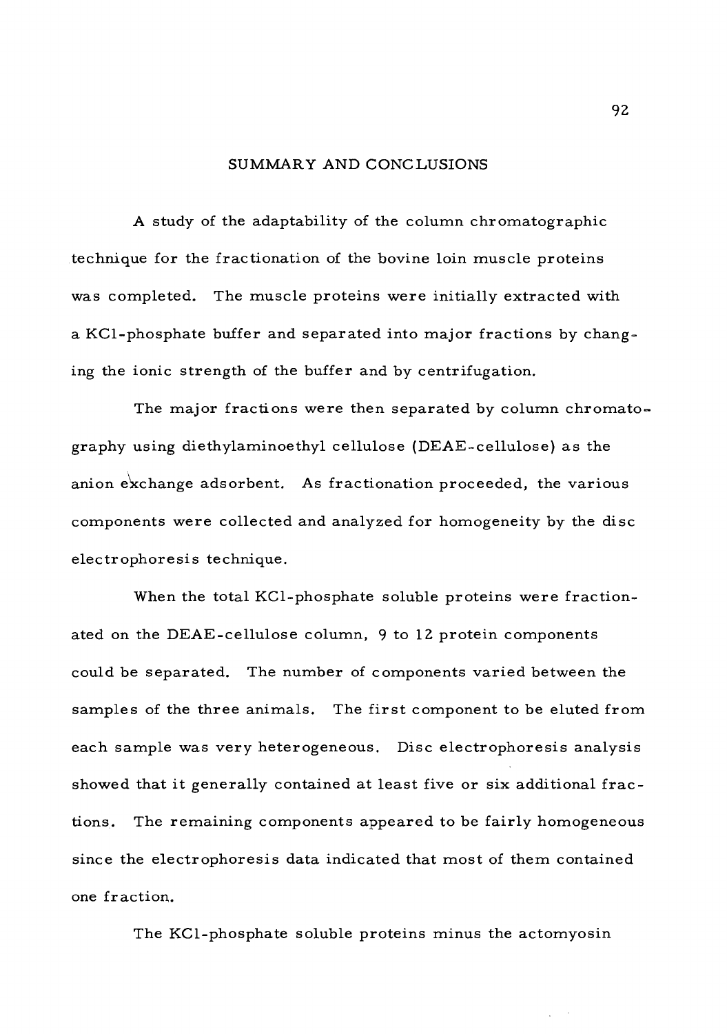# SUMMARY AND CONCLUSIONS

A study of the adaptability of the column chromatographic technique for the fractionation of the bovine loin muscle proteins was completed. The muscle proteins were initially extracted with a KCl-phosphate buffer and separated into major fractions by changing the ionic strength of the buffer and by centrifugation.

The major fractions were then separated by column chromatography using diethylaminoethyl cellulose (DEAE-cellulose) as the anion exchange adsorbent. As fractionation proceeded, the various components were collected and analyzed for homogeneity by the disc electrophoresis technique.

When the total KCl-phosphate soluble proteins were fractionated on the DEAE-cellulose column, 9 to 12 protein components could be separated. The number of components varied between the samples of the three animals. The first component to be eluted from each sample was very heterogeneous. Disc electrophoresis analysis showed that it generally contained at least five or six additional fractions. The remaining components appeared to be fairly homogeneous since the electrophoresis data indicated that most of them contained one fraction.

The KCl-phosphate soluble proteins minus the actomyosin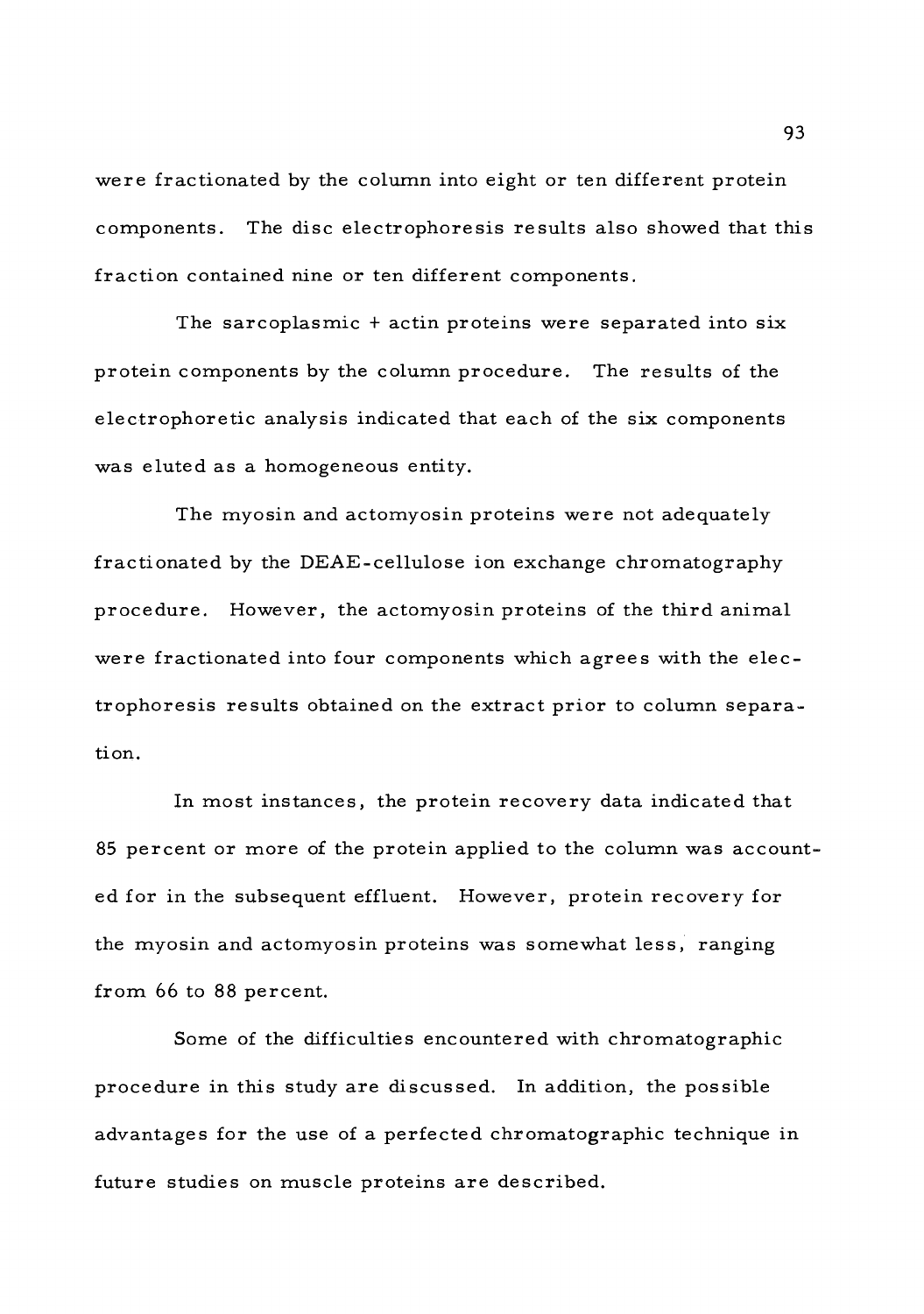were fractionated by the column into eight or ten different protein components. The disc electrophoresis results also showed that this fraction contained nine or ten different components.

The sarcoplasmic + actin proteins were separated into six protein components by the column procedure. The results of the electrophoretic analysis indicated that each of the six components was eluted as a homogeneous entity.

The myosin and actomyosin proteins were not adequately fractionated by the DEAE-cellulose ion exchange chromatography procedure. However, the actomyosin proteins of the third animal were fractionated into four components which agrees with the electrophoresis results obtained on the extract prior to column separation.

In most instances, the protein recovery data indicated that 85 percent or more of the protein applied to the column was accounted for in the subsequent effluent. However, protein recovery for the myosin and actomyosin proteins was somewhat less, ranging from 66 to 88 percent.

Some of the difficulties encountered with chromatographic procedure in this study are discussed. In addition, the possible advantages for the use of a perfected chromatographic technique in future studies on muscle proteins are described.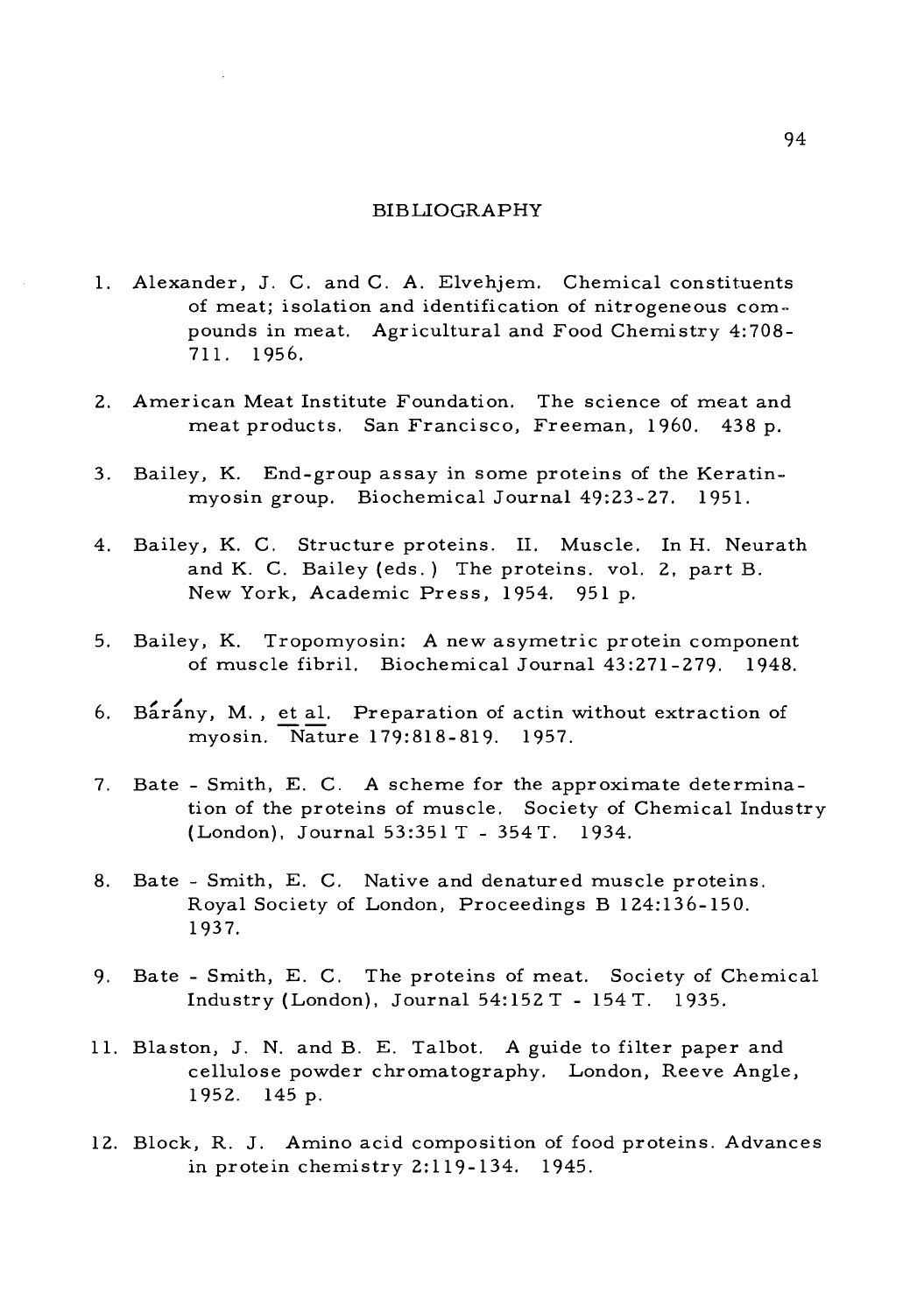# BIBLIOGRAPHY

1. Alexander, J. C. and C. A. Elvehjem. Chemical constituents of meat; isolation and identification of nitrogeneous compounds in meat. Agricultural and Food Chemistry 4:708-711. 1956.

2. American Meat Institute Foundation. The science of meat and meat products. San Francisco, Freeman, 1960. 438 p.

3. Bailey, K. End-group assay in some proteins of the Keratin-myosin group. Biochemical Journal 49:23-27. 1951.

4. Bailey, K. C. Structure proteins. II. Muscle. In H. Neurath and K. C. Bailey (eds.) The proteins. vol. 2, part B. New York, Academic Press, 1954. 951 p.

5. Bailey, K. Tropomyosin: A new asymetric protein component of muscle fibril. Biochemical Journal 43:271-279. 1948.

6. Bárány, M., et al. Preparation of actin without extraction of myosin. Nature 179:818-819. 1957.

7. Bate - Smith, E. C. A scheme for the approximate determination of the proteins of muscle. Society of Chemical Industry (London), Journal 53:351 T - 354 T. 1934.

8. Bate - Smith, E. C. Native and denatured muscle proteins. Royal Society of London, Proceedings B 124:136-150. 1937.

9. Bate - Smith, E. C. The proteins of meat. Society of Chemical Industry (London), Journal 54:152 T - 154 T. 1935.

11. Blaston, J. N. and B. E. Talbot. A guide to filter paper and cellulose powder chromatography. London, Reeve Angle, 1952. 145 p.

12. Block, R. J. Amino acid composition of food proteins. Advances in protein chemistry 2:119-134. 1945.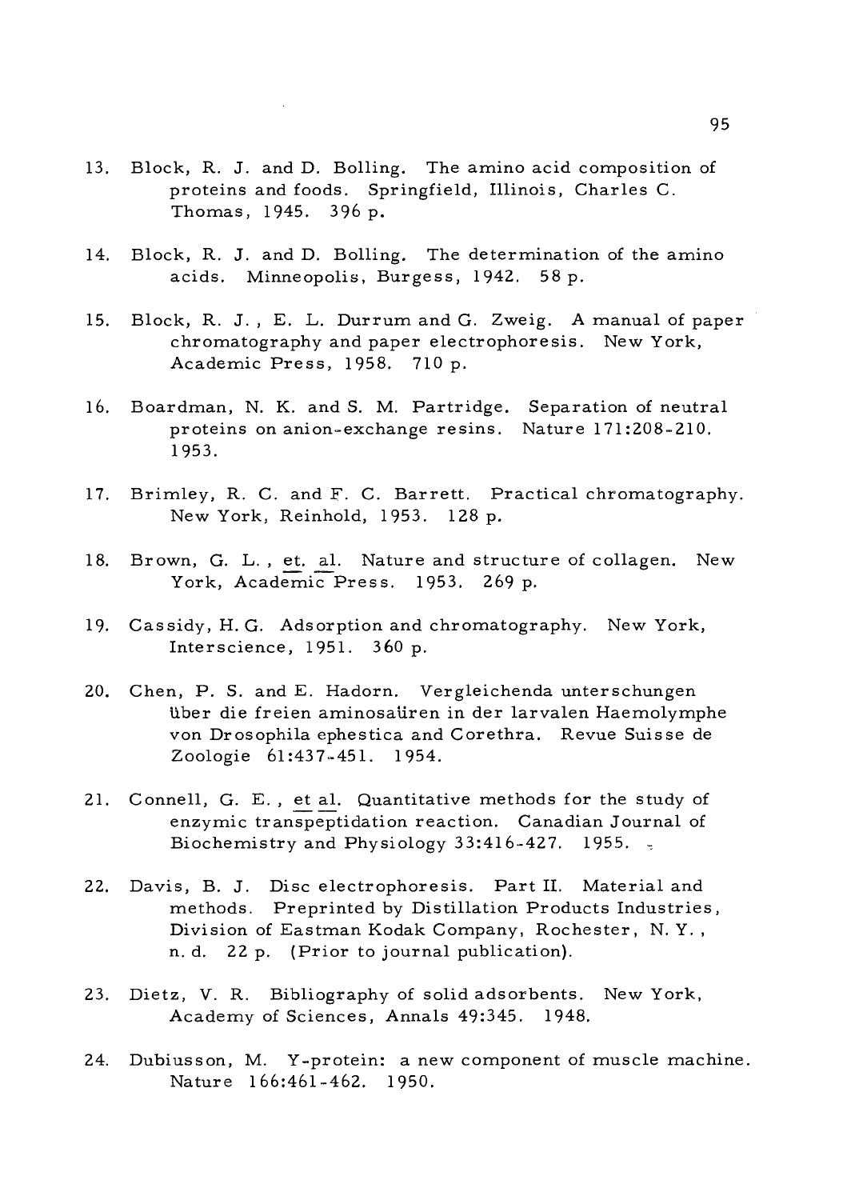13. Block, R. J. and D. Bolling. The amino acid composition of proteins and foods. Springfield, Illinois, Charles C. Thomas, 1945. 396 p.

14. Block, R. J. and D. Bolling. The determination of the amino acids. Minneopolis, Burgess, 1942. 58 p.

15. Block, R. J., E. L. Durrum and G. Zweig. A manual of paper chromatography and paper electrophoresis. New York, Academic Press, 1958. 710 p.

16. Boardman, N. K. and S. M. Partridge. Separation of neutral proteins on anion-exchange resins. Nature 171:208-210. 1953.

17. Brimley, R. C. and F. C. Barrett. Practical chromatography. New York, Reinhold, 1953. 128 p.

18. Brown, G. L., et. al. Nature and structure of collagen. New York, Academic Press. 1953. 269 p.

19. Cassidy, H. G. Adsorption and chromatography. New York, Interscience, 1951. 360 p.

20. Chen, P. S. and E. Hadorn. Vergleichenda unterschungen über die freien aminosaüren in der larvalen Haemolymphe von Drosophila ephestica and Corethra. Revue Suisse de Zoologie 61:437-451. 1954.

21. Connell, G. E., et al. Quantitative methods for the study of enzymic transpeptidation reaction. Canadian Journal of Biochemistry and Physiology 33:416-427. 1955.

22. Davis, B. J. Disc electrophoresis. Part II. Material and methods. Preprinted by Distillation Products Industries, Division of Eastman Kodak Company, Rochester, N. Y., n. d. 22 p. (Prior to journal publication).

23. Dietz, V. R. Bibliography of solid adsorbents. New York, Academy of Sciences, Annals 49:345. 1948.

24. Dubiusson, M. Y-protein: a new component of muscle machine. Nature 166:461-462. 1950.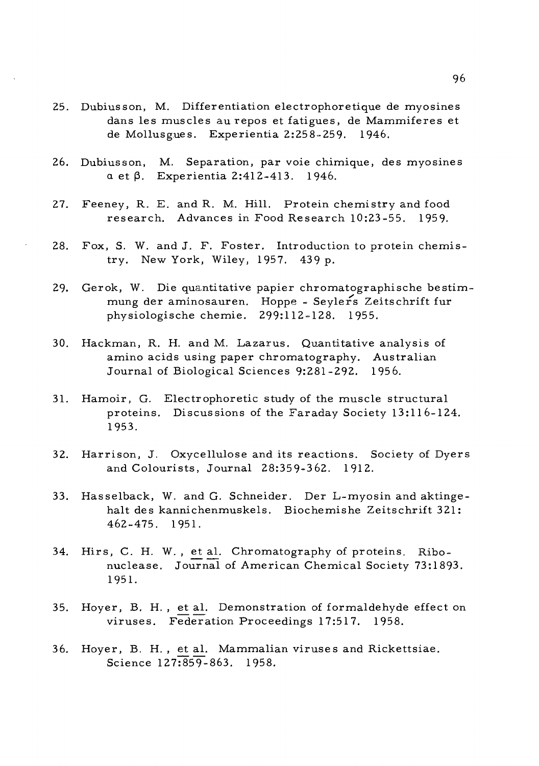25. Dubiusson, M. Differentiation electrophoretique de myosines dans les muscles au repos et fatigues, de Mammiferes et de Mollusgues. Experientia 2:258-259. 1946.

26. Dubiusson, M. Separation, par voie chimique, des myosines α et β. Experientia 2:412-413. 1946.

27. Feeney, R. E. and R. M. Hill. Protein chemistry and food research. Advances in Food Research 10:23-55. 1959.

28. Fox, S. W. and J. F. Foster. Introduction to protein chemistry. New York, Wiley, 1957. 439 p.

29. Gerok, W. Die quantitative papier chromatographische bestimmung der aminosauren. Hoppe - Seylers Zeitschrift fur physiologische chemie. 299:112-128. 1955.

30. Hackman, R. H. and M. Lazarus. Quantitative analysis of amino acids using paper chromatography. Australian Journal of Biological Sciences 9:281-292. 1956.

31. Hamoir, G. Electrophoretic study of the muscle structural proteins. Discussions of the Faraday Society 13:116-124. 1953.

32. Harrison, J. Oxycellulose and its reactions. Society of Dyers and Colourists, Journal 28:359-362. 1912.

33. Hasselback, W. and G. Schneider. Der L-myosin and aktingehalt des kannichenmuskels. Biochemishe Zeitschrift 321: 462-475. 1951.

34. Hirs, C. H. W., et al. Chromatography of proteins. Ribonuclease. Journal of American Chemical Society 73:1893. 1951.

35. Hoyer, B. H., et al. Demonstration of formaldehyde effect on viruses. Federation Proceedings 17:517. 1958.

36. Hoyer, B. H., et al. Mammalian viruses and Rickettsiae. Science 127:859-863. 1958.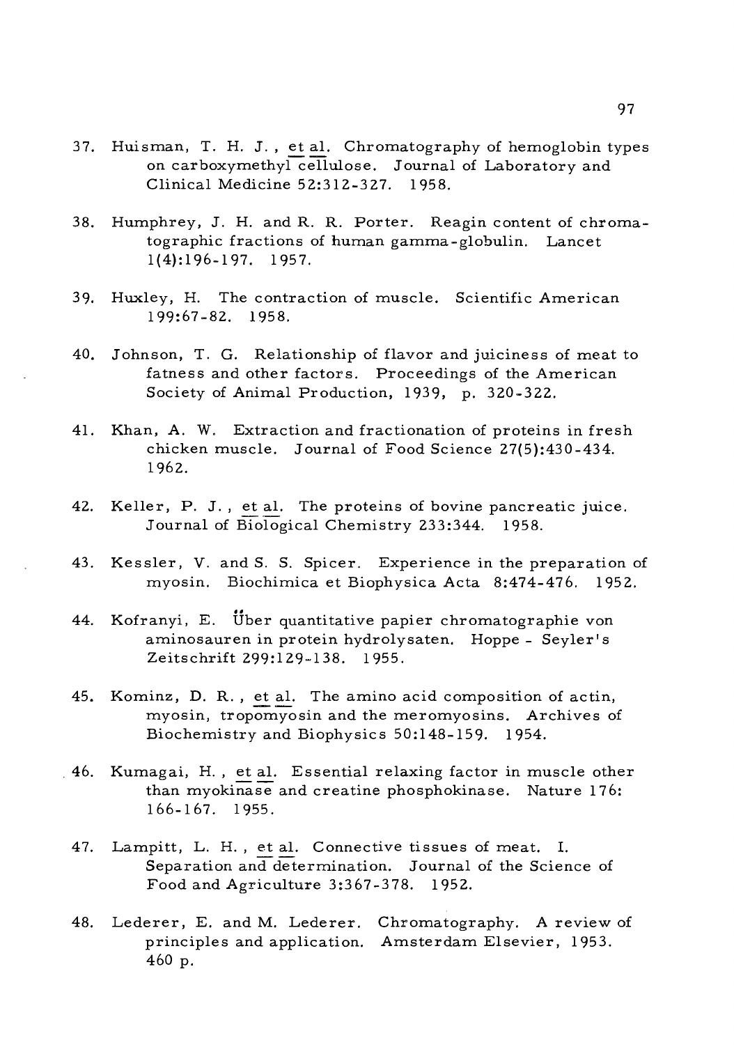37. Huisman, T. H. J., et al. Chromatography of hemoglobin types on carboxymethyl cellulose. Journal of Laboratory and Clinical Medicine 52:312-327. 1958.

38. Humphrey, J. H. and R. R. Porter. Reagin content of chromatographic fractions of human gamma-globulin. Lancet 1(4):196-197. 1957.

39. Huxley, H. The contraction of muscle. Scientific American 199:67-82. 1958.

40. Johnson, T. G. Relationship of flavor and juiciness of meat to fatness and other factors. Proceedings of the American Society of Animal Production, 1939, p. 320-322.

41. Khan, A. W. Extraction and fractionation of proteins in fresh chicken muscle. Journal of Food Science 27(5):430-434. 1962.

42. Keller, P. J., et al. The proteins of bovine pancreatic juice. Journal of Biological Chemistry 233:344. 1958.

43. Kessler, V. and S. S. Spicer. Experience in the preparation of myosin. Biochimica et Biophysica Acta 8:474-476. 1952.

44. Kofranyi, E. Über quantitative papier chromatographie von aminosauren in protein hydrolysaten. Hoppe - Seyler's Zeitschrift 299:129-138. 1955.

45. Kominz, D. R., et al. The amino acid composition of actin, myosin, tropomyosin and the meromyosins. Archives of Biochemistry and Biophysics 50:148-159. 1954.

46. Kumagai, H., et al. Essential relaxing factor in muscle other than myokinase and creatine phosphokinase. Nature 176: 166-167. 1955.

47. Lampitt, L. H., et al. Connective tissues of meat. I. Separation and determination. Journal of the Science of Food and Agriculture 3:367-378. 1952.

48. Lederer, E. and M. Lederer. Chromatography. A review of principles and application. Amsterdam Elsevier, 1953. 460 p.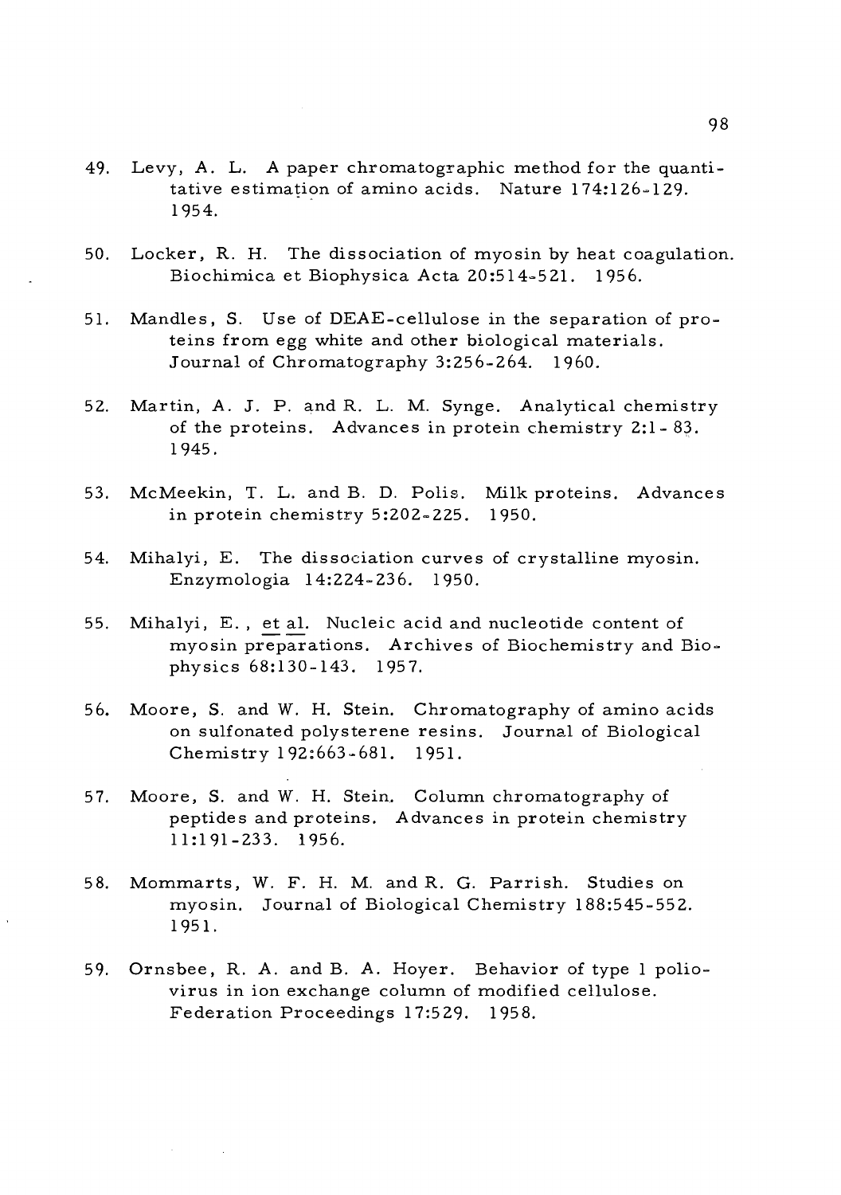49. Levy, A. L. A paper chromatographic method for the quantitative estimation of amino acids. Nature 174:126-129. 1954.

50. Locker, R. H. The dissociation of myosin by heat coagulation. Biochimica et Biophysica Acta 20:514-521. 1956.

51. Mandles, S. Use of DEAE-cellulose in the separation of proteins from egg white and other biological materials. Journal of Chromatography 3:256-264. 1960.

52. Martin, A. J. P. and R. L. M. Synge. Analytical chemistry of the proteins. Advances in protein chemistry 2:1-83. 1945.

53. McMeekin, T. L. and B. D. Polis. Milk proteins. Advances in protein chemistry 5:202-225. 1950.

54. Mihalyi, E. The dissociation curves of crystalline myosin. Enzymologia 14:224-236. 1950.

55. Mihalyi, E., et al. Nucleic acid and nucleotide content of myosin preparations. Archives of Biochemistry and Biophysics 68:130-143. 1957.

56. Moore, S. and W. H. Stein. Chromatography of amino acids on sulfonated polysterene resins. Journal of Biological Chemistry 192:663-681. 1951.

57. Moore, S. and W. H. Stein. Column chromatography of peptides and proteins. Advances in protein chemistry 11:191-233. 1956.

58. Mommarts, W. F. H. M. and R. G. Parrish. Studies on myosin. Journal of Biological Chemistry 188:545-552. 1951.

59. Ornsbee, R. A. and B. A. Hoyer. Behavior of type 1 poliovirus in ion exchange column of modified cellulose. Federation Proceedings 17:529. 1958.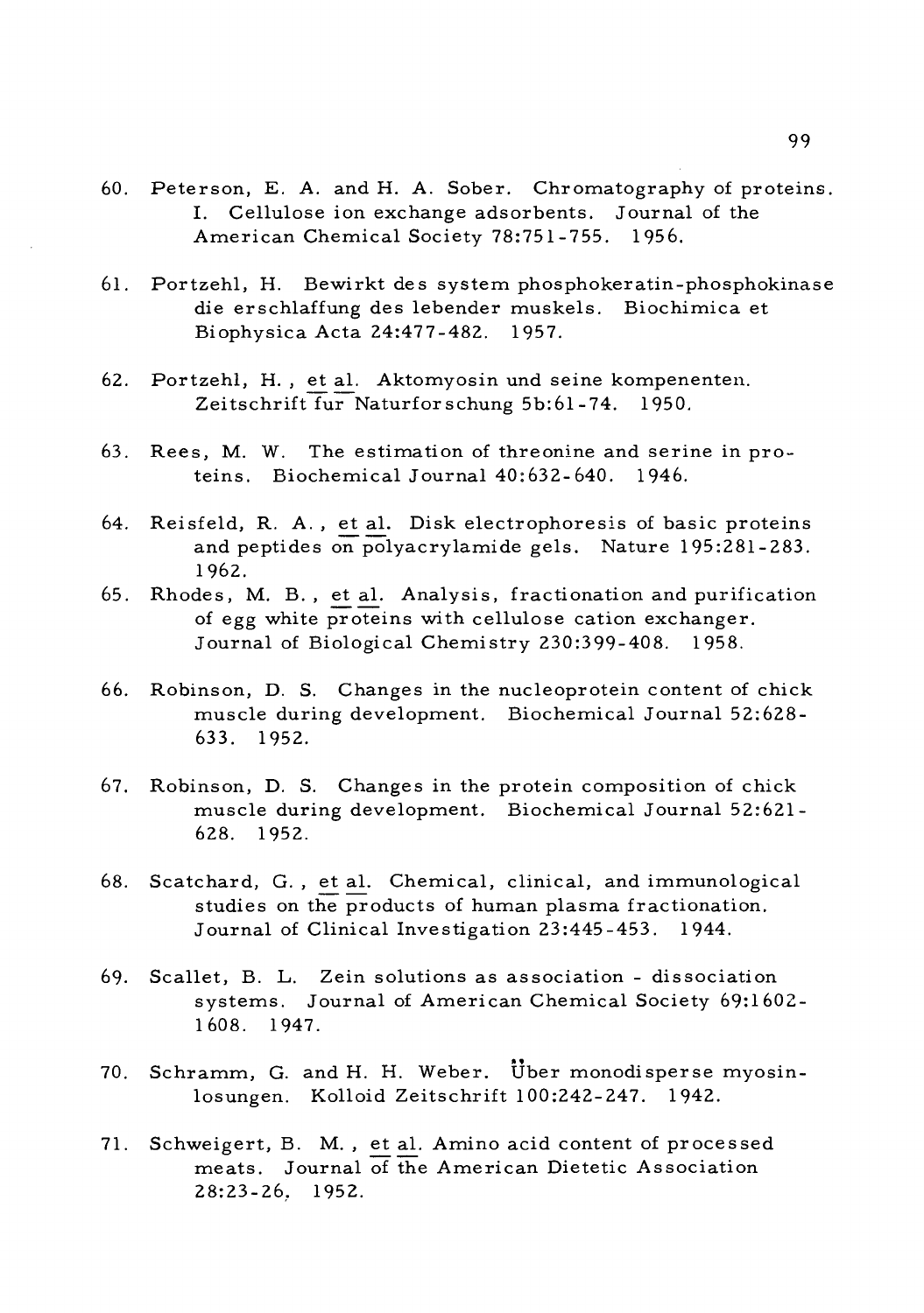60. Peterson, E. A. and H. A. Sober. Chromatography of proteins. I. Cellulose ion exchange adsorbents. Journal of the American Chemical Society 78:751-755. 1956.

61. Portzehl, H. Bewirkt des system phosphokeratin-phosphokinase die erschlaffung des lebender muskels. Biochimica et Biophysica Acta 24:477-482. 1957.

62. Portzehl, H., et al. Aktomyosin und seine kompenenten. Zeitschrift fur Naturforschung 5b:61-74. 1950.

63. Rees, M. W. The estimation of threonine and serine in proteins. Biochemical Journal 40:632-640. 1946.

64. Reisfeld, R. A., et al. Disk electrophoresis of basic proteins and peptides on polyacrylamide gels. Nature 195:281-283. 1962.

65. Rhodes, M. B., et al. Analysis, fractionation and purification of egg white proteins with cellulose cation exchanger. Journal of Biological Chemistry 230:399-408. 1958.

66. Robinson, D. S. Changes in the nucleoprotein content of chick muscle during development. Biochemical Journal 52:628-633. 1952.

67. Robinson, D. S. Changes in the protein composition of chick muscle during development. Biochemical Journal 52:621-628. 1952.

68. Scatchard, G., et al. Chemical, clinical, and immunological studies on the products of human plasma fractionation. Journal of Clinical Investigation 23:445-453. 1944.

69. Scallet, B. L. Zein solutions as association - dissociation systems. Journal of American Chemical Society 69:1602-1608. 1947.

70. Schramm, G. and H. H. Weber. Über monodisperse myosinlosungen. Kolloid Zeitschrift 100:242-247. 1942.

71. Schweigert, B. M., et al. Amino acid content of processed meats. Journal of the American Dietetic Association 28:23-26. 1952.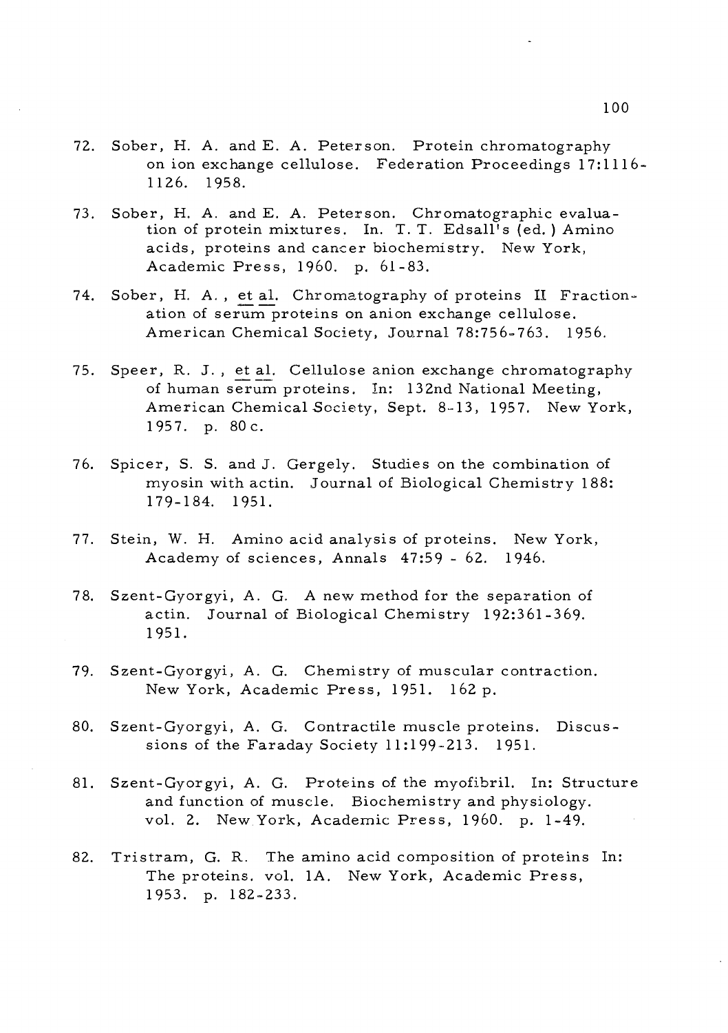72. Sober, H. A. and E. A. Peterson. Protein chromatography on ion exchange cellulose. Federation Proceedings 17:1116-1126. 1958.

73. Sober, H. A. and E. A. Peterson. Chromatographic evaluation of protein mixtures. In. T. T. Edsall's (ed.) Amino acids, proteins and cancer biochemistry. New York, Academic Press, 1960. p. 61-83.

74. Sober, H. A., et al. Chromatography of proteins II Fractionation of serum proteins on anion exchange cellulose. American Chemical Society, Journal 78:756-763. 1956.

75. Speer, R. J., et al. Cellulose anion exchange chromatography of human serum proteins. In: 132nd National Meeting, American Chemical Society, Sept. 8-13, 1957. New York, 1957. p. 80 c.

76. Spicer, S. S. and J. Gergely. Studies on the combination of myosin with actin. Journal of Biological Chemistry 188: 179-184. 1951.

77. Stein, W. H. Amino acid analysis of proteins. New York, Academy of sciences, Annals 47:59 - 62. 1946.

78. Szent-Gyorgyi, A. G. A new method for the separation of actin. Journal of Biological Chemistry 192:361-369. 1951.

79. Szent-Gyorgyi, A. G. Chemistry of muscular contraction. New York, Academic Press, 1951. 162 p.

80. Szent-Gyorgyi, A. G. Contractile muscle proteins. Discussions of the Faraday Society 11:199-213. 1951.

81. Szent-Gyorgyi, A. G. Proteins of the myofibril. In: Structure and function of muscle. Biochemistry and physiology. vol. 2. New York, Academic Press, 1960. p. 1-49.

82. Tristram, G. R. The amino acid composition of proteins In: The proteins. vol. 1A. New York, Academic Press, 1953. p. 182-233.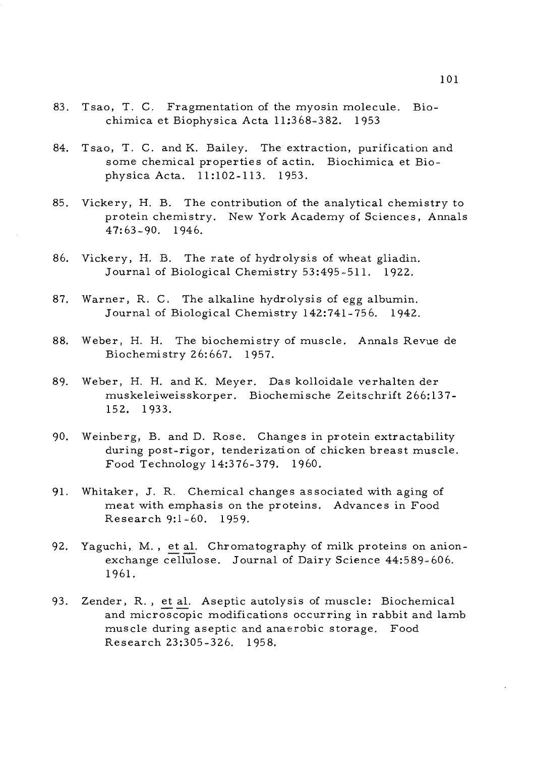83. Tsao, T. C. Fragmentation of the myosin molecule. Biochimica et Biophysica Acta 11:368-382. 1953

84. Tsao, T. C. and K. Bailey. The extraction, purification and some chemical properties of actin. Biochimica et Biophysica Acta. 11:102-113. 1953.

85. Vickery, H. B. The contribution of the analytical chemistry to protein chemistry. New York Academy of Sciences, Annals 47:63-90. 1946.

86. Vickery, H. B. The rate of hydrolysis of wheat gliadin. Journal of Biological Chemistry 53:495-511. 1922.

87. Warner, R. C. The alkaline hydrolysis of egg albumin. Journal of Biological Chemistry 142:741-756. 1942.

88. Weber, H. H. The biochemistry of muscle. Annals Revue de Biochemistry 26:667. 1957.

89. Weber, H. H. and K. Meyer. Das kolloidale verhalten der muskeleiweisskorper. Biochemische Zeitschrift 266:137-152. 1933.

90. Weinberg, B. and D. Rose. Changes in protein extractability during post-rigor, tenderization of chicken breast muscle. Food Technology 14:376-379. 1960.

91. Whitaker, J. R. Chemical changes associated with aging of meat with emphasis on the proteins. Advances in Food Research 9:1-60. 1959.

92. Yaguchi, M., _et al._ Chromatography of milk proteins on anion-exchange cellulose. Journal of Dairy Science 44:589-606. 1961.

93. Zender, R., _et al._ Aseptic autolysis of muscle: Biochemical and microscopic modifications occurring in rabbit and lamb muscle during aseptic and anaerobic storage. Food Research 23:305-326. 1958.